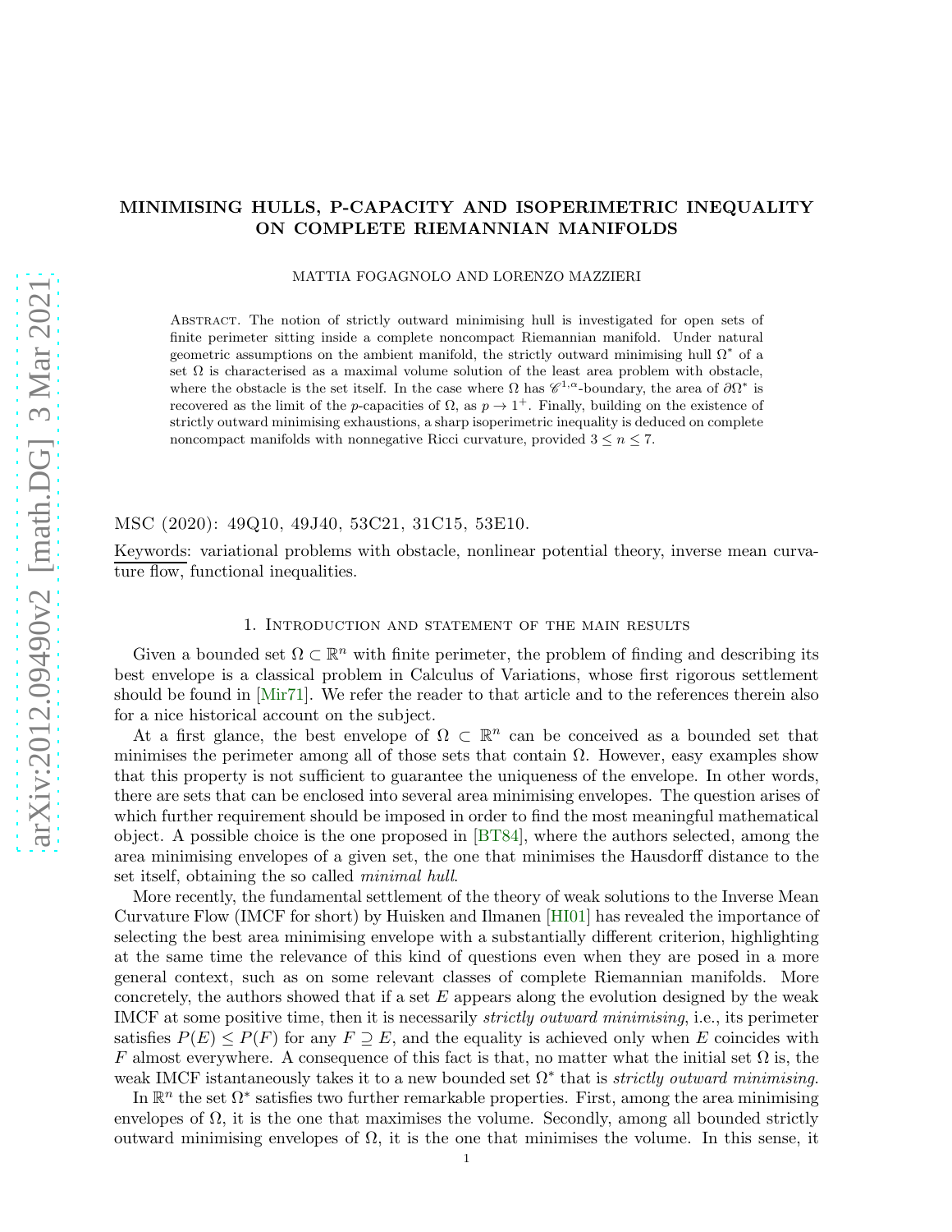# MINIMISING HULLS, P-CAPACITY AND ISOPERIMETRIC INEQUALITY ON COMPLETE RIEMANNIAN MANIFOLDS

MATTIA FOGAGNOLO AND LORENZO MAZZIERI

Abstract. The notion of strictly outward minimising hull is investigated for open sets of finite perimeter sitting inside a complete noncompact Riemannian manifold. Under natural geometric assumptions on the ambient manifold, the strictly outward minimising hull $\Omega^*$ of a set $\Omega$ is characterised as a maximal volume solution of the least area problem with obstacle, where the obstacle is the set itself. In the case where $\Omega$ has $\mathscr{C}^{1,\alpha}$-boundary, the area of $\partial\Omega^*$ is recovered as the limit of the $p$-capacities of $\Omega$, as $p \to 1^+$. Finally, building on the existence of strictly outward minimising exhaustions, a sharp isoperimetric inequality is deduced on complete noncompact manifolds with nonnegative Ricci curvature, provided $3 \leq n \leq 7$.

MSC (2020): 49Q10, 49J40, 53C21, 31C15, 53E10.

Keywords: variational problems with obstacle, nonlinear potential theory, inverse mean curvature flow, functional inequalities.

## 1. Introduction and statement of the main results

Given a bounded set $\Omega \subset \mathbb{R}^n$ with finite perimeter, the problem of finding and describing its best envelope is a classical problem in Calculus of Variations, whose first rigorous settlement should be found in [Mir71]. We refer the reader to that article and to the references therein also for a nice historical account on the subject.

At a first glance, the best envelope of $\Omega \subset \mathbb{R}^n$ can be conceived as a bounded set that minimises the perimeter among all of those sets that contain $\Omega$. However, easy examples show that this property is not sufficient to guarantee the uniqueness of the envelope. In other words, there are sets that can be enclosed into several area minimising envelopes. The question arises of which further requirement should be imposed in order to find the most meaningful mathematical object. A possible choice is the one proposed in [BT84], where the authors selected, among the area minimising envelopes of a given set, the one that minimises the Hausdorff distance to the set itself, obtaining the so called *minimal hull*.

More recently, the fundamental settlement of the theory of weak solutions to the Inverse Mean Curvature Flow (IMCF for short) by Huisken and Ilmanen [HI01] has revealed the importance of selecting the best area minimising envelope with a substantially different criterion, highlighting at the same time the relevance of this kind of questions even when they are posed in a more general context, such as on some relevant classes of complete Riemannian manifolds. More concretely, the authors showed that if a set $E$ appears along the evolution designed by the weak IMCF at some positive time, then it is necessarily *strictly outward minimising*, i.e., its perimeter satisfies $P(E) \leq P(F)$ for any $F \supseteq E$, and the equality is achieved only when $E$ coincides with $F$ almost everywhere. A consequence of this fact is that, no matter what the initial set $\Omega$ is, the weak IMCF istantaneously takes it to a new bounded set $\Omega^*$ that is *strictly outward minimising*.

In $\mathbb{R}^n$ the set $\Omega^*$ satisfies two further remarkable properties. First, among the area minimising envelopes of $\Omega$, it is the one that maximises the volume. Secondly, among all bounded strictly outward minimising envelopes of $\Omega$, it is the one that minimises the volume. In this sense, it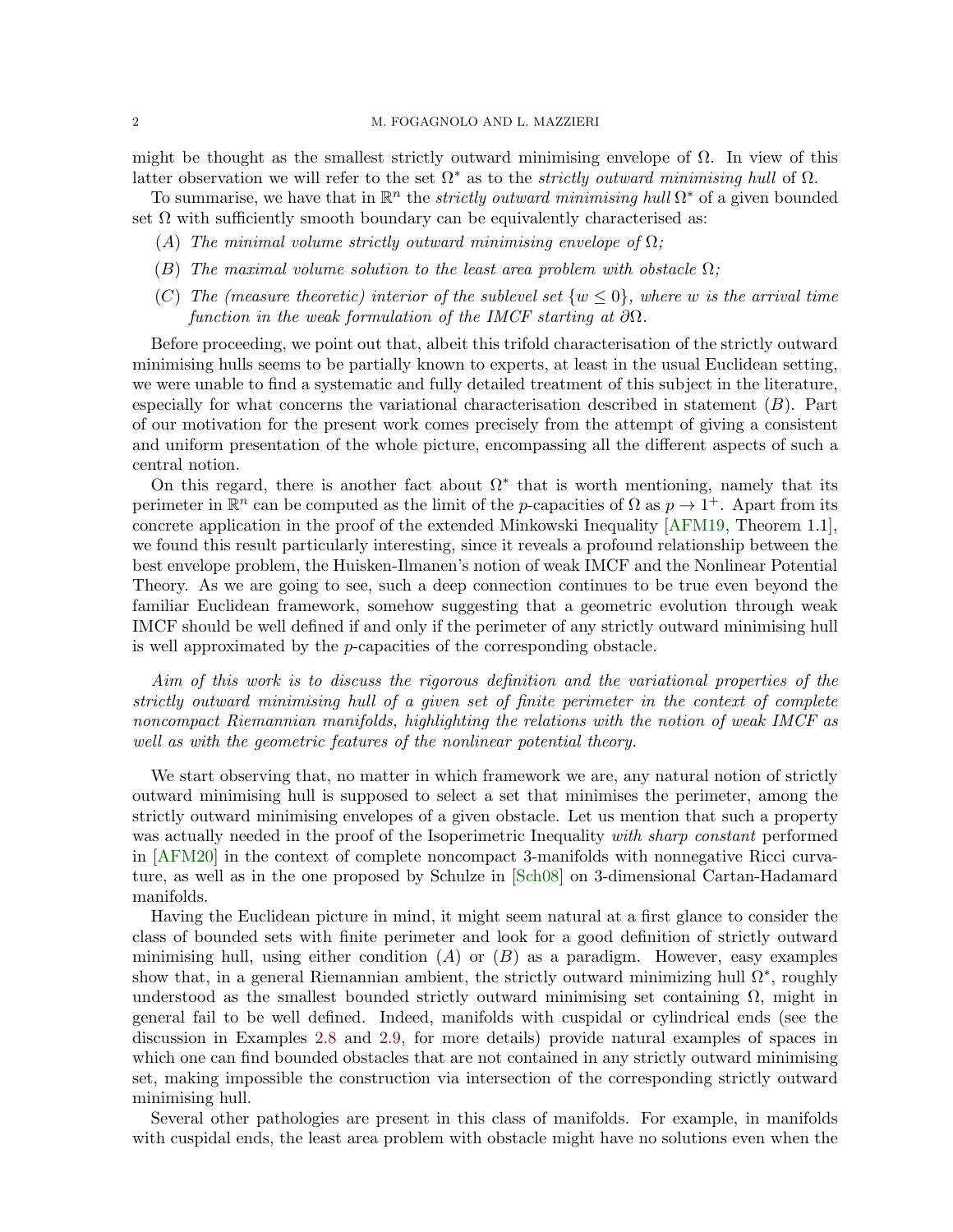might be thought as the smallest strictly outward minimising envelope of $\Omega$. In view of this latter observation we will refer to the set $\Omega^*$ as to the *strictly outward minimising hull* of $\Omega$.

To summarise, we have that in $\mathbb{R}^n$ the *strictly outward minimising hull* $\Omega^*$ of a given bounded set $\Omega$ with sufficiently smooth boundary can be equivalently characterised as:

- $(A)$ *The minimal volume strictly outward minimising envelope of* $\Omega$*;*
- $(B)$ *The maximal volume solution to the least area problem with obstacle* $\Omega$*;*
- $(C)$ *The (measure theoretic) interior of the sublevel set* $\{w \leq 0\}$*, where* $w$ *is the arrival time function in the weak formulation of the IMCF starting at* $\partial\Omega$*.*

Before proceeding, we point out that, albeit this trifold characterisation of the strictly outward minimising hulls seems to be partially known to experts, at least in the usual Euclidean setting, we were unable to find a systematic and fully detailed treatment of this subject in the literature, especially for what concerns the variational characterisation described in statement $(B)$. Part of our motivation for the present work comes precisely from the attempt of giving a consistent and uniform presentation of the whole picture, encompassing all the different aspects of such a central notion.

On this regard, there is another fact about $\Omega^*$ that is worth mentioning, namely that its perimeter in $\mathbb{R}^n$ can be computed as the limit of the $p$-capacities of $\Omega$ as $p \to 1^+$. Apart from its concrete application in the proof of the extended Minkowski Inequality [AFM19, Theorem 1.1], we found this result particularly interesting, since it reveals a profound relationship between the best envelope problem, the Huisken-Ilmanen's notion of weak IMCF and the Nonlinear Potential Theory. As we are going to see, such a deep connection continues to be true even beyond the familiar Euclidean framework, somehow suggesting that a geometric evolution through weak IMCF should be well defined if and only if the perimeter of any strictly outward minimising hull is well approximated by the $p$-capacities of the corresponding obstacle.

*Aim of this work is to discuss the rigorous definition and the variational properties of the strictly outward minimising hull of a given set of finite perimeter in the context of complete noncompact Riemannian manifolds, highlighting the relations with the notion of weak IMCF as well as with the geometric features of the nonlinear potential theory.*

We start observing that, no matter in which framework we are, any natural notion of strictly outward minimising hull is supposed to select a set that minimises the perimeter, among the strictly outward minimising envelopes of a given obstacle. Let us mention that such a property was actually needed in the proof of the Isoperimetric Inequality *with sharp constant* performed in [AFM20] in the context of complete noncompact 3-manifolds with nonnegative Ricci curvature, as well as in the one proposed by Schulze in [Sch08] on 3-dimensional Cartan-Hadamard manifolds.

Having the Euclidean picture in mind, it might seem natural at a first glance to consider the class of bounded sets with finite perimeter and look for a good definition of strictly outward minimising hull, using either condition $(A)$ or $(B)$ as a paradigm. However, easy examples show that, in a general Riemannian ambient, the strictly outward minimizing hull $\Omega^*$, roughly understood as the smallest bounded strictly outward minimising set containing $\Omega$, might in general fail to be well defined. Indeed, manifolds with cuspidal or cylindrical ends (see the discussion in Examples 2.8 and 2.9, for more details) provide natural examples of spaces in which one can find bounded obstacles that are not contained in any strictly outward minimising set, making impossible the construction via intersection of the corresponding strictly outward minimising hull.

Several other pathologies are present in this class of manifolds. For example, in manifolds with cuspidal ends, the least area problem with obstacle might have no solutions even when the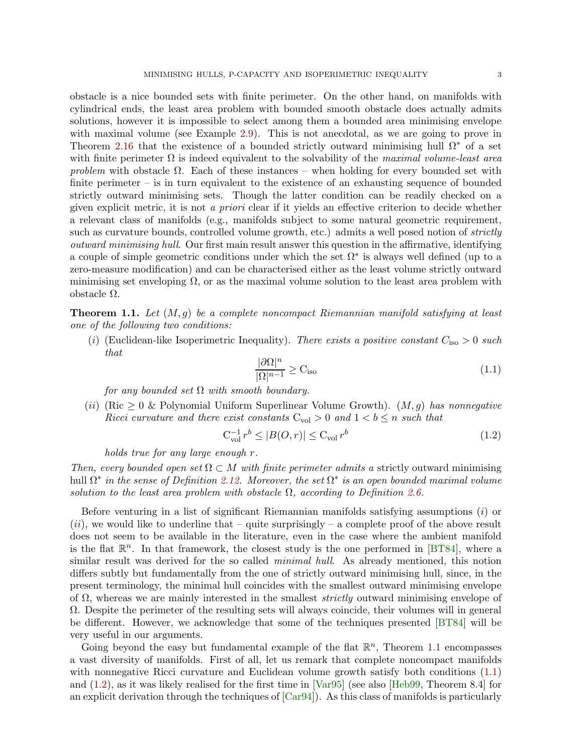obstacle is a nice bounded sets with finite perimeter. On the other hand, on manifolds with cylindrical ends, the least area problem with bounded smooth obstacle does actually admits solutions, however it is impossible to select among them a bounded area minimising envelope with maximal volume (see Example 2.9). This is not anecdotal, as we are going to prove in Theorem 2.16 that the existence of a bounded strictly outward minimising hull $\Omega^*$ of a set with finite perimeter $\Omega$ is indeed equivalent to the solvability of the *maximal volume-least area problem* with obstacle $\Omega$. Each of these instances – when holding for every bounded set with finite perimeter – is in turn equivalent to the existence of an exhausting sequence of bounded strictly outward minimising sets. Though the latter condition can be readily checked on a given explicit metric, it is not *a priori* clear if it yields an effective criterion to decide whether a relevant class of manifolds (e.g., manifolds subject to some natural geometric requirement, such as curvature bounds, controlled volume growth, etc.) admits a well posed notion of *strictly outward minimising hull*. Our first main result answer this question in the affirmative, identifying a couple of simple geometric conditions under which the set $\Omega^*$ is always well defined (up to a zero-measure modification) and can be characterised either as the least volume strictly outward minimising set enveloping $\Omega$, or as the maximal volume solution to the least area problem with obstacle $\Omega$.

**Theorem 1.1.** *Let $(M, g)$ be a complete noncompact Riemannian manifold satisfying at least one of the following two conditions:*

(*i*) (Euclidean-like Isoperimetric Inequality). *There exists a positive constant $C_{\rm iso} > 0$ such that*

$$\frac{|\partial\Omega|^n}{|\Omega|^{n-1}} \geq C_{\rm iso} \tag{1.1}$$

*for any bounded set $\Omega$ with smooth boundary.*

(*ii*) (Ric $\geq 0$ & Polynomial Uniform Superlinear Volume Growth). *$(M, g)$ has nonnegative Ricci curvature and there exist constants $C_{\rm vol} > 0$ and $1 < b \leq n$ such that*

$$C_{\rm vol}^{-1} r^b \leq |B(O, r)| \leq C_{\rm vol} r^b \tag{1.2}$$

*holds true for any large enough $r$.*

*Then, every bounded open set $\Omega \subset M$ with finite perimeter admits a* strictly outward minimising hull *$\Omega^*$ in the sense of Definition 2.12. Moreover, the set $\Omega^*$ is an open bounded maximal volume solution to the least area problem with obstacle $\Omega$, according to Definition 2.6.*

Before venturing in a list of significant Riemannian manifolds satisfying assumptions (*i*) or (*ii*), we would like to underline that – quite surprisingly – a complete proof of the above result does not seem to be available in the literature, even in the case where the ambient manifold is the flat $\mathbb{R}^n$. In that framework, the closest study is the one performed in [BT84], where a similar result was derived for the so called *minimal hull*. As already mentioned, this notion differs subtly but fundamentally from the one of strictly outward minimising hull, since, in the present terminology, the minimal hull coincides with the smallest outward minimising envelope of $\Omega$, whereas we are mainly interested in the smallest *strictly* outward minimising envelope of $\Omega$. Despite the perimeter of the resulting sets will always coincide, their volumes will in general be different. However, we acknowledge that some of the techniques presented [BT84] will be very useful in our arguments.

Going beyond the easy but fundamental example of the flat $\mathbb{R}^n$, Theorem 1.1 encompasses a vast diversity of manifolds. First of all, let us remark that complete noncompact manifolds with nonnegative Ricci curvature and Euclidean volume growth satisfy both conditions (1.1) and (1.2), as it was likely realised for the first time in [Var95] (see also [Heb99, Theorem 8.4] for an explicit derivation through the techniques of [Car94]). As this class of manifolds is particularly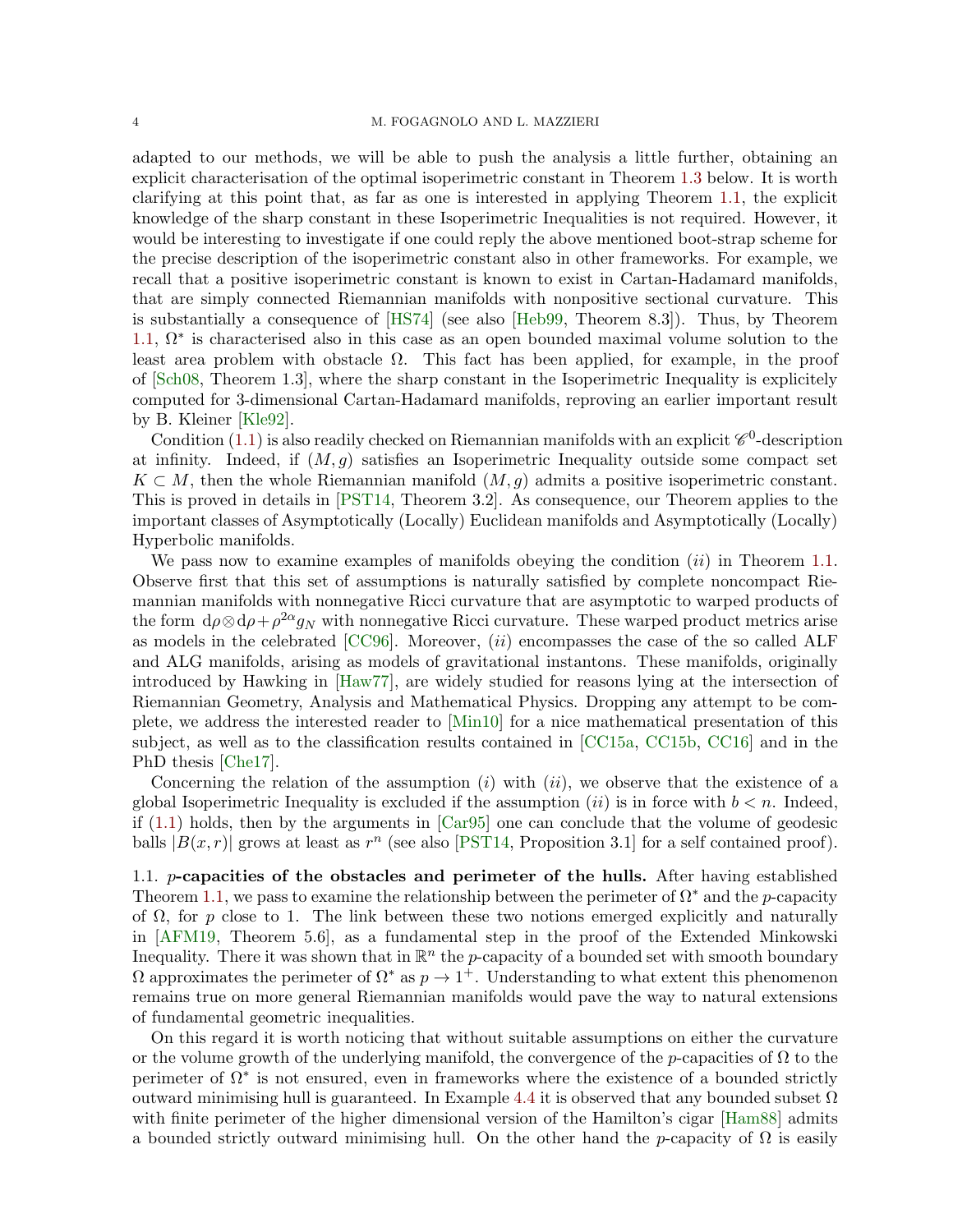adapted to our methods, we will be able to push the analysis a little further, obtaining an explicit characterisation of the optimal isoperimetric constant in Theorem 1.3 below. It is worth clarifying at this point that, as far as one is interested in applying Theorem 1.1, the explicit knowledge of the sharp constant in these Isoperimetric Inequalities is not required. However, it would be interesting to investigate if one could reply the above mentioned boot-strap scheme for the precise description of the isoperimetric constant also in other frameworks. For example, we recall that a positive isoperimetric constant is known to exist in Cartan-Hadamard manifolds, that are simply connected Riemannian manifolds with nonpositive sectional curvature. This is substantially a consequence of [HS74] (see also [Heb99, Theorem 8.3]). Thus, by Theorem 1.1, $\Omega^*$ is characterised also in this case as an open bounded maximal volume solution to the least area problem with obstacle $\Omega$. This fact has been applied, for example, in the proof of [Sch08, Theorem 1.3], where the sharp constant in the Isoperimetric Inequality is explicitely computed for 3-dimensional Cartan-Hadamard manifolds, reproving an earlier important result by B. Kleiner [Kle92].

Condition (1.1) is also readily checked on Riemannian manifolds with an explicit $\mathscr{C}^0$-description at infinity. Indeed, if $(M, g)$ satisfies an Isoperimetric Inequality outside some compact set $K \subset M$, then the whole Riemannian manifold $(M, g)$ admits a positive isoperimetric constant. This is proved in details in [PST14, Theorem 3.2]. As consequence, our Theorem applies to the important classes of Asymptotically (Locally) Euclidean manifolds and Asymptotically (Locally) Hyperbolic manifolds.

We pass now to examine examples of manifolds obeying the condition $(ii)$ in Theorem 1.1. Observe first that this set of assumptions is naturally satisfied by complete noncompact Riemannian manifolds with nonnegative Ricci curvature that are asymptotic to warped products of the form $\mathrm{d}\rho \otimes \mathrm{d}\rho + \rho^{2\alpha} g_N$ with nonnegative Ricci curvature. These warped product metrics arise as models in the celebrated [CC96]. Moreover, $(ii)$ encompasses the case of the so called ALF and ALG manifolds, arising as models of gravitational instantons. These manifolds, originally introduced by Hawking in [Haw77], are widely studied for reasons lying at the intersection of Riemannian Geometry, Analysis and Mathematical Physics. Dropping any attempt to be complete, we address the interested reader to [Min10] for a nice mathematical presentation of this subject, as well as to the classification results contained in [CC15a, CC15b, CC16] and in the PhD thesis [Che17].

Concerning the relation of the assumption $(i)$ with $(ii)$, we observe that the existence of a global Isoperimetric Inequality is excluded if the assumption $(ii)$ is in force with $b < n$. Indeed, if (1.1) holds, then by the arguments in [Car95] one can conclude that the volume of geodesic balls $|B(x, r)|$ grows at least as $r^n$ (see also [PST14, Proposition 3.1] for a self contained proof).

## 1.1. $p$-capacities of the obstacles and perimeter of the hulls.

After having established Theorem 1.1, we pass to examine the relationship between the perimeter of $\Omega^*$ and the $p$-capacity of $\Omega$, for $p$ close to 1. The link between these two notions emerged explicitly and naturally in [AFM19, Theorem 5.6], as a fundamental step in the proof of the Extended Minkowski Inequality. There it was shown that in $\mathbb{R}^n$ the $p$-capacity of a bounded set with smooth boundary $\Omega$ approximates the perimeter of $\Omega^*$ as $p \to 1^+$. Understanding to what extent this phenomenon remains true on more general Riemannian manifolds would pave the way to natural extensions of fundamental geometric inequalities.

On this regard it is worth noticing that without suitable assumptions on either the curvature or the volume growth of the underlying manifold, the convergence of the $p$-capacities of $\Omega$ to the perimeter of $\Omega^*$ is not ensured, even in frameworks where the existence of a bounded strictly outward minimising hull is guaranteed. In Example 4.4 it is observed that any bounded subset $\Omega$ with finite perimeter of the higher dimensional version of the Hamilton's cigar [Ham88] admits a bounded strictly outward minimising hull. On the other hand the $p$-capacity of $\Omega$ is easily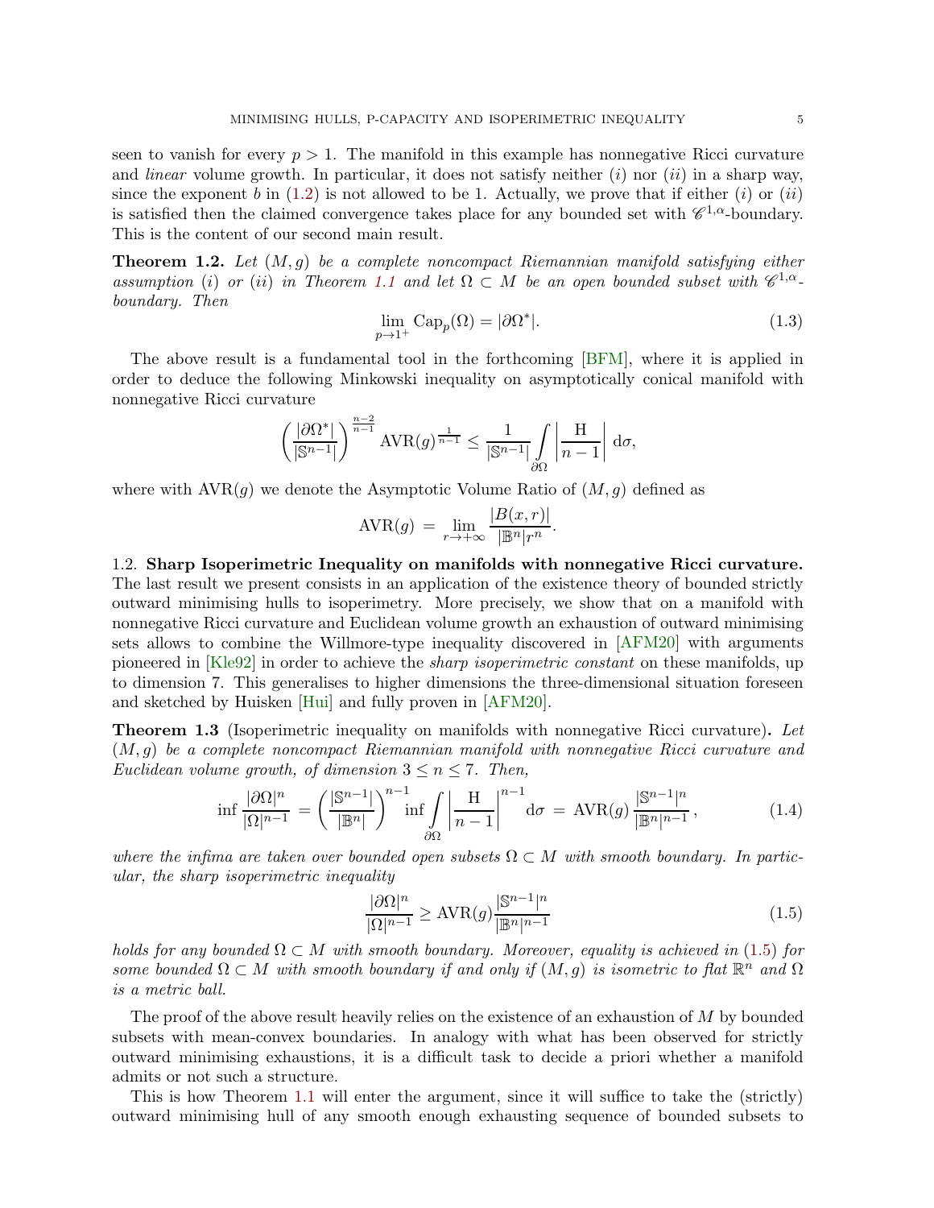seen to vanish for every $p > 1$. The manifold in this example has nonnegative Ricci curvature and *linear* volume growth. In particular, it does not satisfy neither $(i)$ nor $(ii)$ in a sharp way, since the exponent $b$ in (1.2) is not allowed to be 1. Actually, we prove that if either $(i)$ or $(ii)$ is satisfied then the claimed convergence takes place for any bounded set with $\mathscr{C}^{1,\alpha}$-boundary. This is the content of our second main result.

**Theorem 1.2.** *Let $(M, g)$ be a complete noncompact Riemannian manifold satisfying either assumption $(i)$ or $(ii)$ in Theorem 1.1 and let $\Omega \subset M$ be an open bounded subset with $\mathscr{C}^{1,\alpha}$-boundary. Then*

$$\lim_{p \to 1^+} \mathrm{Cap}_p(\Omega) = |\partial \Omega^*|. \tag{1.3}$$

The above result is a fundamental tool in the forthcoming [BFM], where it is applied in order to deduce the following Minkowski inequality on asymptotically conical manifold with nonnegative Ricci curvature

$$\left(\frac{|\partial\Omega^*|}{|\mathbb{S}^{n-1}|}\right)^{\frac{n-2}{n-1}} \mathrm{AVR}(g)^{\frac{1}{n-1}} \leq \frac{1}{|\mathbb{S}^{n-1}|} \int\limits_{\partial\Omega} \left|\frac{\mathrm{H}}{n-1}\right| \,\mathrm{d}\sigma,$$

where with $\mathrm{AVR}(g)$ we denote the Asymptotic Volume Ratio of $(M, g)$ defined as

$$\mathrm{AVR}(g) \;=\; \lim_{r \to +\infty} \frac{|B(x,r)|}{|\mathbb{B}^n| r^n}.$$

1.2. **Sharp Isoperimetric Inequality on manifolds with nonnegative Ricci curvature.** The last result we present consists in an application of the existence theory of bounded strictly outward minimising hulls to isoperimetry. More precisely, we show that on a manifold with nonnegative Ricci curvature and Euclidean volume growth an exhaustion of outward minimising sets allows to combine the Willmore-type inequality discovered in [AFM20] with arguments pioneered in [Kle92] in order to achieve the *sharp isoperimetric constant* on these manifolds, up to dimension 7. This generalises to higher dimensions the three-dimensional situation foreseen and sketched by Huisken [Hui] and fully proven in [AFM20].

**Theorem 1.3** (Isoperimetric inequality on manifolds with nonnegative Ricci curvature)**.** *Let $(M, g)$ be a complete noncompact Riemannian manifold with nonnegative Ricci curvature and Euclidean volume growth, of dimension $3 \leq n \leq 7$. Then,*

$$\inf \frac{|\partial\Omega|^n}{|\Omega|^{n-1}} \;=\; \left(\frac{|\mathbb{S}^{n-1}|}{|\mathbb{B}^n|}\right)^{n-1} \inf \int\limits_{\partial\Omega} \left|\frac{\mathrm{H}}{n-1}\right|^{n-1} \mathrm{d}\sigma \;=\; \mathrm{AVR}(g)\, \frac{|\mathbb{S}^{n-1}|^n}{|\mathbb{B}^n|^{n-1}}\,, \tag{1.4}$$

*where the infima are taken over bounded open subsets $\Omega \subset M$ with smooth boundary. In particular, the sharp isoperimetric inequality*

$$\frac{|\partial\Omega|^n}{|\Omega|^{n-1}} \geq \mathrm{AVR}(g) \frac{|\mathbb{S}^{n-1}|^n}{|\mathbb{B}^n|^{n-1}} \tag{1.5}$$

*holds for any bounded $\Omega \subset M$ with smooth boundary. Moreover, equality is achieved in (1.5) for some bounded $\Omega \subset M$ with smooth boundary if and only if $(M, g)$ is isometric to flat $\mathbb{R}^n$ and $\Omega$ is a metric ball.*

The proof of the above result heavily relies on the existence of an exhaustion of $M$ by bounded subsets with mean-convex boundaries. In analogy with what has been observed for strictly outward minimising exhaustions, it is a difficult task to decide a priori whether a manifold admits or not such a structure.

This is how Theorem 1.1 will enter the argument, since it will suffice to take the (strictly) outward minimising hull of any smooth enough exhausting sequence of bounded subsets to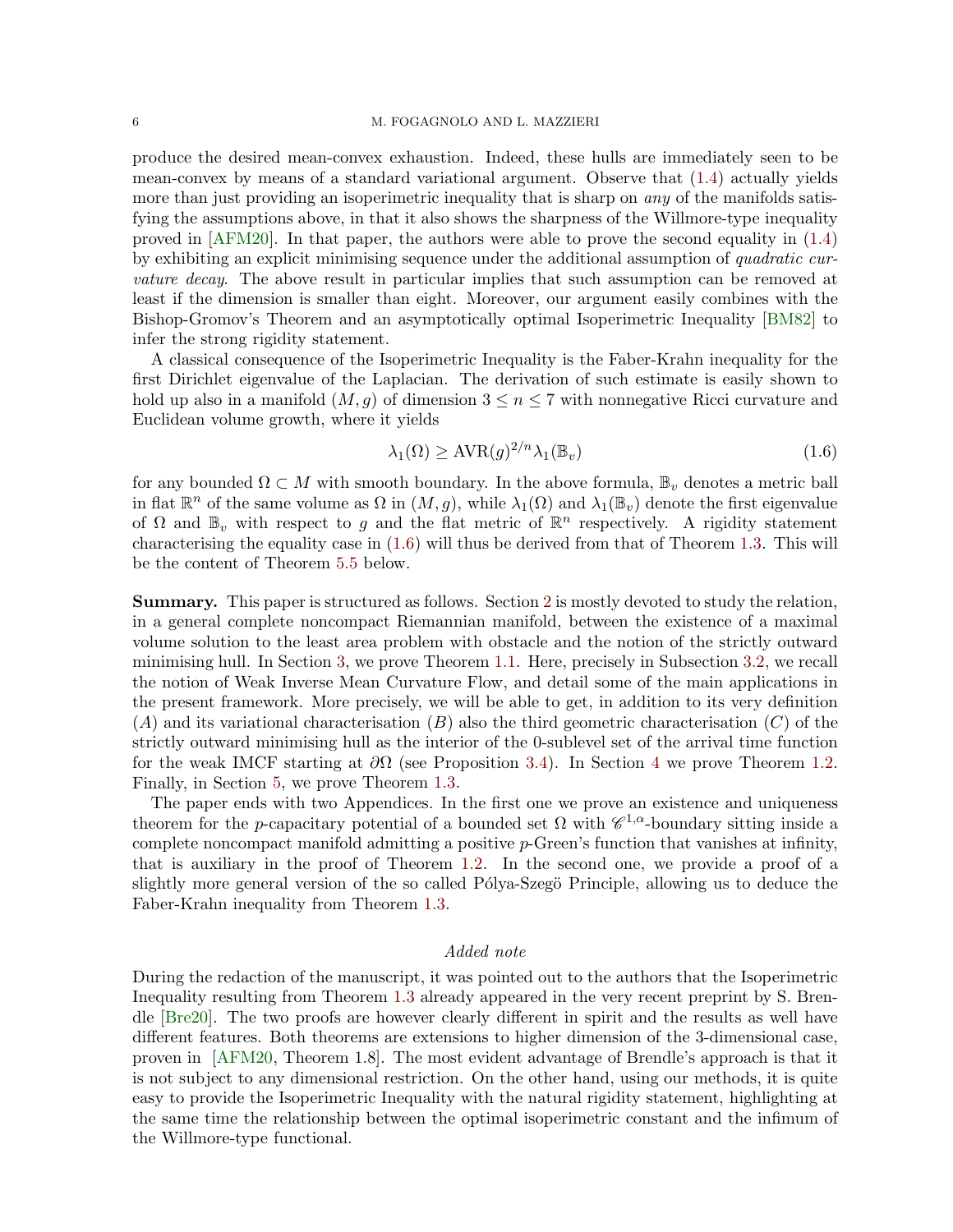produce the desired mean-convex exhaustion. Indeed, these hulls are immediately seen to be mean-convex by means of a standard variational argument. Observe that (1.4) actually yields more than just providing an isoperimetric inequality that is sharp on *any* of the manifolds satisfying the assumptions above, in that it also shows the sharpness of the Willmore-type inequality proved in [AFM20]. In that paper, the authors were able to prove the second equality in (1.4) by exhibiting an explicit minimising sequence under the additional assumption of *quadratic curvature decay*. The above result in particular implies that such assumption can be removed at least if the dimension is smaller than eight. Moreover, our argument easily combines with the Bishop-Gromov's Theorem and an asymptotically optimal Isoperimetric Inequality [BM82] to infer the strong rigidity statement.

A classical consequence of the Isoperimetric Inequality is the Faber-Krahn inequality for the first Dirichlet eigenvalue of the Laplacian. The derivation of such estimate is easily shown to hold up also in a manifold $(M, g)$ of dimension $3 \leq n \leq 7$ with nonnegative Ricci curvature and Euclidean volume growth, where it yields

$$\lambda_1(\Omega) \geq \mathrm{AVR}(g)^{2/n} \lambda_1(\mathbb{B}_v) \tag{1.6}$$

for any bounded $\Omega \subset M$ with smooth boundary. In the above formula, $\mathbb{B}_v$ denotes a metric ball in flat $\mathbb{R}^n$ of the same volume as $\Omega$ in $(M, g)$, while $\lambda_1(\Omega)$ and $\lambda_1(\mathbb{B}_v)$ denote the first eigenvalue of $\Omega$ and $\mathbb{B}_v$ with respect to $g$ and the flat metric of $\mathbb{R}^n$ respectively. A rigidity statement characterising the equality case in (1.6) will thus be derived from that of Theorem 1.3. This will be the content of Theorem 5.5 below.

**Summary.** This paper is structured as follows. Section 2 is mostly devoted to study the relation, in a general complete noncompact Riemannian manifold, between the existence of a maximal volume solution to the least area problem with obstacle and the notion of the strictly outward minimising hull. In Section 3, we prove Theorem 1.1. Here, precisely in Subsection 3.2, we recall the notion of Weak Inverse Mean Curvature Flow, and detail some of the main applications in the present framework. More precisely, we will be able to get, in addition to its very definition $(A)$ and its variational characterisation $(B)$ also the third geometric characterisation $(C)$ of the strictly outward minimising hull as the interior of the 0-sublevel set of the arrival time function for the weak IMCF starting at $\partial\Omega$ (see Proposition 3.4). In Section 4 we prove Theorem 1.2. Finally, in Section 5, we prove Theorem 1.3.

The paper ends with two Appendices. In the first one we prove an existence and uniqueness theorem for the $p$-capacitary potential of a bounded set $\Omega$ with $\mathscr{C}^{1,\alpha}$-boundary sitting inside a complete noncompact manifold admitting a positive $p$-Green's function that vanishes at infinity, that is auxiliary in the proof of Theorem 1.2. In the second one, we provide a proof of a slightly more general version of the so called Pólya-Szegö Principle, allowing us to deduce the Faber-Krahn inequality from Theorem 1.3.

*Added note*

During the redaction of the manuscript, it was pointed out to the authors that the Isoperimetric Inequality resulting from Theorem 1.3 already appeared in the very recent preprint by S. Brendle [Bre20]. The two proofs are however clearly different in spirit and the results as well have different features. Both theorems are extensions to higher dimension of the 3-dimensional case, proven in [AFM20, Theorem 1.8]. The most evident advantage of Brendle's approach is that it is not subject to any dimensional restriction. On the other hand, using our methods, it is quite easy to provide the Isoperimetric Inequality with the natural rigidity statement, highlighting at the same time the relationship between the optimal isoperimetric constant and the infimum of the Willmore-type functional.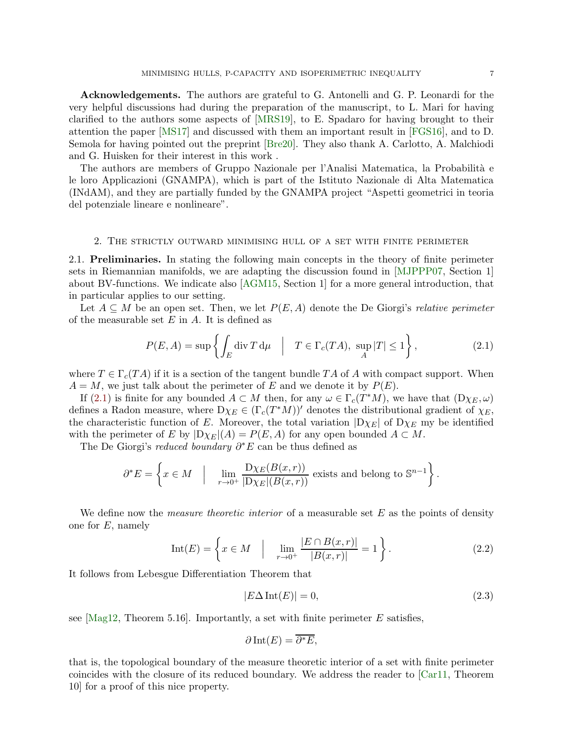**Acknowledgements.** The authors are grateful to G. Antonelli and G. P. Leonardi for the very helpful discussions had during the preparation of the manuscript, to L. Mari for having clarified to the authors some aspects of [MRS19], to E. Spadaro for having brought to their attention the paper [MS17] and discussed with them an important result in [FGS16], and to D. Semola for having pointed out the preprint [Bre20]. They also thank A. Carlotto, A. Malchiodi and G. Huisken for their interest in this work .

The authors are members of Gruppo Nazionale per l'Analisi Matematica, la Probabilità e le loro Applicazioni (GNAMPA), which is part of the Istituto Nazionale di Alta Matematica (INdAM), and they are partially funded by the GNAMPA project "Aspetti geometrici in teoria del potenziale lineare e nonlineare".

## 2. The strictly outward minimising hull of a set with finite perimeter

### 2.1. Preliminaries.

In stating the following main concepts in the theory of finite perimeter sets in Riemannian manifolds, we are adapting the discussion found in [MJPPP07, Section 1] about BV-functions. We indicate also [AGM15, Section 1] for a more general introduction, that in particular applies to our setting.

Let $A \subseteq M$ be an open set. Then, we let $P(E, A)$ denote the De Giorgi's *relative perimeter* of the measurable set $E$ in $A$. It is defined as

$$P(E, A) = \sup \left\{ \int_E \operatorname{div} T \, \mathrm{d}\mu \quad \Big| \quad T \in \Gamma_c(TA), \ \sup_A |T| \leq 1 \right\}, \tag{2.1}$$

where $T \in \Gamma_c(TA)$ if it is a section of the tangent bundle $TA$ of $A$ with compact support. When $A = M$, we just talk about the perimeter of $E$ and we denote it by $P(E)$.

If (2.1) is finite for any bounded $A \subset M$ then, for any $\omega \in \Gamma_c(T^*M)$, we have that $(\mathrm{D}\chi_E, \omega)$ defines a Radon measure, where $\mathrm{D}\chi_E \in (\Gamma_c(T^*M))'$ denotes the distributional gradient of $\chi_E$, the characteristic function of $E$. Moreover, the total variation $|\mathrm{D}\chi_E|$ of $\mathrm{D}\chi_E$ my be identified with the perimeter of $E$ by $|\mathrm{D}\chi_E|(A) = P(E, A)$ for any open bounded $A \subset M$.

The De Giorgi's *reduced boundary* $\partial^* E$ can be thus defined as

$$\partial^* E = \left\{ x \in M \quad \Big| \quad \lim_{r \to 0^+} \frac{\mathrm{D}\chi_E(B(x,r))}{|\mathrm{D}\chi_E|(B(x,r))} \text{ exists and belong to } \mathbb{S}^{n-1} \right\}.$$

We define now the *measure theoretic interior* of a measurable set $E$ as the points of density one for $E$, namely

$$\operatorname{Int}(E) = \left\{ x \in M \quad \Big| \quad \lim_{r \to 0^+} \frac{|E \cap B(x,r)|}{|B(x,r)|} = 1 \right\}. \tag{2.2}$$

It follows from Lebesgue Differentiation Theorem that

$$|E \Delta \operatorname{Int}(E)| = 0, \tag{2.3}$$

see [Mag12, Theorem 5.16]. Importantly, a set with finite perimeter $E$ satisfies,

$$\partial \operatorname{Int}(E) = \overline{\partial^* E},$$

that is, the topological boundary of the measure theoretic interior of a set with finite perimeter coincides with the closure of its reduced boundary. We address the reader to [Car11, Theorem 10] for a proof of this nice property.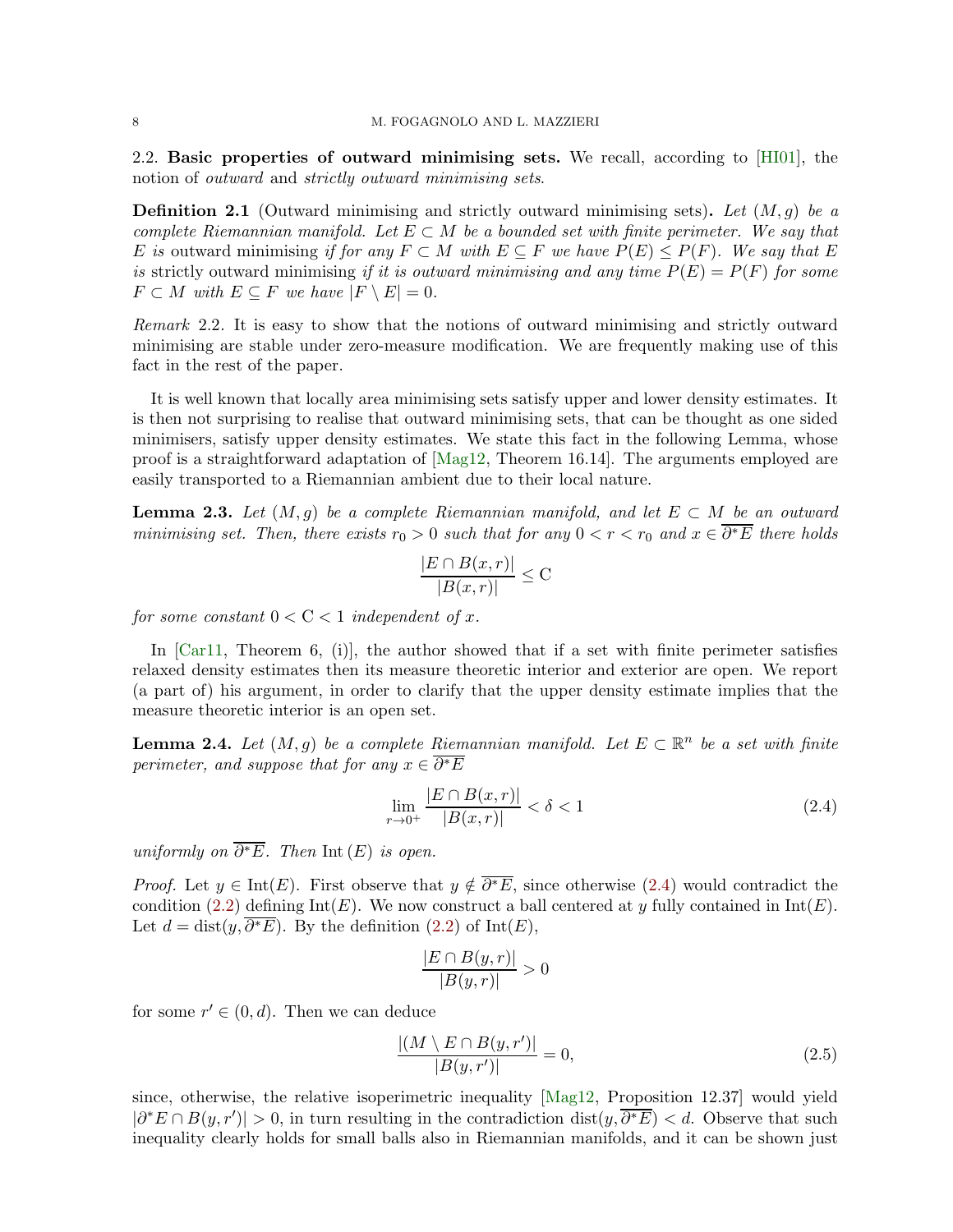### 2.2. **Basic properties of outward minimising sets.**

We recall, according to [HI01], the notion of *outward* and *strictly outward minimising sets*.

**Definition 2.1** (Outward minimising and strictly outward minimising sets)**.** *Let $(M, g)$ be a complete Riemannian manifold. Let $E \subset M$ be a bounded set with finite perimeter. We say that $E$ is* outward minimising *if for any $F \subset M$ with $E \subseteq F$ we have $P(E) \leq P(F)$. We say that $E$ is* strictly outward minimising *if it is outward minimising and any time $P(E) = P(F)$ for some $F \subset M$ with $E \subseteq F$ we have $|F \setminus E| = 0$.*

*Remark* 2.2. It is easy to show that the notions of outward minimising and strictly outward minimising are stable under zero-measure modification. We are frequently making use of this fact in the rest of the paper.

It is well known that locally area minimising sets satisfy upper and lower density estimates. It is then not surprising to realise that outward minimising sets, that can be thought as one sided minimisers, satisfy upper density estimates. We state this fact in the following Lemma, whose proof is a straightforward adaptation of [Mag12, Theorem 16.14]. The arguments employed are easily transported to a Riemannian ambient due to their local nature.

**Lemma 2.3.** *Let $(M, g)$ be a complete Riemannian manifold, and let $E \subset M$ be an outward minimising set. Then, there exists $r_0 > 0$ such that for any $0 < r < r_0$ and $x \in \overline{\partial^* E}$ there holds*

$$\frac{|E \cap B(x, r)|}{|B(x, r)|} \leq \mathrm{C}$$

*for some constant $0 < \mathrm{C} < 1$ independent of $x$.*

In [Car11, Theorem 6, (i)], the author showed that if a set with finite perimeter satisfies relaxed density estimates then its measure theoretic interior and exterior are open. We report (a part of) his argument, in order to clarify that the upper density estimate implies that the measure theoretic interior is an open set.

**Lemma 2.4.** *Let $(M, g)$ be a complete Riemannian manifold. Let $E \subset \mathbb{R}^n$ be a set with finite perimeter, and suppose that for any $x \in \overline{\partial^* E}$*

$$\lim_{r \to 0^+} \frac{|E \cap B(x, r)|}{|B(x, r)|} < \delta < 1 \tag{2.4}$$

*uniformly on $\overline{\partial^* E}$. Then $\mathrm{Int}\,(E)$ is open.*

*Proof.* Let $y \in \mathrm{Int}(E)$. First observe that $y \notin \overline{\partial^* E}$, since otherwise (2.4) would contradict the condition (2.2) defining $\mathrm{Int}(E)$. We now construct a ball centered at $y$ fully contained in $\mathrm{Int}(E)$. Let $d = \mathrm{dist}(y, \overline{\partial^* E})$. By the definition (2.2) of $\mathrm{Int}(E)$,

$$\frac{|E \cap B(y, r)|}{|B(y, r)|} > 0$$

for some $r' \in (0, d)$. Then we can deduce

$$\frac{|(M \setminus E \cap B(y, r')|}{|B(y, r')|} = 0, \tag{2.5}$$

since, otherwise, the relative isoperimetric inequality [Mag12, Proposition 12.37] would yield $|\partial^* E \cap B(y, r')| > 0$, in turn resulting in the contradiction $\mathrm{dist}(y, \overline{\partial^* E}) < d$. Observe that such inequality clearly holds for small balls also in Riemannian manifolds, and it can be shown just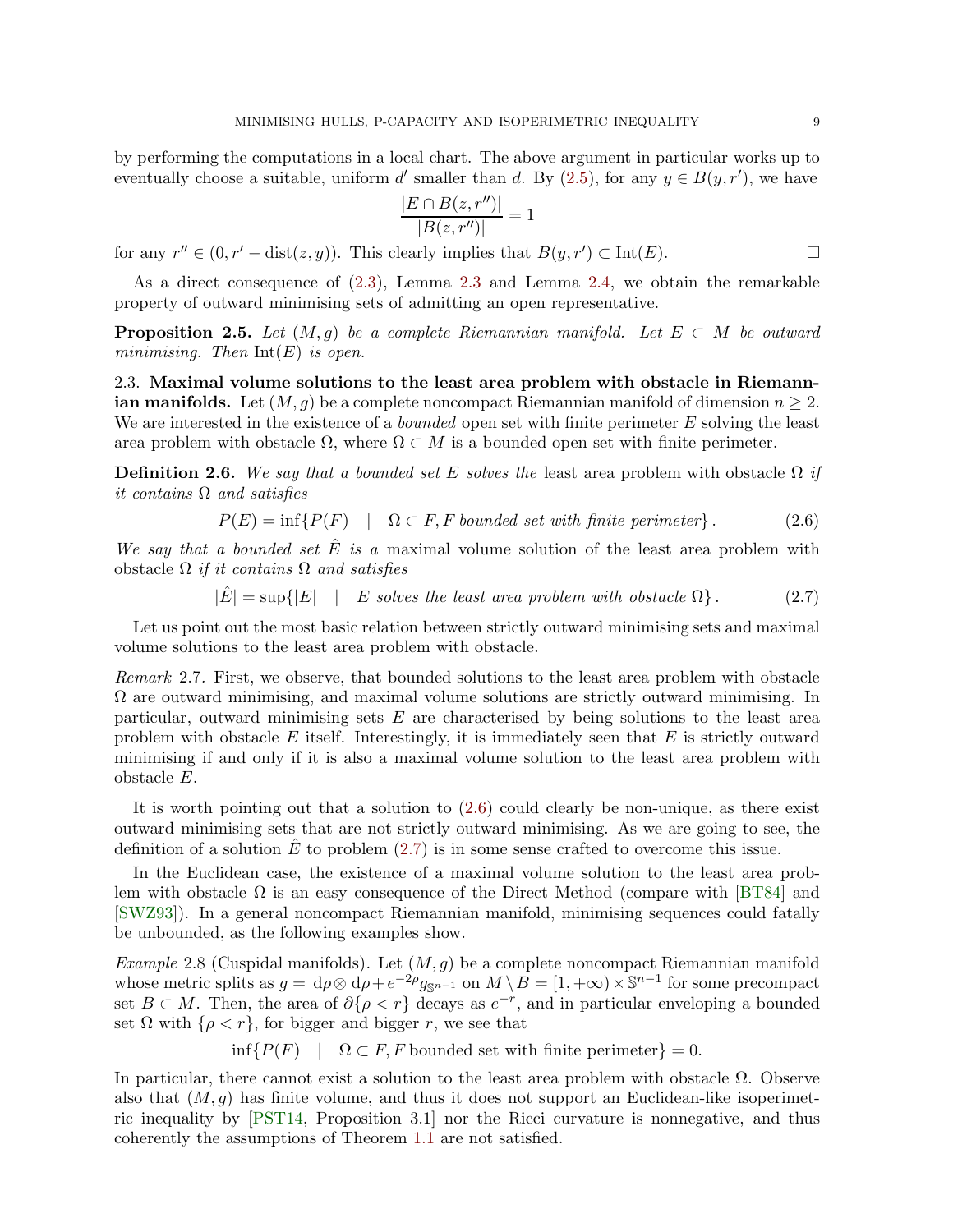by performing the computations in a local chart. The above argument in particular works up to eventually choose a suitable, uniform $d'$ smaller than $d$. By (2.5), for any $y \in B(y, r')$, we have

$$\frac{|E \cap B(z, r'')|}{|B(z, r'')|} = 1$$

for any $r'' \in (0, r' - \mathrm{dist}(z, y))$. This clearly implies that $B(y, r') \subset \mathrm{Int}(E)$. $\square$

As a direct consequence of (2.3), Lemma 2.3 and Lemma 2.4, we obtain the remarkable property of outward minimising sets of admitting an open representative.

**Proposition 2.5.** *Let $(M, g)$ be a complete Riemannian manifold. Let $E \subset M$ be outward minimising. Then $\mathrm{Int}(E)$ is open.*

### 2.3. Maximal volume solutions to the least area problem with obstacle in Riemannian manifolds.

Let $(M, g)$ be a complete noncompact Riemannian manifold of dimension $n \geq 2$. We are interested in the existence of a *bounded* open set with finite perimeter $E$ solving the least area problem with obstacle $\Omega$, where $\Omega \subset M$ is a bounded open set with finite perimeter.

**Definition 2.6.** *We say that a bounded set $E$ solves the* least area problem with obstacle $\Omega$ *if it contains $\Omega$ and satisfies*

$$P(E) = \inf\{P(F) \quad | \quad \Omega \subset F, F \text{ bounded set with finite perimeter}\}. \tag{2.6}$$

*We say that a bounded set $\hat{E}$ is a* maximal volume solution of the least area problem with obstacle $\Omega$ *if it contains $\Omega$ and satisfies*

$$|\hat{E}| = \sup\{|E| \quad | \quad E \text{ solves the least area problem with obstacle } \Omega\}. \tag{2.7}$$

Let us point out the most basic relation between strictly outward minimising sets and maximal volume solutions to the least area problem with obstacle.

*Remark* 2.7. First, we observe, that bounded solutions to the least area problem with obstacle $\Omega$ are outward minimising, and maximal volume solutions are strictly outward minimising. In particular, outward minimising sets $E$ are characterised by being solutions to the least area problem with obstacle $E$ itself. Interestingly, it is immediately seen that $E$ is strictly outward minimising if and only if it is also a maximal volume solution to the least area problem with obstacle $E$.

It is worth pointing out that a solution to (2.6) could clearly be non-unique, as there exist outward minimising sets that are not strictly outward minimising. As we are going to see, the definition of a solution $\hat{E}$ to problem (2.7) is in some sense crafted to overcome this issue.

In the Euclidean case, the existence of a maximal volume solution to the least area problem with obstacle $\Omega$ is an easy consequence of the Direct Method (compare with [BT84] and [SWZ93]). In a general noncompact Riemannian manifold, minimising sequences could fatally be unbounded, as the following examples show.

*Example* 2.8 (Cuspidal manifolds). Let $(M, g)$ be a complete noncompact Riemannian manifold whose metric splits as $g = \mathrm{d}\rho \otimes \mathrm{d}\rho + e^{-2\rho} g_{\mathbb{S}^{n-1}}$ on $M \setminus B = [1, +\infty) \times \mathbb{S}^{n-1}$ for some precompact set $B \subset M$. Then, the area of $\partial\{\rho < r\}$ decays as $e^{-r}$, and in particular enveloping a bounded set $\Omega$ with $\{\rho < r\}$, for bigger and bigger $r$, we see that

$$\inf\{P(F) \quad | \quad \Omega \subset F, F \text{ bounded set with finite perimeter}\} = 0.$$

In particular, there cannot exist a solution to the least area problem with obstacle $\Omega$. Observe also that $(M, g)$ has finite volume, and thus it does not support an Euclidean-like isoperimetric inequality by [PST14, Proposition 3.1] nor the Ricci curvature is nonnegative, and thus coherently the assumptions of Theorem 1.1 are not satisfied.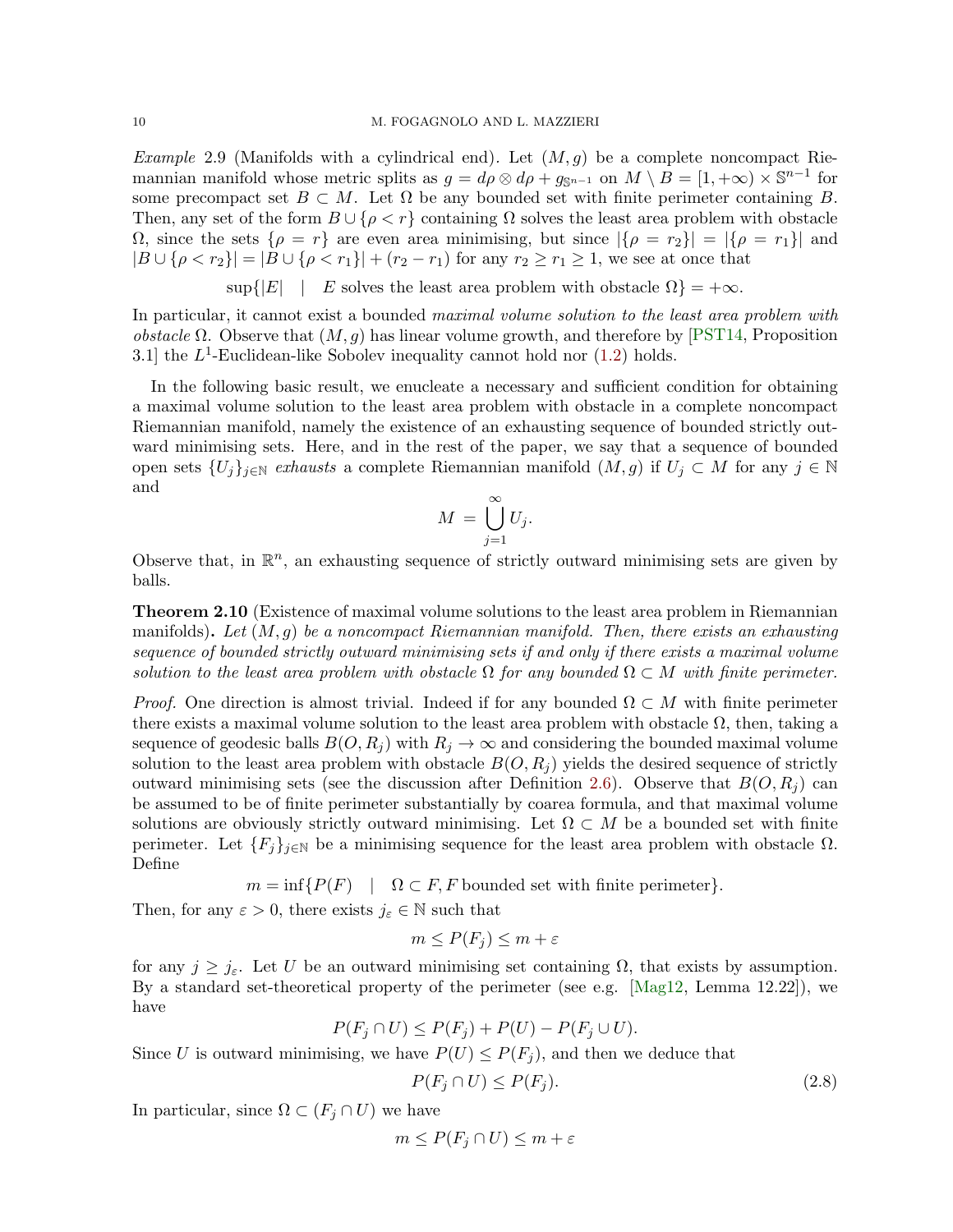*Example* 2.9 (Manifolds with a cylindrical end). Let $(M, g)$ be a complete noncompact Riemannian manifold whose metric splits as $g = d\rho \otimes d\rho + g_{\mathbb{S}^{n-1}}$ on $M \setminus B = [1, +\infty) \times \mathbb{S}^{n-1}$ for some precompact set $B \subset M$. Let $\Omega$ be any bounded set with finite perimeter containing $B$. Then, any set of the form $B \cup \{\rho < r\}$ containing $\Omega$ solves the least area problem with obstacle $\Omega$, since the sets $\{\rho = r\}$ are even area minimising, but since $|\{\rho = r_2\}| = |\{\rho = r_1\}|$ and $|B \cup \{\rho < r_2\}| = |B \cup \{\rho < r_1\}| + (r_2 - r_1)$ for any $r_2 \geq r_1 \geq 1$, we see at once that

$$\sup\{|E| \quad | \quad E \text{ solves the least area problem with obstacle } \Omega\} = +\infty.$$

In particular, it cannot exist a bounded *maximal volume solution to the least area problem with obstacle* $\Omega$. Observe that $(M, g)$ has linear volume growth, and therefore by [PST14, Proposition 3.1] the $L^1$-Euclidean-like Sobolev inequality cannot hold nor (1.2) holds.

In the following basic result, we enucleate a necessary and sufficient condition for obtaining a maximal volume solution to the least area problem with obstacle in a complete noncompact Riemannian manifold, namely the existence of an exhausting sequence of bounded strictly outward minimising sets. Here, and in the rest of the paper, we say that a sequence of bounded open sets $\{U_j\}_{j \in \mathbb{N}}$ *exhausts* a complete Riemannian manifold $(M, g)$ if $U_j \subset M$ for any $j \in \mathbb{N}$ and

$$M = \bigcup_{j=1}^{\infty} U_j.$$

Observe that, in $\mathbb{R}^n$, an exhausting sequence of strictly outward minimising sets are given by balls.

**Theorem 2.10** (Existence of maximal volume solutions to the least area problem in Riemannian manifolds)**.** *Let $(M, g)$ be a noncompact Riemannian manifold. Then, there exists an exhausting sequence of bounded strictly outward minimising sets if and only if there exists a maximal volume solution to the least area problem with obstacle $\Omega$ for any bounded $\Omega \subset M$ with finite perimeter.*

*Proof.* One direction is almost trivial. Indeed if for any bounded $\Omega \subset M$ with finite perimeter there exists a maximal volume solution to the least area problem with obstacle $\Omega$, then, taking a sequence of geodesic balls $B(O, R_j)$ with $R_j \to \infty$ and considering the bounded maximal volume solution to the least area problem with obstacle $B(O, R_j)$ yields the desired sequence of strictly outward minimising sets (see the discussion after Definition 2.6). Observe that $B(O, R_j)$ can be assumed to be of finite perimeter substantially by coarea formula, and that maximal volume solutions are obviously strictly outward minimising. Let $\Omega \subset M$ be a bounded set with finite perimeter. Let $\{F_j\}_{j \in \mathbb{N}}$ be a minimising sequence for the least area problem with obstacle $\Omega$. Define

$$m = \inf\{P(F) \quad | \quad \Omega \subset F, F \text{ bounded set with finite perimeter}\}.$$

Then, for any $\varepsilon > 0$, there exists $j_\varepsilon \in \mathbb{N}$ such that

$$m \leq P(F_j) \leq m + \varepsilon$$

for any $j \geq j_\varepsilon$. Let $U$ be an outward minimising set containing $\Omega$, that exists by assumption. By a standard set-theoretical property of the perimeter (see e.g. [Mag12, Lemma 12.22]), we have

$$P(F_j \cap U) \leq P(F_j) + P(U) - P(F_j \cup U).$$

Since $U$ is outward minimising, we have $P(U) \leq P(F_j)$, and then we deduce that

$$P(F_j \cap U) \leq P(F_j). \tag{2.8}$$

In particular, since $\Omega \subset (F_j \cap U)$ we have

$$m \leq P(F_j \cap U) \leq m + \varepsilon$$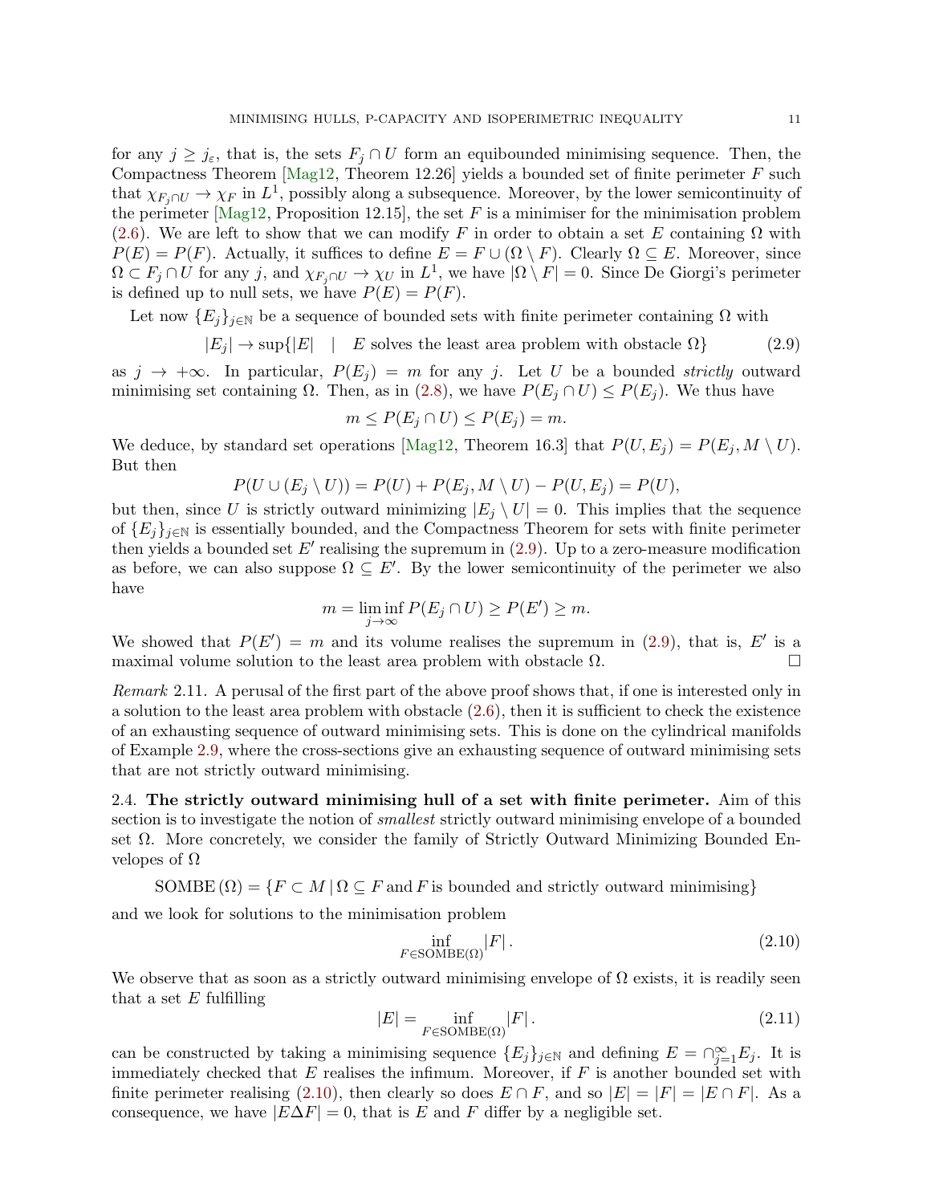for any $j \geq j_\varepsilon$, that is, the sets $F_j \cap U$ form an equibounded minimising sequence. Then, the Compactness Theorem [Mag12, Theorem 12.26] yields a bounded set of finite perimeter $F$ such that $\chi_{F_j \cap U} \to \chi_F$ in $L^1$, possibly along a subsequence. Moreover, by the lower semicontinuity of the perimeter [Mag12, Proposition 12.15], the set $F$ is a minimiser for the minimisation problem (2.6). We are left to show that we can modify $F$ in order to obtain a set $E$ containing $\Omega$ with $P(E) = P(F)$. Actually, it suffices to define $E = F \cup (\Omega \setminus F)$. Clearly $\Omega \subseteq E$. Moreover, since $\Omega \subset F_j \cap U$ for any $j$, and $\chi_{F_j \cap U} \to \chi_U$ in $L^1$, we have $|\Omega \setminus F| = 0$. Since De Giorgi's perimeter is defined up to null sets, we have $P(E) = P(F)$.

Let now $\{E_j\}_{j \in \mathbb{N}}$ be a sequence of bounded sets with finite perimeter containing $\Omega$ with

$$|E_j| \to \sup\{|E| \quad | \quad E \text{ solves the least area problem with obstacle } \Omega\} \tag{2.9}$$

as $j \to +\infty$. In particular, $P(E_j) = m$ for any $j$. Let $U$ be a bounded *strictly* outward minimising set containing $\Omega$. Then, as in (2.8), we have $P(E_j \cap U) \leq P(E_j)$. We thus have

$$m \leq P(E_j \cap U) \leq P(E_j) = m.$$

We deduce, by standard set operations [Mag12, Theorem 16.3] that $P(U, E_j) = P(E_j, M \setminus U)$. But then

$$P(U \cup (E_j \setminus U)) = P(U) + P(E_j, M \setminus U) - P(U, E_j) = P(U),$$

but then, since $U$ is strictly outward minimizing $|E_j \setminus U| = 0$. This implies that the sequence of $\{E_j\}_{j \in \mathbb{N}}$ is essentially bounded, and the Compactness Theorem for sets with finite perimeter then yields a bounded set $E'$ realising the supremum in (2.9). Up to a zero-measure modification as before, we can also suppose $\Omega \subseteq E'$. By the lower semicontinuity of the perimeter we also have

$$m = \liminf_{j \to \infty} P(E_j \cap U) \geq P(E') \geq m.$$

We showed that $P(E') = m$ and its volume realises the supremum in (2.9), that is, $E'$ is a maximal volume solution to the least area problem with obstacle $\Omega$. $\square$

*Remark* 2.11. A perusal of the first part of the above proof shows that, if one is interested only in a solution to the least area problem with obstacle (2.6), then it is sufficient to check the existence of an exhausting sequence of outward minimising sets. This is done on the cylindrical manifolds of Example 2.9, where the cross-sections give an exhausting sequence of outward minimising sets that are not strictly outward minimising.

2.4. **The strictly outward minimising hull of a set with finite perimeter.** Aim of this section is to investigate the notion of *smallest* strictly outward minimising envelope of a bounded set $\Omega$. More concretely, we consider the family of Strictly Outward Minimizing Bounded Envelopes of $\Omega$

$$\mathrm{SOMBE}(\Omega) = \{F \subset M \,|\, \Omega \subseteq F \text{ and } F \text{ is bounded and strictly outward minimising}\}$$

and we look for solutions to the minimisation problem

$$\inf_{F \in \mathrm{SOMBE}(\Omega)} |F| \,. \tag{2.10}$$

We observe that as soon as a strictly outward minimising envelope of $\Omega$ exists, it is readily seen that a set $E$ fulfilling

$$|E| = \inf_{F \in \mathrm{SOMBE}(\Omega)} |F| \,. \tag{2.11}$$

can be constructed by taking a minimising sequence $\{E_j\}_{j \in \mathbb{N}}$ and defining $E = \cap_{j=1}^{\infty} E_j$. It is immediately checked that $E$ realises the infimum. Moreover, if $F$ is another bounded set with finite perimeter realising (2.10), then clearly so does $E \cap F$, and so $|E| = |F| = |E \cap F|$. As a consequence, we have $|E \Delta F| = 0$, that is $E$ and $F$ differ by a negligible set.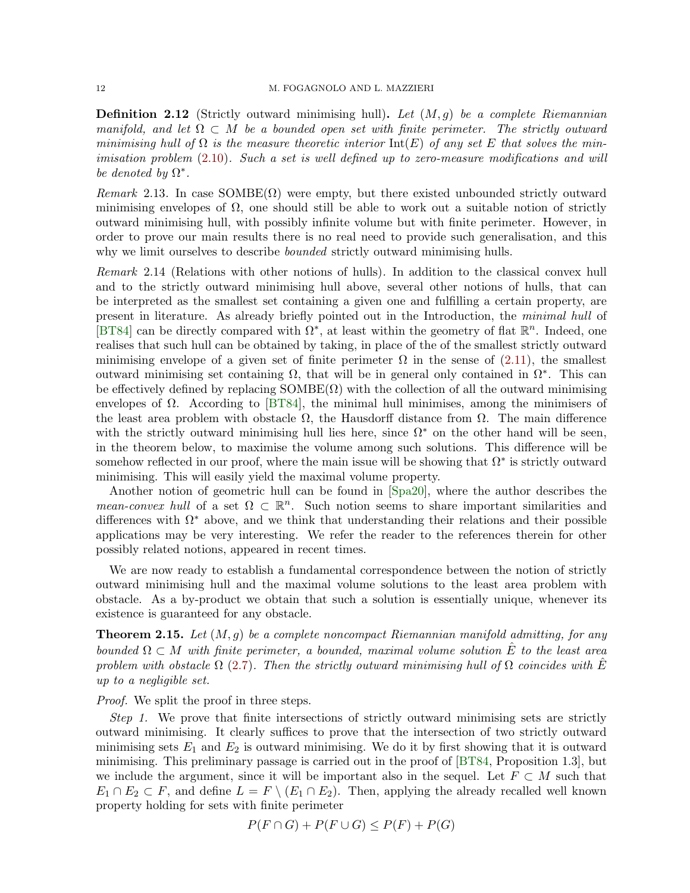**Definition 2.12** (Strictly outward minimising hull)**.** *Let $(M, g)$ be a complete Riemannian manifold, and let $\Omega \subset M$ be a bounded open set with finite perimeter. The strictly outward minimising hull of $\Omega$ is the measure theoretic interior $\mathrm{Int}(E)$ of any set $E$ that solves the minimisation problem* (2.10)*. Such a set is well defined up to zero-measure modifications and will be denoted by $\Omega^*$.*

*Remark* 2.13. In case $\mathrm{SOMBE}(\Omega)$ were empty, but there existed unbounded strictly outward minimising envelopes of $\Omega$, one should still be able to work out a suitable notion of strictly outward minimising hull, with possibly infinite volume but with finite perimeter. However, in order to prove our main results there is no real need to provide such generalisation, and this why we limit ourselves to describe *bounded* strictly outward minimising hulls.

*Remark* 2.14 (Relations with other notions of hulls). In addition to the classical convex hull and to the strictly outward minimising hull above, several other notions of hulls, that can be interpreted as the smallest set containing a given one and fulfilling a certain property, are present in literature. As already briefly pointed out in the Introduction, the *minimal hull* of [BT84] can be directly compared with $\Omega^*$, at least within the geometry of flat $\mathbb{R}^n$. Indeed, one realises that such hull can be obtained by taking, in place of the of the smallest strictly outward minimising envelope of a given set of finite perimeter $\Omega$ in the sense of (2.11), the smallest outward minimising set containing $\Omega$, that will be in general only contained in $\Omega^*$. This can be effectively defined by replacing $\mathrm{SOMBE}(\Omega)$ with the collection of all the outward minimising envelopes of $\Omega$. According to [BT84], the minimal hull minimises, among the minimisers of the least area problem with obstacle $\Omega$, the Hausdorff distance from $\Omega$. The main difference with the strictly outward minimising hull lies here, since $\Omega^*$ on the other hand will be seen, in the theorem below, to maximise the volume among such solutions. This difference will be somehow reflected in our proof, where the main issue will be showing that $\Omega^*$ is strictly outward minimising. This will easily yield the maximal volume property.

Another notion of geometric hull can be found in [Spa20], where the author describes the *mean-convex hull* of a set $\Omega \subset \mathbb{R}^n$. Such notion seems to share important similarities and differences with $\Omega^*$ above, and we think that understanding their relations and their possible applications may be very interesting. We refer the reader to the references therein for other possibly related notions, appeared in recent times.

We are now ready to establish a fundamental correspondence between the notion of strictly outward minimising hull and the maximal volume solutions to the least area problem with obstacle. As a by-product we obtain that such a solution is essentially unique, whenever its existence is guaranteed for any obstacle.

**Theorem 2.15.** *Let $(M, g)$ be a complete noncompact Riemannian manifold admitting, for any bounded $\Omega \subset M$ with finite perimeter, a bounded, maximal volume solution $\hat{E}$ to the least area problem with obstacle $\Omega$* (2.7)*. Then the strictly outward minimising hull of $\Omega$ coincides with $\hat{E}$ up to a negligible set.*

*Proof.* We split the proof in three steps.

*Step 1.* We prove that finite intersections of strictly outward minimising sets are strictly outward minimising. It clearly suffices to prove that the intersection of two strictly outward minimising sets $E_1$ and $E_2$ is outward minimising. We do it by first showing that it is outward minimising. This preliminary passage is carried out in the proof of [BT84, Proposition 1.3], but we include the argument, since it will be important also in the sequel. Let $F \subset M$ such that $E_1 \cap E_2 \subset F$, and define $L = F \setminus (E_1 \cap E_2)$. Then, applying the already recalled well known property holding for sets with finite perimeter

$$P(F \cap G) + P(F \cup G) \leq P(F) + P(G)$$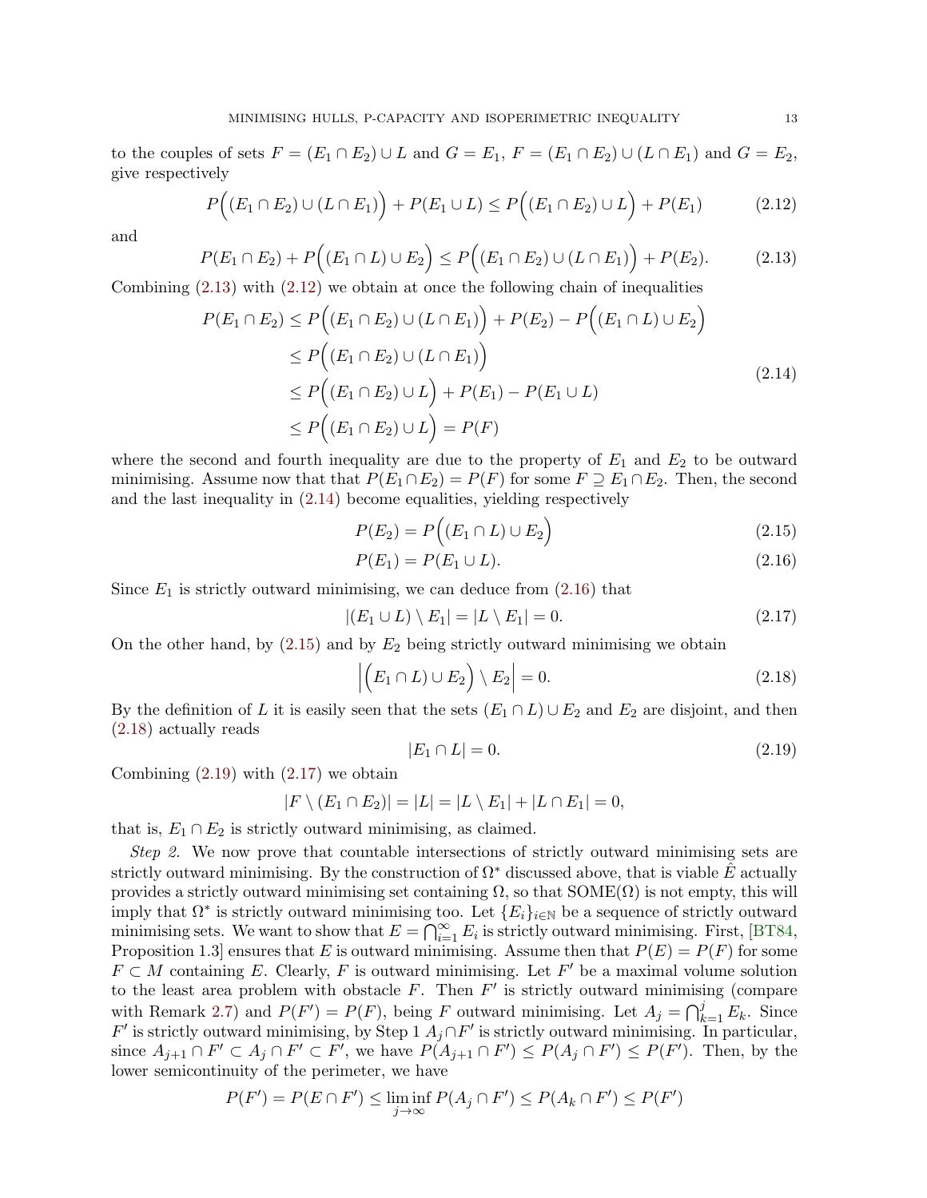to the couples of sets $F = (E_1 \cap E_2) \cup L$ and $G = E_1$, $F = (E_1 \cap E_2) \cup (L \cap E_1)$ and $G = E_2$, give respectively

$$P\Big((E_1 \cap E_2) \cup (L \cap E_1)\Big) + P(E_1 \cup L) \leq P\Big((E_1 \cap E_2) \cup L\Big) + P(E_1) \tag{2.12}$$

and

$$P(E_1 \cap E_2) + P\Big((E_1 \cap L) \cup E_2\Big) \leq P\Big((E_1 \cap E_2) \cup (L \cap E_1)\Big) + P(E_2). \tag{2.13}$$

Combining (2.13) with (2.12) we obtain at once the following chain of inequalities

$$\begin{aligned}
P(E_1 \cap E_2) &\leq P\Big((E_1 \cap E_2) \cup (L \cap E_1)\Big) + P(E_2) - P\Big((E_1 \cap L) \cup E_2\Big) \\
&\leq P\Big((E_1 \cap E_2) \cup (L \cap E_1)\Big) \\
&\leq P\Big((E_1 \cap E_2) \cup L\Big) + P(E_1) - P(E_1 \cup L) \\
&\leq P\Big((E_1 \cap E_2) \cup L\Big) = P(F)
\end{aligned} \tag{2.14}$$

where the second and fourth inequality are due to the property of $E_1$ and $E_2$ to be outward minimising. Assume now that that $P(E_1 \cap E_2) = P(F)$ for some $F \supseteq E_1 \cap E_2$. Then, the second and the last inequality in (2.14) become equalities, yielding respectively

$$P(E_2) = P\Big((E_1 \cap L) \cup E_2\Big) \tag{2.15}$$

$$P(E_1) = P(E_1 \cup L). \tag{2.16}$$

Since $E_1$ is strictly outward minimising, we can deduce from (2.16) that

$$|(E_1 \cup L) \setminus E_1| = |L \setminus E_1| = 0. \tag{2.17}$$

On the other hand, by (2.15) and by $E_2$ being strictly outward minimising we obtain

$$\Big|\Big(E_1 \cap L) \cup E_2\Big) \setminus E_2\Big| = 0. \tag{2.18}$$

By the definition of $L$ it is easily seen that the sets $(E_1 \cap L) \cup E_2$ and $E_2$ are disjoint, and then (2.18) actually reads

$$|E_1 \cap L| = 0. \tag{2.19}$$

Combining (2.19) with (2.17) we obtain

$$|F \setminus (E_1 \cap E_2)| = |L| = |L \setminus E_1| + |L \cap E_1| = 0,$$

that is, $E_1 \cap E_2$ is strictly outward minimising, as claimed.

*Step 2.* We now prove that countable intersections of strictly outward minimising sets are strictly outward minimising. By the construction of $\Omega^*$ discussed above, that is viable $\hat{E}$ actually provides a strictly outward minimising set containing $\Omega$, so that $\mathrm{SOME}(\Omega)$ is not empty, this will imply that $\Omega^*$ is strictly outward minimising too. Let $\{E_i\}_{i \in \mathbb{N}}$ be a sequence of strictly outward minimising sets. We want to show that $E = \bigcap_{i=1}^{\infty} E_i$ is strictly outward minimising. First, [BT84, Proposition 1.3] ensures that $E$ is outward minimising. Assume then that $P(E) = P(F)$ for some $F \subset M$ containing $E$. Clearly, $F$ is outward minimising. Let $F'$ be a maximal volume solution to the least area problem with obstacle $F$. Then $F'$ is strictly outward minimising (compare with Remark 2.7) and $P(F') = P(F)$, being $F$ outward minimising. Let $A_j = \bigcap_{k=1}^{j} E_k$. Since $F'$ is strictly outward minimising, by Step 1 $A_j \cap F'$ is strictly outward minimising. In particular, since $A_{j+1} \cap F' \subset A_j \cap F' \subset F'$, we have $P(A_{j+1} \cap F') \leq P(A_j \cap F') \leq P(F')$. Then, by the lower semicontinuity of the perimeter, we have

$$P(F') = P(E \cap F') \leq \liminf_{j \to \infty} P(A_j \cap F') \leq P(A_k \cap F') \leq P(F')$$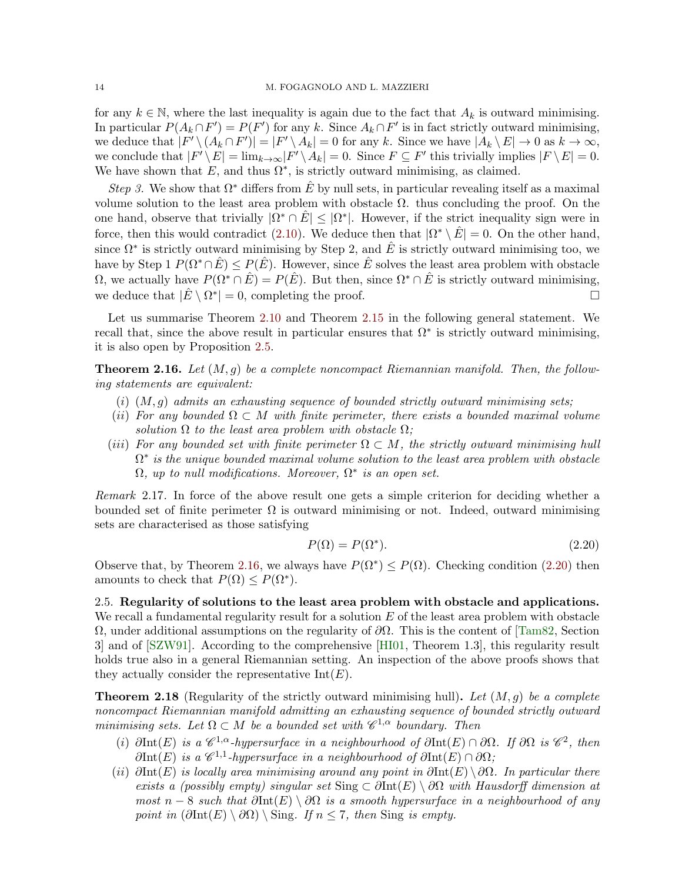for any $k \in \mathbb{N}$, where the last inequality is again due to the fact that $A_k$ is outward minimising. In particular $P(A_k \cap F') = P(F')$ for any $k$. Since $A_k \cap F'$ is in fact strictly outward minimising, we deduce that $|F' \setminus (A_k \cap F')| = |F' \setminus A_k| = 0$ for any $k$. Since we have $|A_k \setminus E| \to 0$ as $k \to \infty$, we conclude that $|F' \setminus E| = \lim_{k\to\infty} |F' \setminus A_k| = 0$. Since $F \subseteq F'$ this trivially implies $|F \setminus E| = 0$. We have shown that $E$, and thus $\Omega^*$, is strictly outward minimising, as claimed.

*Step 3.* We show that $\Omega^*$ differs from $\hat{E}$ by null sets, in particular revealing itself as a maximal volume solution to the least area problem with obstacle $\Omega$. thus concluding the proof. On the one hand, observe that trivially $|\Omega^* \cap \hat{E}| \leq |\Omega^*|$. However, if the strict inequality sign were in force, then this would contradict (2.10). We deduce then that $|\Omega^* \setminus \hat{E}| = 0$. On the other hand, since $\Omega^*$ is strictly outward minimising by Step 2, and $\hat{E}$ is strictly outward minimising too, we have by Step 1 $P(\Omega^* \cap \hat{E}) \leq P(\hat{E})$. However, since $\hat{E}$ solves the least area problem with obstacle $\Omega$, we actually have $P(\Omega^* \cap \hat{E}) = P(\hat{E})$. But then, since $\Omega^* \cap \hat{E}$ is strictly outward minimising, we deduce that $|\hat{E} \setminus \Omega^*| = 0$, completing the proof. $\square$

Let us summarise Theorem 2.10 and Theorem 2.15 in the following general statement. We recall that, since the above result in particular ensures that $\Omega^*$ is strictly outward minimising, it is also open by Proposition 2.5.

**Theorem 2.16.** *Let $(M, g)$ be a complete noncompact Riemannian manifold. Then, the following statements are equivalent:*

- $(i)$ *$(M, g)$ admits an exhausting sequence of bounded strictly outward minimising sets;*
- $(ii)$ *For any bounded $\Omega \subset M$ with finite perimeter, there exists a bounded maximal volume solution $\Omega$ to the least area problem with obstacle $\Omega$;*
- $(iii)$ *For any bounded set with finite perimeter $\Omega \subset M$, the strictly outward minimising hull $\Omega^*$ is the unique bounded maximal volume solution to the least area problem with obstacle $\Omega$, up to null modifications. Moreover, $\Omega^*$ is an open set.*

*Remark* 2.17. In force of the above result one gets a simple criterion for deciding whether a bounded set of finite perimeter $\Omega$ is outward minimising or not. Indeed, outward minimising sets are characterised as those satisfying

$$P(\Omega) = P(\Omega^*). \tag{2.20}$$

Observe that, by Theorem 2.16, we always have $P(\Omega^*) \leq P(\Omega)$. Checking condition (2.20) then amounts to check that $P(\Omega) \leq P(\Omega^*)$.

2.5. **Regularity of solutions to the least area problem with obstacle and applications.** We recall a fundamental regularity result for a solution $E$ of the least area problem with obstacle $\Omega$, under additional assumptions on the regularity of $\partial\Omega$. This is the content of [Tam82, Section 3] and of [SZW91]. According to the comprehensive [HI01, Theorem 1.3], this regularity result holds true also in a general Riemannian setting. An inspection of the above proofs shows that they actually consider the representative $\mathrm{Int}(E)$.

**Theorem 2.18** (Regularity of the strictly outward minimising hull)**.** *Let $(M, g)$ be a complete noncompact Riemannian manifold admitting an exhausting sequence of bounded strictly outward minimising sets. Let $\Omega \subset M$ be a bounded set with $\mathscr{C}^{1,\alpha}$ boundary. Then*

- $(i)$ *$\partial\mathrm{Int}(E)$ is a $\mathscr{C}^{1,\alpha}$-hypersurface in a neighbourhood of $\partial\mathrm{Int}(E) \cap \partial\Omega$. If $\partial\Omega$ is $\mathscr{C}^2$, then $\partial\mathrm{Int}(E)$ is a $\mathscr{C}^{1,1}$-hypersurface in a neighbourhood of $\partial\mathrm{Int}(E) \cap \partial\Omega$;*
- $(ii)$ *$\partial\mathrm{Int}(E)$ is locally area minimising around any point in $\partial\mathrm{Int}(E) \setminus \partial\Omega$. In particular there exists a (possibly empty) singular set $\mathrm{Sing} \subset \partial\mathrm{Int}(E) \setminus \partial\Omega$ with Hausdorff dimension at most $n-8$ such that $\partial\mathrm{Int}(E) \setminus \partial\Omega$ is a smooth hypersurface in a neighbourhood of any point in $(\partial\mathrm{Int}(E) \setminus \partial\Omega) \setminus \mathrm{Sing}$. If $n \leq 7$, then $\mathrm{Sing}$ is empty.*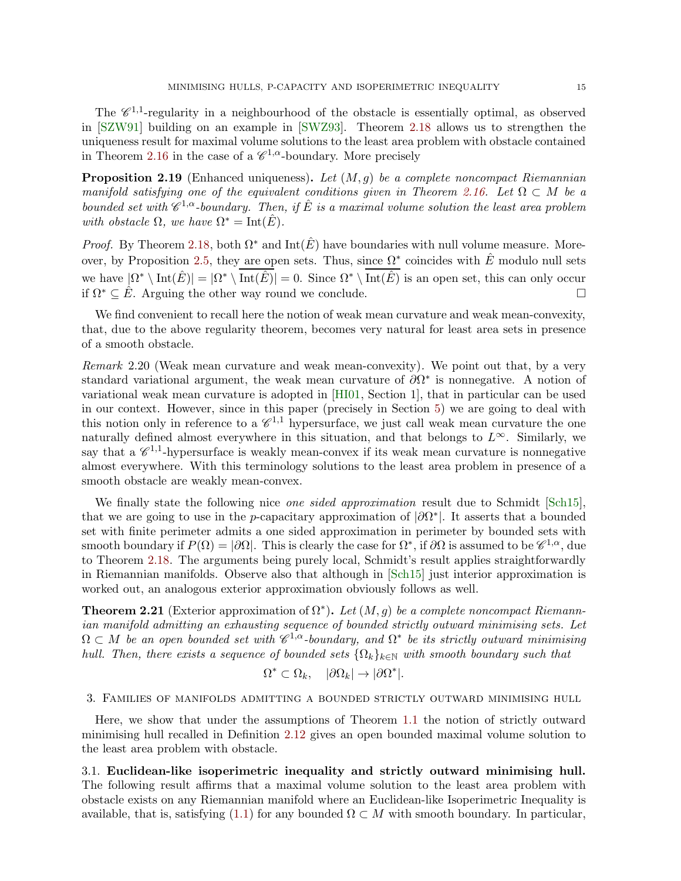The $\mathscr{C}^{1,1}$-regularity in a neighbourhood of the obstacle is essentially optimal, as observed in [SZW91] building on an example in [SWZ93]. Theorem 2.18 allows us to strengthen the uniqueness result for maximal volume solutions to the least area problem with obstacle contained in Theorem 2.16 in the case of a $\mathscr{C}^{1,\alpha}$-boundary. More precisely

**Proposition 2.19** (Enhanced uniqueness)**.** *Let $(M, g)$ be a complete noncompact Riemannian manifold satisfying one of the equivalent conditions given in Theorem 2.16. Let $\Omega \subset M$ be a bounded set with $\mathscr{C}^{1,\alpha}$-boundary. Then, if $\hat{E}$ is a maximal volume solution the least area problem with obstacle $\Omega$, we have $\Omega^* = \mathrm{Int}(\hat{E})$.*

*Proof.* By Theorem 2.18, both $\Omega^*$ and $\mathrm{Int}(\hat{E})$ have boundaries with null volume measure. Moreover, by Proposition 2.5, they are open sets. Thus, since $\Omega^*$ coincides with $\hat{E}$ modulo null sets we have $|\Omega^* \setminus \mathrm{Int}(\hat{E})| = |\Omega^* \setminus \overline{\mathrm{Int}(\hat{E})}| = 0$. Since $\Omega^* \setminus \overline{\mathrm{Int}(\hat{E})}$ is an open set, this can only occur if $\Omega^* \subseteq \hat{E}$. Arguing the other way round we conclude. $\square$

We find convenient to recall here the notion of weak mean curvature and weak mean-convexity, that, due to the above regularity theorem, becomes very natural for least area sets in presence of a smooth obstacle.

*Remark* 2.20 (Weak mean curvature and weak mean-convexity). We point out that, by a very standard variational argument, the weak mean curvature of $\partial\Omega^*$ is nonnegative. A notion of variational weak mean curvature is adopted in [HI01, Section 1], that in particular can be used in our context. However, since in this paper (precisely in Section 5) we are going to deal with this notion only in reference to a $\mathscr{C}^{1,1}$ hypersurface, we just call weak mean curvature the one naturally defined almost everywhere in this situation, and that belongs to $L^\infty$. Similarly, we say that a $\mathscr{C}^{1,1}$-hypersurface is weakly mean-convex if its weak mean curvature is nonnegative almost everywhere. With this terminology solutions to the least area problem in presence of a smooth obstacle are weakly mean-convex.

We finally state the following nice *one sided approximation* result due to Schmidt [Sch15], that we are going to use in the $p$-capacitary approximation of $|\partial\Omega^*|$. It asserts that a bounded set with finite perimeter admits a one sided approximation in perimeter by bounded sets with smooth boundary if $P(\Omega) = |\partial\Omega|$. This is clearly the case for $\Omega^*$, if $\partial\Omega$ is assumed to be $\mathscr{C}^{1,\alpha}$, due to Theorem 2.18. The arguments being purely local, Schmidt's result applies straightforwardly in Riemannian manifolds. Observe also that although in [Sch15] just interior approximation is worked out, an analogous exterior approximation obviously follows as well.

**Theorem 2.21** (Exterior approximation of $\Omega^*$)**.** *Let $(M, g)$ be a complete noncompact Riemannian manifold admitting an exhausting sequence of bounded strictly outward minimising sets. Let $\Omega \subset M$ be an open bounded set with $\mathscr{C}^{1,\alpha}$-boundary, and $\Omega^*$ be its strictly outward minimising hull. Then, there exists a sequence of bounded sets $\{\Omega_k\}_{k\in\mathbb{N}}$ with smooth boundary such that*

$$\Omega^* \subset \Omega_k, \quad |\partial\Omega_k| \to |\partial\Omega^*|.$$

## 3. Families of manifolds admitting a bounded strictly outward minimising hull

Here, we show that under the assumptions of Theorem 1.1 the notion of strictly outward minimising hull recalled in Definition 2.12 gives an open bounded maximal volume solution to the least area problem with obstacle.

### 3.1. Euclidean-like isoperimetric inequality and strictly outward minimising hull.

The following result affirms that a maximal volume solution to the least area problem with obstacle exists on any Riemannian manifold where an Euclidean-like Isoperimetric Inequality is available, that is, satisfying (1.1) for any bounded $\Omega \subset M$ with smooth boundary. In particular,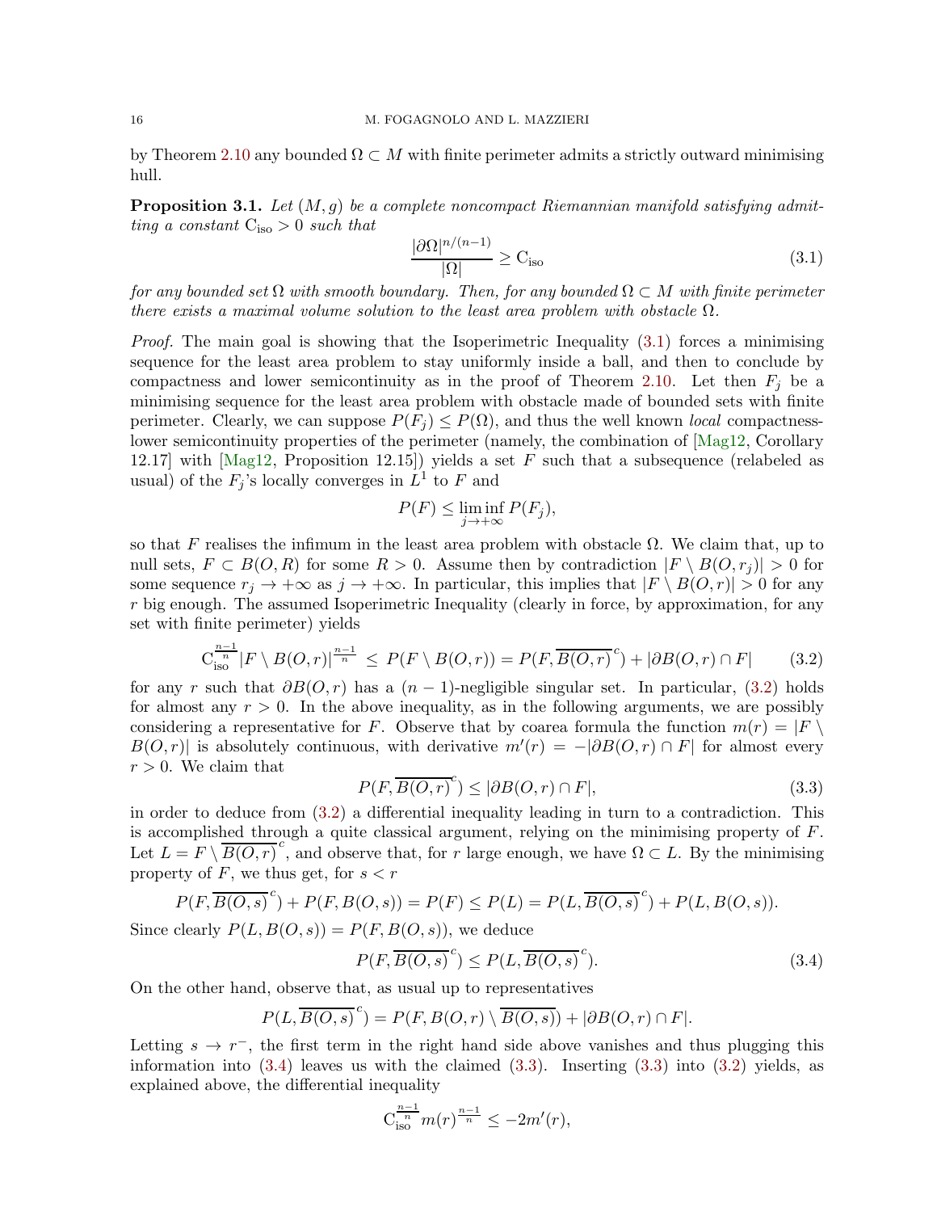by Theorem 2.10 any bounded $\Omega \subset M$ with finite perimeter admits a strictly outward minimising hull.

**Proposition 3.1.** *Let $(M, g)$ be a complete noncompact Riemannian manifold satisfying admitting a constant $\mathrm{C}_{\mathrm{iso}} > 0$ such that*

$$\frac{|\partial\Omega|^{n/(n-1)}}{|\Omega|} \geq \mathrm{C}_{\mathrm{iso}} \tag{3.1}$$

*for any bounded set $\Omega$ with smooth boundary. Then, for any bounded $\Omega \subset M$ with finite perimeter there exists a maximal volume solution to the least area problem with obstacle $\Omega$.*

*Proof.* The main goal is showing that the Isoperimetric Inequality (3.1) forces a minimising sequence for the least area problem to stay uniformly inside a ball, and then to conclude by compactness and lower semicontinuity as in the proof of Theorem 2.10. Let then $F_j$ be a minimising sequence for the least area problem with obstacle made of bounded sets with finite perimeter. Clearly, we can suppose $P(F_j) \leq P(\Omega)$, and thus the well known *local* compactness-lower semicontinuity properties of the perimeter (namely, the combination of [Mag12, Corollary 12.17] with [Mag12, Proposition 12.15]) yields a set $F$ such that a subsequence (relabeled as usual) of the $F_j$'s locally converges in $L^1$ to $F$ and

$$P(F) \leq \liminf_{j \to +\infty} P(F_j),$$

so that $F$ realises the infimum in the least area problem with obstacle $\Omega$. We claim that, up to null sets, $F \subset B(O, R)$ for some $R > 0$. Assume then by contradiction $|F \setminus B(O, r_j)| > 0$ for some sequence $r_j \to +\infty$ as $j \to +\infty$. In particular, this implies that $|F \setminus B(O, r)| > 0$ for any $r$ big enough. The assumed Isoperimetric Inequality (clearly in force, by approximation, for any set with finite perimeter) yields

$$\mathrm{C}_{\mathrm{iso}}^{\frac{n-1}{n}} |F \setminus B(O, r)|^{\frac{n-1}{n}} \;\leq\; P(F \setminus B(O, r)) = P(F, \overline{B(O, r)}^{\,c}) + |\partial B(O, r) \cap F| \tag{3.2}$$

for any $r$ such that $\partial B(O, r)$ has a $(n-1)$-negligible singular set. In particular, (3.2) holds for almost any $r > 0$. In the above inequality, as in the following arguments, we are possibly considering a representative for $F$. Observe that by coarea formula the function $m(r) = |F \setminus B(O, r)|$ is absolutely continuous, with derivative $m'(r) = -|\partial B(O, r) \cap F|$ for almost every $r > 0$. We claim that

$$P(F, \overline{B(O, r)}^{\,c}) \leq |\partial B(O, r) \cap F|, \tag{3.3}$$

in order to deduce from (3.2) a differential inequality leading in turn to a contradiction. This is accomplished through a quite classical argument, relying on the minimising property of $F$. Let $L = F \setminus \overline{B(O, r)}^{\,c}$, and observe that, for $r$ large enough, we have $\Omega \subset L$. By the minimising property of $F$, we thus get, for $s < r$

$$P(F, \overline{B(O, s)}^{\,c}) + P(F, B(O, s)) = P(F) \leq P(L) = P(L, \overline{B(O, s)}^{\,c}) + P(L, B(O, s)).$$

Since clearly $P(L, B(O, s)) = P(F, B(O, s))$, we deduce

$$P(F, \overline{B(O, s)}^{\,c}) \leq P(L, \overline{B(O, s)}^{\,c}). \tag{3.4}$$

On the other hand, observe that, as usual up to representatives

$$P(L, \overline{B(O, s)}^{\,c}) = P(F, B(O, r) \setminus \overline{B(O, s)}) + |\partial B(O, r) \cap F|.$$

Letting $s \to r^-$, the first term in the right hand side above vanishes and thus plugging this information into (3.4) leaves us with the claimed (3.3). Inserting (3.3) into (3.2) yields, as explained above, the differential inequality

$$\mathrm{C}_{\mathrm{iso}}^{\frac{n-1}{n}} m(r)^{\frac{n-1}{n}} \leq -2m'(r),$$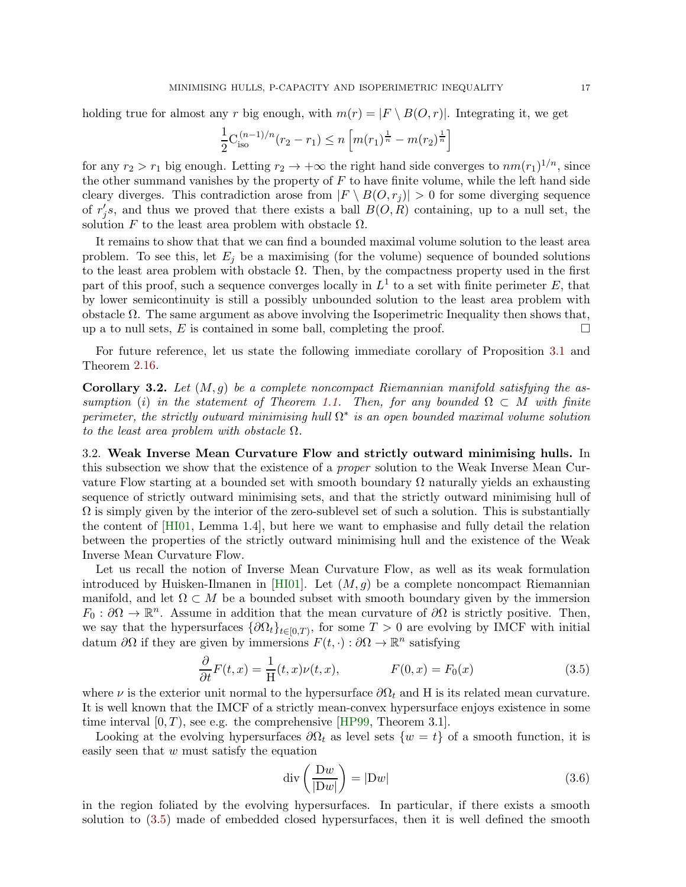holding true for almost any $r$ big enough, with $m(r) = |F \setminus B(O, r)|$. Integrating it, we get

$$\frac{1}{2}\mathrm{C}_{\mathrm{iso}}^{(n-1)/n}(r_2 - r_1) \leq n\left[m(r_1)^{\frac{1}{n}} - m(r_2)^{\frac{1}{n}}\right]$$

for any $r_2 > r_1$ big enough. Letting $r_2 \to +\infty$ the right hand side converges to $nm(r_1)^{1/n}$, since the other summand vanishes by the property of $F$ to have finite volume, while the left hand side cleary diverges. This contradiction arose from $|F \setminus B(O, r_j)| > 0$ for some diverging sequence of $r_j's$, and thus we proved that there exists a ball $B(O, R)$ containing, up to a null set, the solution $F$ to the least area problem with obstacle $\Omega$.

It remains to show that that we can find a bounded maximal volume solution to the least area problem. To see this, let $E_j$ be a maximising (for the volume) sequence of bounded solutions to the least area problem with obstacle $\Omega$. Then, by the compactness property used in the first part of this proof, such a sequence converges locally in $L^1$ to a set with finite perimeter $E$, that by lower semicontinuity is still a possibly unbounded solution to the least area problem with obstacle $\Omega$. The same argument as above involving the Isoperimetric Inequality then shows that, up a to null sets, $E$ is contained in some ball, completing the proof. $\square$

For future reference, let us state the following immediate corollary of Proposition 3.1 and Theorem 2.16.

**Corollary 3.2.** *Let $(M, g)$ be a complete noncompact Riemannian manifold satisfying the assumption $(i)$ in the statement of Theorem 1.1. Then, for any bounded $\Omega \subset M$ with finite perimeter, the strictly outward minimising hull $\Omega^*$ is an open bounded maximal volume solution to the least area problem with obstacle $\Omega$.*

3.2. **Weak Inverse Mean Curvature Flow and strictly outward minimising hulls.** In this subsection we show that the existence of a *proper* solution to the Weak Inverse Mean Curvature Flow starting at a bounded set with smooth boundary $\Omega$ naturally yields an exhausting sequence of strictly outward minimising sets, and that the strictly outward minimising hull of $\Omega$ is simply given by the interior of the zero-sublevel set of such a solution. This is substantially the content of [HI01, Lemma 1.4], but here we want to emphasise and fully detail the relation between the properties of the strictly outward minimising hull and the existence of the Weak Inverse Mean Curvature Flow.

Let us recall the notion of Inverse Mean Curvature Flow, as well as its weak formulation introduced by Huisken-Ilmanen in [HI01]. Let $(M, g)$ be a complete noncompact Riemannian manifold, and let $\Omega \subset M$ be a bounded subset with smooth boundary given by the immersion $F_0 : \partial\Omega \to \mathbb{R}^n$. Assume in addition that the mean curvature of $\partial\Omega$ is strictly positive. Then, we say that the hypersurfaces $\{\partial\Omega_t\}_{t\in[0,T)}$, for some $T > 0$ are evolving by IMCF with initial datum $\partial\Omega$ if they are given by immersions $F(t, \cdot) : \partial\Omega \to \mathbb{R}^n$ satisfying

$$\frac{\partial}{\partial t}F(t, x) = \frac{1}{\mathrm{H}}(t, x)\nu(t, x), \qquad\qquad F(0, x) = F_0(x) \tag{3.5}$$

where $\nu$ is the exterior unit normal to the hypersurface $\partial\Omega_t$ and $\mathrm{H}$ is its related mean curvature. It is well known that the IMCF of a strictly mean-convex hypersurface enjoys existence in some time interval $[0, T)$, see e.g. the comprehensive [HP99, Theorem 3.1].

Looking at the evolving hypersurfaces $\partial\Omega_t$ as level sets $\{w = t\}$ of a smooth function, it is easily seen that $w$ must satisfy the equation

$$\mathrm{div}\left(\frac{\mathrm{D}w}{|\mathrm{D}w|}\right) = |\mathrm{D}w| \tag{3.6}$$

in the region foliated by the evolving hypersurfaces. In particular, if there exists a smooth solution to (3.5) made of embedded closed hypersurfaces, then it is well defined the smooth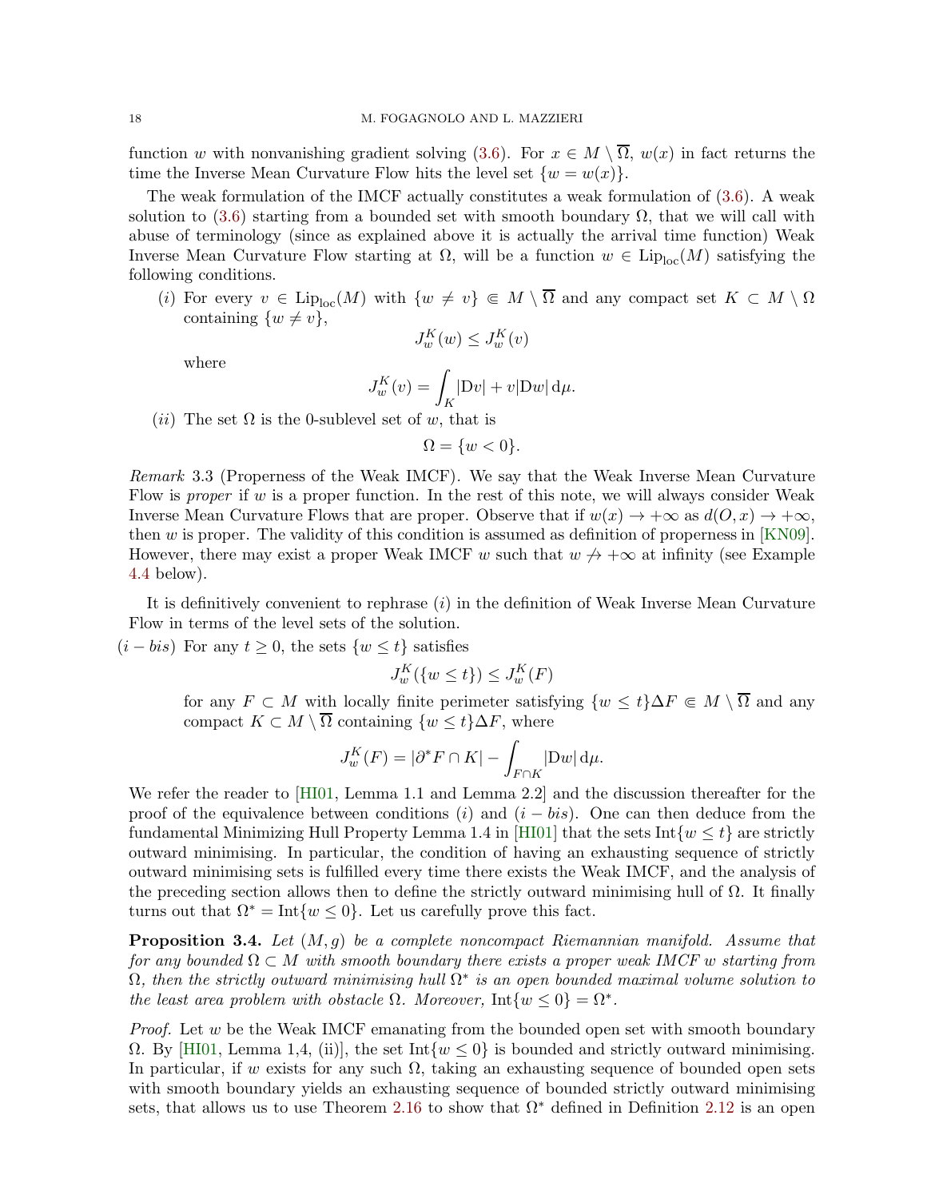function $w$ with nonvanishing gradient solving (3.6). For $x \in M \setminus \overline{\Omega}$, $w(x)$ in fact returns the time the Inverse Mean Curvature Flow hits the level set $\{w = w(x)\}$.

The weak formulation of the IMCF actually constitutes a weak formulation of (3.6). A weak solution to (3.6) starting from a bounded set with smooth boundary $\Omega$, that we will call with abuse of terminology (since as explained above it is actually the arrival time function) Weak Inverse Mean Curvature Flow starting at $\Omega$, will be a function $w \in \mathrm{Lip}_{\mathrm{loc}}(M)$ satisfying the following conditions.

(*i*) For every $v \in \mathrm{Lip}_{\mathrm{loc}}(M)$ with $\{w \neq v\} \Subset M \setminus \overline{\Omega}$ and any compact set $K \subset M \setminus \Omega$ containing $\{w \neq v\}$,

$$J_w^K(w) \leq J_w^K(v)$$

where

$$J_w^K(v) = \int_K |\mathrm{D}v| + v|\mathrm{D}w| \, \mathrm{d}\mu.$$

(*ii*) The set $\Omega$ is the 0-sublevel set of $w$, that is

$$\Omega = \{w < 0\}.$$

*Remark* 3.3 (Properness of the Weak IMCF). We say that the Weak Inverse Mean Curvature Flow is *proper* if $w$ is a proper function. In the rest of this note, we will always consider Weak Inverse Mean Curvature Flows that are proper. Observe that if $w(x) \to +\infty$ as $d(O, x) \to +\infty$, then $w$ is proper. The validity of this condition is assumed as definition of properness in [KN09]. However, there may exist a proper Weak IMCF $w$ such that $w \not\to +\infty$ at infinity (see Example 4.4 below).

It is definitively convenient to rephrase (*i*) in the definition of Weak Inverse Mean Curvature Flow in terms of the level sets of the solution.

(*i − bis*) For any $t \geq 0$, the sets $\{w \leq t\}$ satisfies

$$J_w^K(\{w \leq t\}) \leq J_w^K(F)$$

for any $F \subset M$ with locally finite perimeter satisfying $\{w \leq t\} \Delta F \Subset M \setminus \overline{\Omega}$ and any compact $K \subset M \setminus \overline{\Omega}$ containing $\{w \leq t\} \Delta F$, where

$$J_w^K(F) = |\partial^* F \cap K| - \int_{F \cap K} |\mathrm{D}w| \, \mathrm{d}\mu.$$

We refer the reader to [HI01, Lemma 1.1 and Lemma 2.2] and the discussion thereafter for the proof of the equivalence between conditions (*i*) and (*i − bis*). One can then deduce from the fundamental Minimizing Hull Property Lemma 1.4 in [HI01] that the sets $\mathrm{Int}\{w \leq t\}$ are strictly outward minimising. In particular, the condition of having an exhausting sequence of strictly outward minimising sets is fulfilled every time there exists the Weak IMCF, and the analysis of the preceding section allows then to define the strictly outward minimising hull of $\Omega$. It finally turns out that $\Omega^* = \mathrm{Int}\{w \leq 0\}$. Let us carefully prove this fact.

**Proposition 3.4.** *Let $(M, g)$ be a complete noncompact Riemannian manifold. Assume that for any bounded $\Omega \subset M$ with smooth boundary there exists a proper weak IMCF $w$ starting from $\Omega$, then the strictly outward minimising hull $\Omega^*$ is an open bounded maximal volume solution to the least area problem with obstacle $\Omega$. Moreover, $\mathrm{Int}\{w \leq 0\} = \Omega^*$.*

*Proof.* Let $w$ be the Weak IMCF emanating from the bounded open set with smooth boundary $\Omega$. By [HI01, Lemma 1,4, (ii)], the set $\mathrm{Int}\{w \leq 0\}$ is bounded and strictly outward minimising. In particular, if $w$ exists for any such $\Omega$, taking an exhausting sequence of bounded open sets with smooth boundary yields an exhausting sequence of bounded strictly outward minimising sets, that allows us to use Theorem 2.16 to show that $\Omega^*$ defined in Definition 2.12 is an open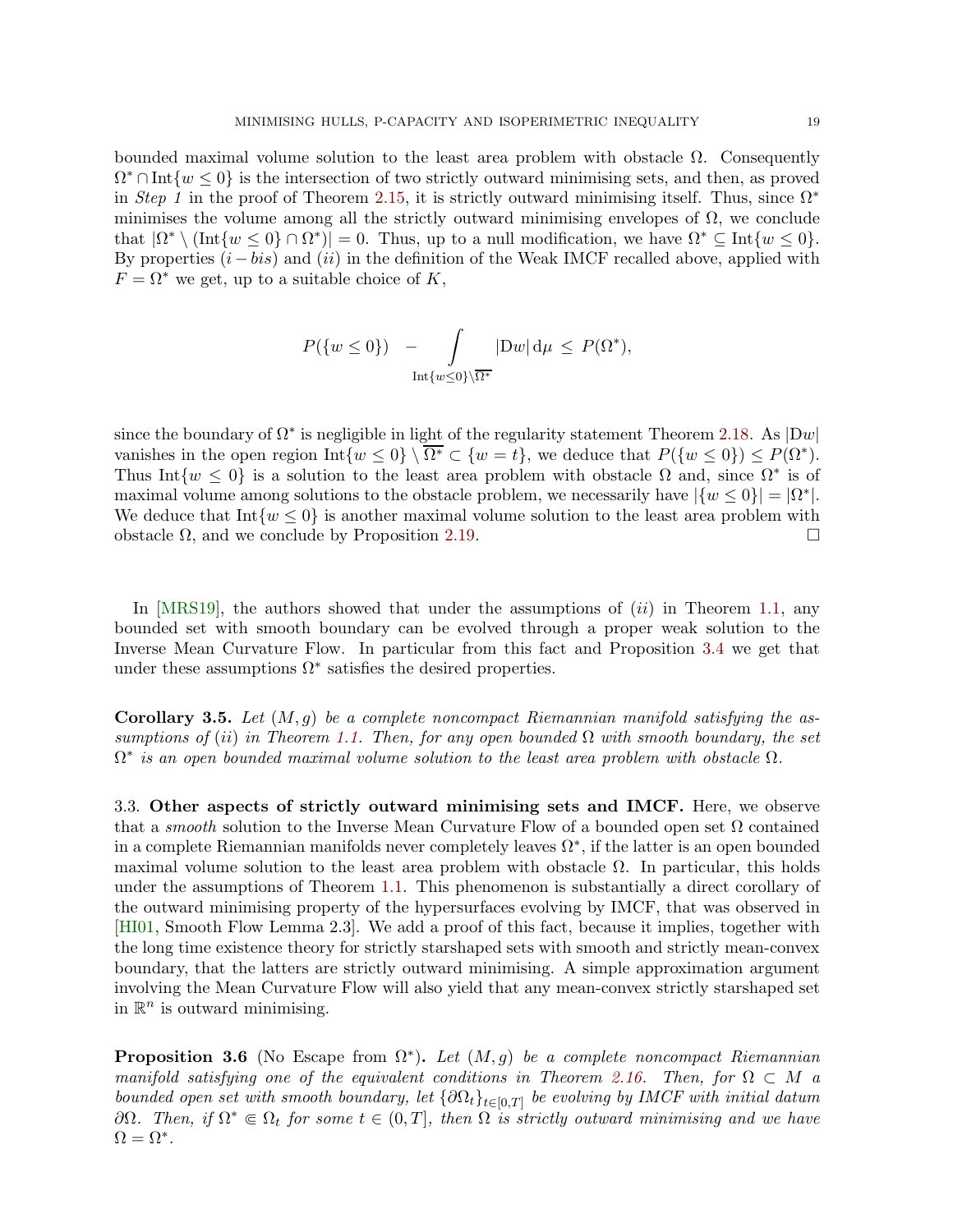bounded maximal volume solution to the least area problem with obstacle $\Omega$. Consequently $\Omega^* \cap \mathrm{Int}\{w \leq 0\}$ is the intersection of two strictly outward minimising sets, and then, as proved in *Step 1* in the proof of Theorem 2.15, it is strictly outward minimising itself. Thus, since $\Omega^*$ minimises the volume among all the strictly outward minimising envelopes of $\Omega$, we conclude that $|\Omega^* \setminus (\mathrm{Int}\{w \leq 0\} \cap \Omega^*)| = 0$. Thus, up to a null modification, we have $\Omega^* \subseteq \mathrm{Int}\{w \leq 0\}$. By properties $(i-bis)$ and $(ii)$ in the definition of the Weak IMCF recalled above, applied with $F = \Omega^*$ we get, up to a suitable choice of $K$,

$$
P(\{w \leq 0\}) \quad - \int\limits_{\mathrm{Int}\{w \leq 0\} \setminus \overline{\Omega^*}} |\mathrm{D}w| \,\mathrm{d}\mu \;\leq\; P(\Omega^*),
$$

since the boundary of $\Omega^*$ is negligible in light of the regularity statement Theorem 2.18. As $|\mathrm{D}w|$ vanishes in the open region $\mathrm{Int}\{w \leq 0\} \setminus \overline{\Omega^*} \subset \{w = t\}$, we deduce that $P(\{w \leq 0\}) \leq P(\Omega^*)$. Thus $\mathrm{Int}\{w \leq 0\}$ is a solution to the least area problem with obstacle $\Omega$ and, since $\Omega^*$ is of maximal volume among solutions to the obstacle problem, we necessarily have $|\{w \leq 0\}| = |\Omega^*|$. We deduce that $\mathrm{Int}\{w \leq 0\}$ is another maximal volume solution to the least area problem with obstacle $\Omega$, and we conclude by Proposition 2.19. □

In [MRS19], the authors showed that under the assumptions of $(ii)$ in Theorem 1.1, any bounded set with smooth boundary can be evolved through a proper weak solution to the Inverse Mean Curvature Flow. In particular from this fact and Proposition 3.4 we get that under these assumptions $\Omega^*$ satisfies the desired properties.

**Corollary 3.5.** *Let $(M, g)$ be a complete noncompact Riemannian manifold satisfying the assumptions of $(ii)$ in Theorem 1.1. Then, for any open bounded $\Omega$ with smooth boundary, the set $\Omega^*$ is an open bounded maximal volume solution to the least area problem with obstacle $\Omega$.*

### 3.3. Other aspects of strictly outward minimising sets and IMCF.

Here, we observe that a *smooth* solution to the Inverse Mean Curvature Flow of a bounded open set $\Omega$ contained in a complete Riemannian manifolds never completely leaves $\Omega^*$, if the latter is an open bounded maximal volume solution to the least area problem with obstacle $\Omega$. In particular, this holds under the assumptions of Theorem 1.1. This phenomenon is substantially a direct corollary of the outward minimising property of the hypersurfaces evolving by IMCF, that was observed in [HI01, Smooth Flow Lemma 2.3]. We add a proof of this fact, because it implies, together with the long time existence theory for strictly starshaped sets with smooth and strictly mean-convex boundary, that the latters are strictly outward minimising. A simple approximation argument involving the Mean Curvature Flow will also yield that any mean-convex strictly starshaped set in $\mathbb{R}^n$ is outward minimising.

**Proposition 3.6** (No Escape from $\Omega^*$)**.** *Let $(M, g)$ be a complete noncompact Riemannian manifold satisfying one of the equivalent conditions in Theorem 2.16. Then, for $\Omega \subset M$ a bounded open set with smooth boundary, let $\{\partial\Omega_t\}_{t\in[0,T]}$ be evolving by IMCF with initial datum $\partial\Omega$. Then, if $\Omega^* \Subset \Omega_t$ for some $t \in (0, T]$, then $\Omega$ is strictly outward minimising and we have $\Omega = \Omega^*$.*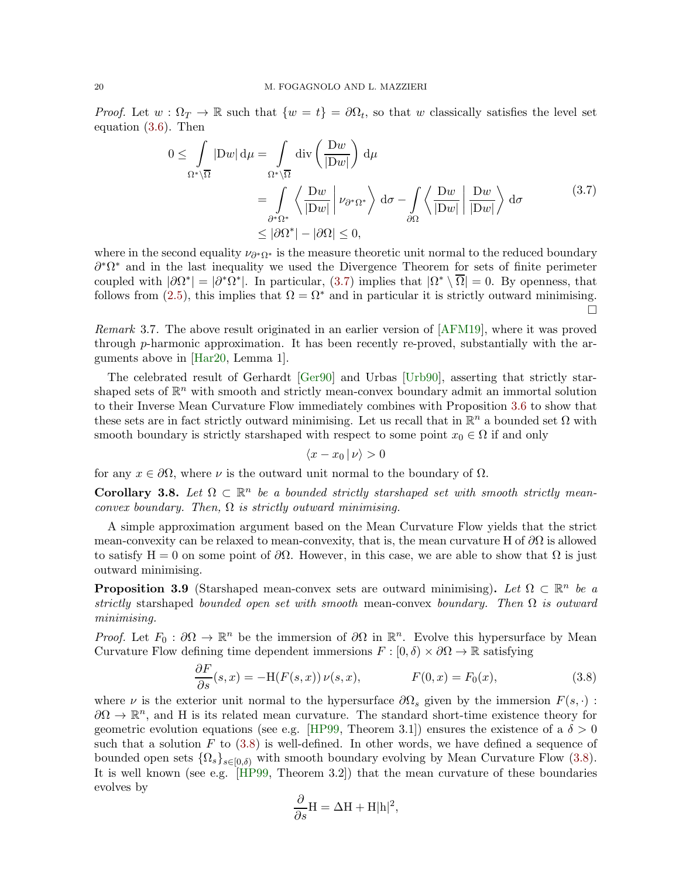*Proof.* Let $w : \Omega_T \to \mathbb{R}$ such that $\{w = t\} = \partial\Omega_t$, so that $w$ classically satisfies the level set equation (3.6). Then

$$
\begin{aligned}
0 \leq \int_{\Omega^* \setminus \overline{\Omega}} |\mathrm{D}w| \, \mathrm{d}\mu &= \int_{\Omega^* \setminus \overline{\Omega}} \mathrm{div}\left(\frac{\mathrm{D}w}{|\mathrm{D}w|}\right) \mathrm{d}\mu \\
&= \int_{\partial^*\Omega^*} \left\langle \frac{\mathrm{D}w}{|\mathrm{D}w|} \,\middle|\, \nu_{\partial^*\Omega^*} \right\rangle \mathrm{d}\sigma - \int_{\partial\Omega} \left\langle \frac{\mathrm{D}w}{|\mathrm{D}w|} \,\middle|\, \frac{\mathrm{D}w}{|\mathrm{D}w|} \right\rangle \mathrm{d}\sigma \\
&\leq |\partial\Omega^*| - |\partial\Omega| \leq 0,
\end{aligned}
\tag{3.7}
$$

where in the second equality $\nu_{\partial^*\Omega^*}$ is the measure theoretic unit normal to the reduced boundary $\partial^*\Omega^*$ and in the last inequality we used the Divergence Theorem for sets of finite perimeter coupled with $|\partial\Omega^*| = |\partial^*\Omega^*|$. In particular, (3.7) implies that $|\Omega^* \setminus \overline{\Omega}| = 0$. By openness, that follows from (2.5), this implies that $\Omega = \Omega^*$ and in particular it is strictly outward minimising. $\square$

*Remark* 3.7. The above result originated in an earlier version of [AFM19], where it was proved through $p$-harmonic approximation. It has been recently re-proved, substantially with the arguments above in [Har20, Lemma 1].

The celebrated result of Gerhardt [Ger90] and Urbas [Urb90], asserting that strictly starshaped sets of $\mathbb{R}^n$ with smooth and strictly mean-convex boundary admit an immortal solution to their Inverse Mean Curvature Flow immediately combines with Proposition 3.6 to show that these sets are in fact strictly outward minimising. Let us recall that in $\mathbb{R}^n$ a bounded set $\Omega$ with smooth boundary is strictly starshaped with respect to some point $x_0 \in \Omega$ if and only

$$
\langle x - x_0 \,|\, \nu \rangle > 0
$$

for any $x \in \partial\Omega$, where $\nu$ is the outward unit normal to the boundary of $\Omega$.

**Corollary 3.8.** *Let $\Omega \subset \mathbb{R}^n$ be a bounded strictly starshaped set with smooth strictly mean-convex boundary. Then, $\Omega$ is strictly outward minimising.*

A simple approximation argument based on the Mean Curvature Flow yields that the strict mean-convexity can be relaxed to mean-convexity, that is, the mean curvature $\mathrm{H}$ of $\partial\Omega$ is allowed to satisfy $\mathrm{H} = 0$ on some point of $\partial\Omega$. However, in this case, we are able to show that $\Omega$ is just outward minimising.

**Proposition 3.9** (Starshaped mean-convex sets are outward minimising)**.** *Let $\Omega \subset \mathbb{R}^n$ be a* strictly *starshaped* bounded open set with smooth *mean-convex* boundary. Then $\Omega$ is outward minimising.*

*Proof.* Let $F_0 : \partial\Omega \to \mathbb{R}^n$ be the immersion of $\partial\Omega$ in $\mathbb{R}^n$. Evolve this hypersurface by Mean Curvature Flow defining time dependent immersions $F : [0, \delta) \times \partial\Omega \to \mathbb{R}$ satisfying

$$
\frac{\partial F}{\partial s}(s, x) = -\mathrm{H}(F(s, x))\, \nu(s, x), \qquad\qquad F(0, x) = F_0(x),
\tag{3.8}
$$

where $\nu$ is the exterior unit normal to the hypersurface $\partial\Omega_s$ given by the immersion $F(s, \cdot) : \partial\Omega \to \mathbb{R}^n$, and $\mathrm{H}$ is its related mean curvature. The standard short-time existence theory for geometric evolution equations (see e.g. [HP99, Theorem 3.1]) ensures the existence of a $\delta > 0$ such that a solution $F$ to (3.8) is well-defined. In other words, we have defined a sequence of bounded open sets $\{\Omega_s\}_{s \in [0,\delta)}$ with smooth boundary evolving by Mean Curvature Flow (3.8). It is well known (see e.g. [HP99, Theorem 3.2]) that the mean curvature of these boundaries evolves by

$$
\frac{\partial}{\partial s}\mathrm{H} = \Delta \mathrm{H} + \mathrm{H}|\mathrm{h}|^2,
$$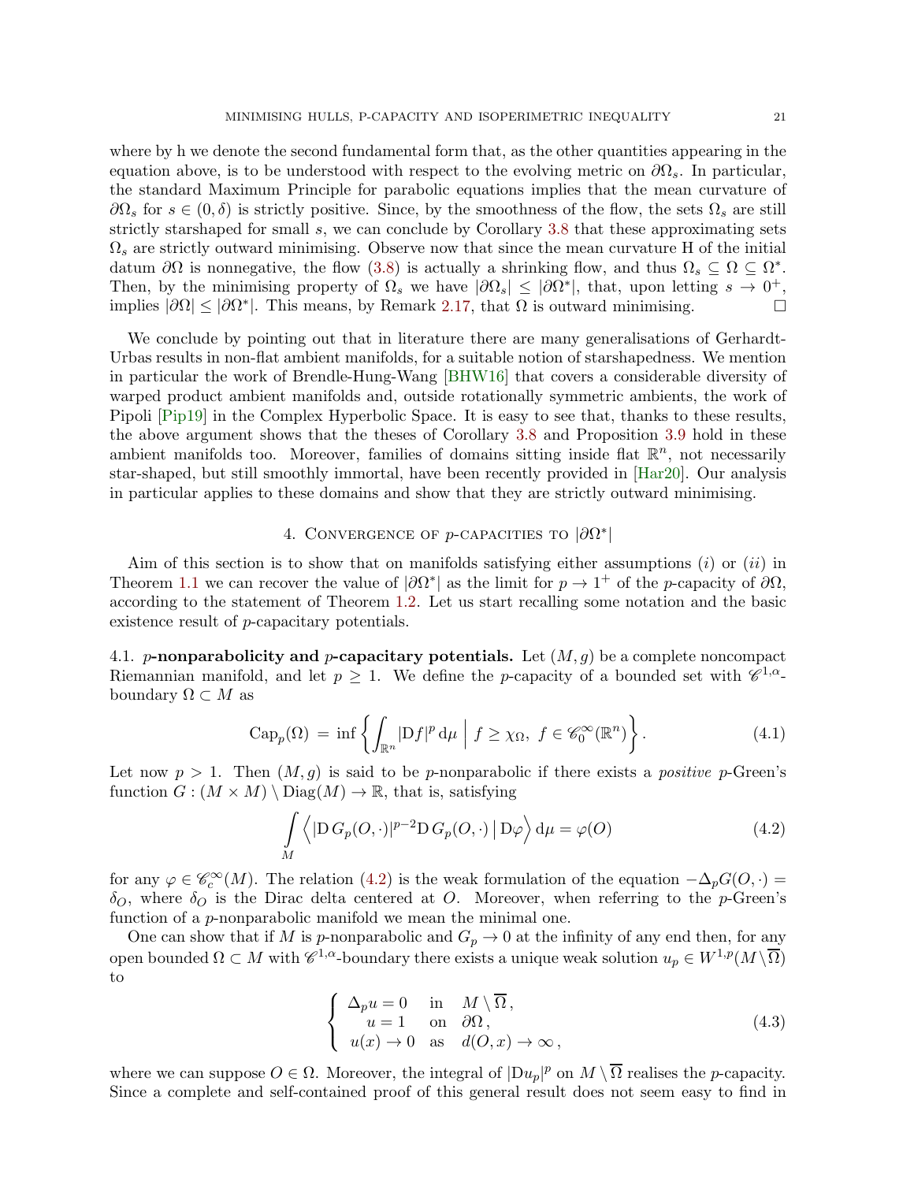where by h we denote the second fundamental form that, as the other quantities appearing in the equation above, is to be understood with respect to the evolving metric on $\partial\Omega_s$. In particular, the standard Maximum Principle for parabolic equations implies that the mean curvature of $\partial\Omega_s$ for $s \in (0, \delta)$ is strictly positive. Since, by the smoothness of the flow, the sets $\Omega_s$ are still strictly starshaped for small $s$, we can conclude by Corollary 3.8 that these approximating sets $\Omega_s$ are strictly outward minimising. Observe now that since the mean curvature H of the initial datum $\partial\Omega$ is nonnegative, the flow (3.8) is actually a shrinking flow, and thus $\Omega_s \subseteq \Omega \subseteq \Omega^*$. Then, by the minimising property of $\Omega_s$ we have $|\partial\Omega_s| \leq |\partial\Omega^*|$, that, upon letting $s \to 0^+$, implies $|\partial\Omega| \leq |\partial\Omega^*|$. This means, by Remark 2.17, that $\Omega$ is outward minimising. $\square$

We conclude by pointing out that in literature there are many generalisations of Gerhardt-Urbas results in non-flat ambient manifolds, for a suitable notion of starshapedness. We mention in particular the work of Brendle-Hung-Wang [BHW16] that covers a considerable diversity of warped product ambient manifolds and, outside rotationally symmetric ambients, the work of Pipoli [Pip19] in the Complex Hyperbolic Space. It is easy to see that, thanks to these results, the above argument shows that the theses of Corollary 3.8 and Proposition 3.9 hold in these ambient manifolds too. Moreover, families of domains sitting inside flat $\mathbb{R}^n$, not necessarily star-shaped, but still smoothly immortal, have been recently provided in [Har20]. Our analysis in particular applies to these domains and show that they are strictly outward minimising.

## 4. Convergence of $p$-capacities to $|\partial\Omega^*|$

Aim of this section is to show that on manifolds satisfying either assumptions $(i)$ or $(ii)$ in Theorem 1.1 we can recover the value of $|\partial\Omega^*|$ as the limit for $p \to 1^+$ of the $p$-capacity of $\partial\Omega$, according to the statement of Theorem 1.2. Let us start recalling some notation and the basic existence result of $p$-capacitary potentials.

4.1. **$p$-nonparabolicity and $p$-capacitary potentials.** Let $(M, g)$ be a complete noncompact Riemannian manifold, and let $p \geq 1$. We define the $p$-capacity of a bounded set with $\mathscr{C}^{1,\alpha}$-boundary $\Omega \subset M$ as

$$
\mathrm{Cap}_p(\Omega) = \inf\left\{ \int_{\mathbb{R}^n} |\mathrm{D} f|^p \, \mathrm{d}\mu \;\middle|\; f \geq \chi_\Omega, \; f \in \mathscr{C}^\infty_0(\mathbb{R}^n) \right\}. \tag{4.1}
$$

Let now $p > 1$. Then $(M, g)$ is said to be $p$-nonparabolic if there exists a *positive* $p$-Green's function $G : (M \times M) \setminus \mathrm{Diag}(M) \to \mathbb{R}$, that is, satisfying

$$
\int_M \left\langle |\mathrm{D}\, G_p(O, \cdot)|^{p-2} \mathrm{D}\, G_p(O, \cdot) \,\middle|\, \mathrm{D}\varphi \right\rangle \mathrm{d}\mu = \varphi(O) \tag{4.2}
$$

for any $\varphi \in \mathscr{C}^\infty_c(M)$. The relation (4.2) is the weak formulation of the equation $-\Delta_p G(O, \cdot) = \delta_O$, where $\delta_O$ is the Dirac delta centered at $O$. Moreover, when referring to the $p$-Green's function of a $p$-nonparabolic manifold we mean the minimal one.

One can show that if $M$ is $p$-nonparabolic and $G_p \to 0$ at the infinity of any end then, for any open bounded $\Omega \subset M$ with $\mathscr{C}^{1,\alpha}$-boundary there exists a unique weak solution $u_p \in W^{1,p}(M \setminus \overline{\Omega})$ to

$$
\begin{cases}
\Delta_p u = 0 & \text{in} \quad M \setminus \overline{\Omega}\,, \\
u = 1 & \text{on} \quad \partial\Omega\,, \\
u(x) \to 0 & \text{as} \quad d(O, x) \to \infty\,,
\end{cases} \tag{4.3}
$$

where we can suppose $O \in \Omega$. Moreover, the integral of $|\mathrm{D}u_p|^p$ on $M \setminus \overline{\Omega}$ realises the $p$-capacity. Since a complete and self-contained proof of this general result does not seem easy to find in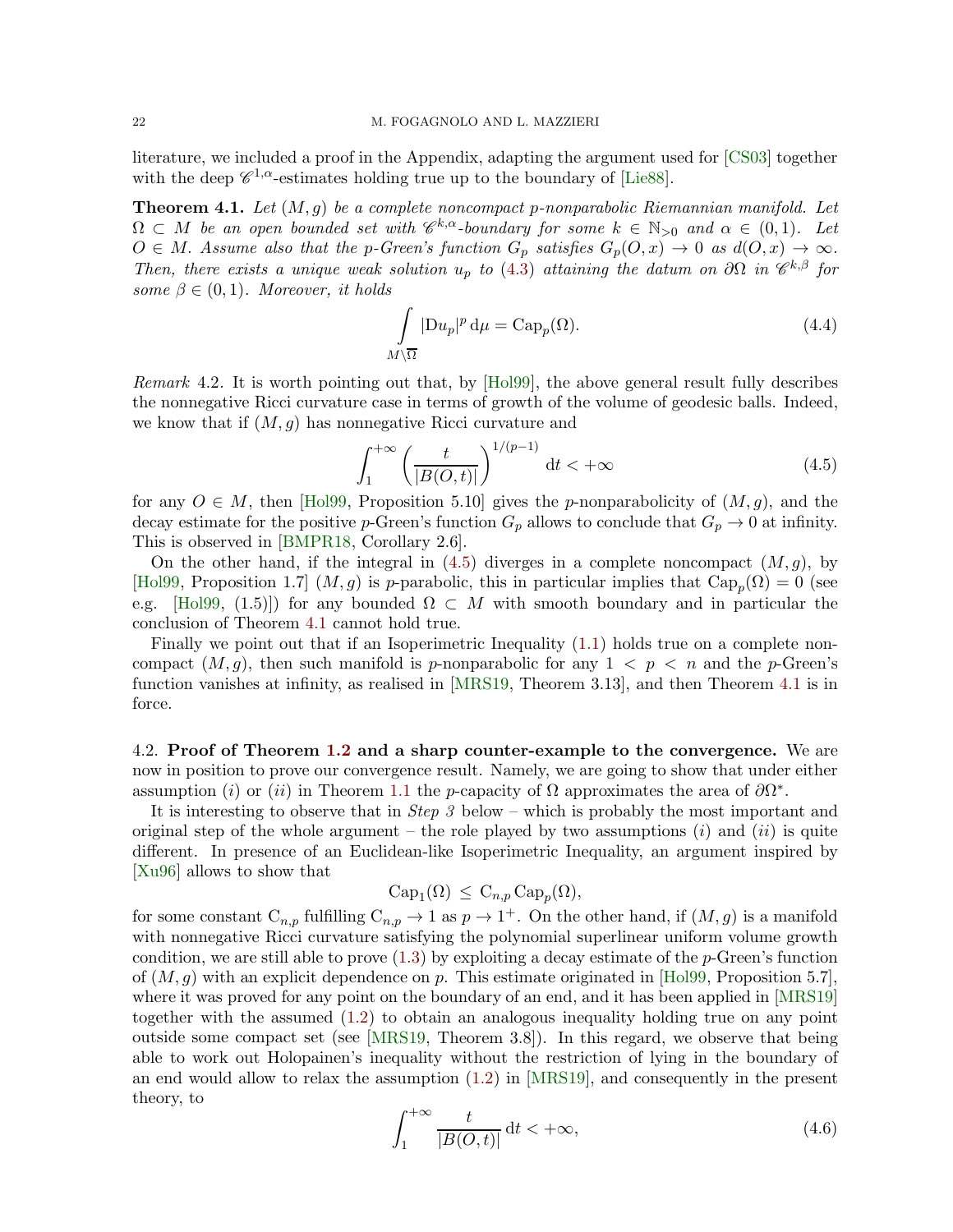literature, we included a proof in the Appendix, adapting the argument used for [CS03] together with the deep $\mathscr{C}^{1,\alpha}$-estimates holding true up to the boundary of [Lie88].

**Theorem 4.1.** *Let $(M,g)$ be a complete noncompact $p$-nonparabolic Riemannian manifold. Let $\Omega \subset M$ be an open bounded set with $\mathscr{C}^{k,\alpha}$-boundary for some $k \in \mathbb{N}_{>0}$ and $\alpha \in (0,1)$. Let $O \in M$. Assume also that the $p$-Green's function $G_p$ satisfies $G_p(O,x) \to 0$ as $d(O,x) \to \infty$. Then, there exists a unique weak solution $u_p$ to (4.3) attaining the datum on $\partial\Omega$ in $\mathscr{C}^{k,\beta}$ for some $\beta \in (0,1)$. Moreover, it holds*

$$\int\limits_{M \setminus \overline{\Omega}} |\mathrm{D}u_p|^p \, \mathrm{d}\mu = \mathrm{Cap}_p(\Omega). \tag{4.4}$$

*Remark* 4.2. It is worth pointing out that, by [Hol99], the above general result fully describes the nonnegative Ricci curvature case in terms of growth of the volume of geodesic balls. Indeed, we know that if $(M,g)$ has nonnegative Ricci curvature and

$$\int_1^{+\infty} \left(\frac{t}{|B(O,t)|}\right)^{1/(p-1)} \mathrm{d}t < +\infty \tag{4.5}$$

for any $O \in M$, then [Hol99, Proposition 5.10] gives the $p$-nonparabolicity of $(M,g)$, and the decay estimate for the positive $p$-Green's function $G_p$ allows to conclude that $G_p \to 0$ at infinity. This is observed in [BMPR18, Corollary 2.6].

On the other hand, if the integral in (4.5) diverges in a complete noncompact $(M,g)$, by [Hol99, Proposition 1.7] $(M,g)$ is $p$-parabolic, this in particular implies that $\mathrm{Cap}_p(\Omega) = 0$ (see e.g. [Hol99, (1.5)]) for any bounded $\Omega \subset M$ with smooth boundary and in particular the conclusion of Theorem 4.1 cannot hold true.

Finally we point out that if an Isoperimetric Inequality (1.1) holds true on a complete noncompact $(M,g)$, then such manifold is $p$-nonparabolic for any $1 < p < n$ and the $p$-Green's function vanishes at infinity, as realised in [MRS19, Theorem 3.13], and then Theorem 4.1 is in force.

## 4.2. Proof of Theorem 1.2 and a sharp counter-example to the convergence.

We are now in position to prove our convergence result. Namely, we are going to show that under either assumption $(i)$ or $(ii)$ in Theorem 1.1 the $p$-capacity of $\Omega$ approximates the area of $\partial\Omega^*$.

It is interesting to observe that in *Step 3* below – which is probably the most important and original step of the whole argument – the role played by two assumptions $(i)$ and $(ii)$ is quite different. In presence of an Euclidean-like Isoperimetric Inequality, an argument inspired by [Xu96] allows to show that

$$\mathrm{Cap}_1(\Omega) \, \leq \, \mathrm{C}_{n,p} \, \mathrm{Cap}_p(\Omega),$$

for some constant $\mathrm{C}_{n,p}$ fulfilling $\mathrm{C}_{n,p} \to 1$ as $p \to 1^+$. On the other hand, if $(M,g)$ is a manifold with nonnegative Ricci curvature satisfying the polynomial superlinear uniform volume growth condition, we are still able to prove (1.3) by exploiting a decay estimate of the $p$-Green's function of $(M,g)$ with an explicit dependence on $p$. This estimate originated in [Hol99, Proposition 5.7], where it was proved for any point on the boundary of an end, and it has been applied in [MRS19] together with the assumed (1.2) to obtain an analogous inequality holding true on any point outside some compact set (see [MRS19, Theorem 3.8]). In this regard, we observe that being able to work out Holopainen's inequality without the restriction of lying in the boundary of an end would allow to relax the assumption (1.2) in [MRS19], and consequently in the present theory, to

$$\int_1^{+\infty} \frac{t}{|B(O,t)|} \, \mathrm{d}t < +\infty, \tag{4.6}$$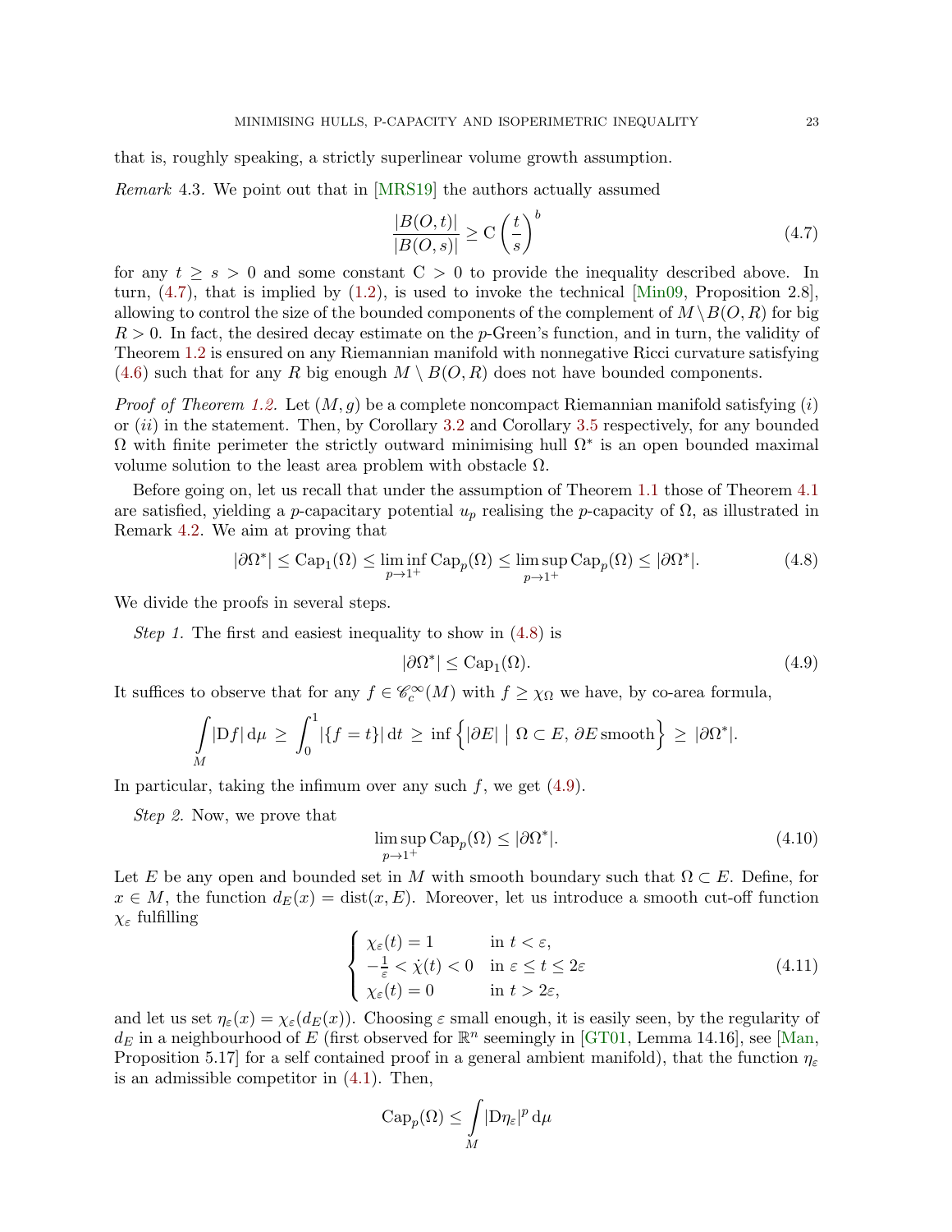that is, roughly speaking, a strictly superlinear volume growth assumption.

*Remark* 4.3. We point out that in [MRS19] the authors actually assumed

$$\frac{|B(O,t)|}{|B(O,s)|} \geq \mathrm{C}\left(\frac{t}{s}\right)^{b} \tag{4.7}$$

for any $t \geq s > 0$ and some constant $\mathrm{C} > 0$ to provide the inequality described above. In turn, (4.7), that is implied by (1.2), is used to invoke the technical [Min09, Proposition 2.8], allowing to control the size of the bounded components of the complement of $M \setminus B(O,R)$ for big $R > 0$. In fact, the desired decay estimate on the $p$-Green's function, and in turn, the validity of Theorem 1.2 is ensured on any Riemannian manifold with nonnegative Ricci curvature satisfying (4.6) such that for any $R$ big enough $M \setminus B(O,R)$ does not have bounded components.

*Proof of Theorem 1.2.* Let $(M,g)$ be a complete noncompact Riemannian manifold satisfying $(i)$ or $(ii)$ in the statement. Then, by Corollary 3.2 and Corollary 3.5 respectively, for any bounded $\Omega$ with finite perimeter the strictly outward minimising hull $\Omega^*$ is an open bounded maximal volume solution to the least area problem with obstacle $\Omega$.

Before going on, let us recall that under the assumption of Theorem 1.1 those of Theorem 4.1 are satisfied, yielding a $p$-capacitary potential $u_p$ realising the $p$-capacity of $\Omega$, as illustrated in Remark 4.2. We aim at proving that

$$|\partial\Omega^*| \leq \mathrm{Cap}_1(\Omega) \leq \liminf_{p\to 1^+} \mathrm{Cap}_p(\Omega) \leq \limsup_{p\to 1^+} \mathrm{Cap}_p(\Omega) \leq |\partial\Omega^*|. \tag{4.8}$$

We divide the proofs in several steps.

*Step 1.* The first and easiest inequality to show in (4.8) is

$$|\partial\Omega^*| \leq \mathrm{Cap}_1(\Omega). \tag{4.9}$$

It suffices to observe that for any $f \in \mathscr{C}^\infty_c(M)$ with $f \geq \chi_\Omega$ we have, by co-area formula,

$$\int\limits_M |\mathrm{D}f| \,\mathrm{d}\mu \;\geq\; \int_0^1 |\{f = t\}| \,\mathrm{d}t \;\geq\; \inf\left\{ |\partial E| \;\middle|\; \Omega \subset E,\, \partial E \,\text{smooth}\right\} \;\geq\; |\partial\Omega^*|.$$

In particular, taking the infimum over any such $f$, we get (4.9).

*Step 2.* Now, we prove that

$$\limsup_{p\to 1^+} \mathrm{Cap}_p(\Omega) \leq |\partial\Omega^*|. \tag{4.10}$$

Let $E$ be any open and bounded set in $M$ with smooth boundary such that $\Omega \subset E$. Define, for $x \in M$, the function $d_E(x) = \mathrm{dist}(x,E)$. Moreover, let us introduce a smooth cut-off function $\chi_\varepsilon$ fulfilling

$$\begin{cases} \chi_\varepsilon(t) = 1 & \text{in } t < \varepsilon, \\ -\frac{1}{\varepsilon} < \dot{\chi}(t) < 0 & \text{in } \varepsilon \leq t \leq 2\varepsilon \\ \chi_\varepsilon(t) = 0 & \text{in } t > 2\varepsilon, \end{cases} \tag{4.11}$$

and let us set $\eta_\varepsilon(x) = \chi_\varepsilon(d_E(x))$. Choosing $\varepsilon$ small enough, it is easily seen, by the regularity of $d_E$ in a neighbourhood of $E$ (first observed for $\mathbb{R}^n$ seemingly in [GT01, Lemma 14.16], see [Man, Proposition 5.17] for a self contained proof in a general ambient manifold), that the function $\eta_\varepsilon$ is an admissible competitor in (4.1). Then,

$$\mathrm{Cap}_p(\Omega) \leq \int\limits_M |\mathrm{D}\eta_\varepsilon|^p \,\mathrm{d}\mu$$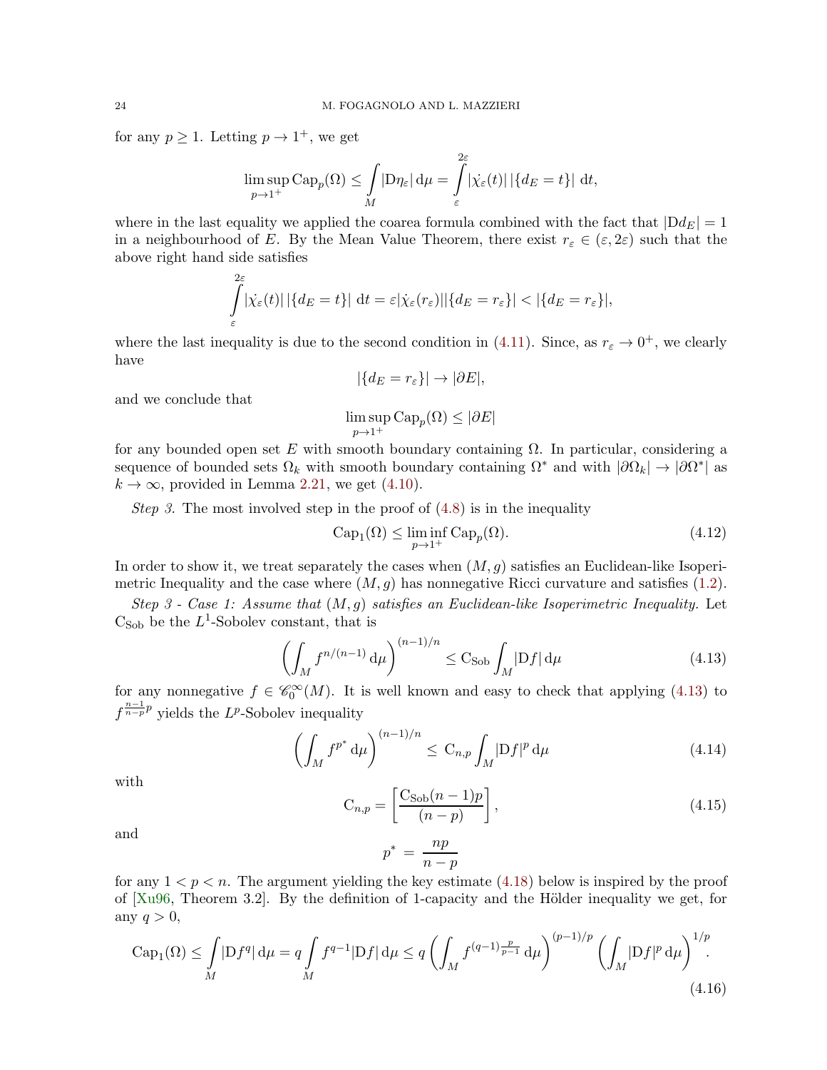for any $p \geq 1$. Letting $p \to 1^+$, we get

$$\limsup_{p\to 1^+} \mathrm{Cap}_p(\Omega) \leq \int\limits_M |\mathrm{D}\eta_\varepsilon| \, \mathrm{d}\mu = \int\limits_{\varepsilon}^{2\varepsilon} |\dot{\chi}_\varepsilon(t)| \, |\{d_E = t\}| \, \mathrm{d}t,$$

where in the last equality we applied the coarea formula combined with the fact that $|\mathrm{D}d_E| = 1$ in a neighbourhood of $E$. By the Mean Value Theorem, there exist $r_\varepsilon \in (\varepsilon, 2\varepsilon)$ such that the above right hand side satisfies

$$\int\limits_{\varepsilon}^{2\varepsilon} |\dot{\chi}_\varepsilon(t)| \, |\{d_E = t\}| \, \mathrm{d}t = \varepsilon |\dot{\chi}_\varepsilon(r_\varepsilon)| |\{d_E = r_\varepsilon\}| < |\{d_E = r_\varepsilon\}|,$$

where the last inequality is due to the second condition in (4.11). Since, as $r_\varepsilon \to 0^+$, we clearly have

$$|\{d_E = r_\varepsilon\}| \to |\partial E|,$$

and we conclude that

$$\limsup_{p\to 1^+} \mathrm{Cap}_p(\Omega) \leq |\partial E|$$

for any bounded open set $E$ with smooth boundary containing $\Omega$. In particular, considering a sequence of bounded sets $\Omega_k$ with smooth boundary containing $\Omega^*$ and with $|\partial\Omega_k| \to |\partial\Omega^*|$ as $k \to \infty$, provided in Lemma 2.21, we get (4.10).

*Step 3.* The most involved step in the proof of (4.8) is in the inequality

$$\mathrm{Cap}_1(\Omega) \leq \liminf_{p\to 1^+} \mathrm{Cap}_p(\Omega). \tag{4.12}$$

In order to show it, we treat separately the cases when $(M, g)$ satisfies an Euclidean-like Isoperimetric Inequality and the case where $(M, g)$ has nonnegative Ricci curvature and satisfies (1.2).

*Step 3 - Case 1: Assume that $(M, g)$ satisfies an Euclidean-like Isoperimetric Inequality.* Let $\mathrm{C}_{\mathrm{Sob}}$ be the $L^1$-Sobolev constant, that is

$$\left(\int_M f^{n/(n-1)} \, \mathrm{d}\mu\right)^{(n-1)/n} \leq \mathrm{C}_{\mathrm{Sob}} \int_M |\mathrm{D}f| \, \mathrm{d}\mu \tag{4.13}$$

for any nonnegative $f \in \mathscr{C}_0^\infty(M)$. It is well known and easy to check that applying (4.13) to $f^{\frac{n-1}{n-p}p}$ yields the $L^p$-Sobolev inequality

$$\left(\int_M f^{p^*} \, \mathrm{d}\mu\right)^{(n-1)/n} \leq \mathrm{C}_{n,p} \int_M |\mathrm{D}f|^p \, \mathrm{d}\mu \tag{4.14}$$

with

$$\mathrm{C}_{n,p} = \left[\frac{\mathrm{C}_{\mathrm{Sob}}(n-1)p}{(n-p)}\right], \tag{4.15}$$

and

$$p^* = \frac{np}{n-p}$$

for any $1 < p < n$. The argument yielding the key estimate (4.18) below is inspired by the proof of [Xu96, Theorem 3.2]. By the definition of 1-capacity and the Hölder inequality we get, for any $q > 0$,

$$\mathrm{Cap}_1(\Omega) \leq \int\limits_M |\mathrm{D}f^q| \, \mathrm{d}\mu = q \int\limits_M f^{q-1} |\mathrm{D}f| \, \mathrm{d}\mu \leq q \left(\int_M f^{(q-1)\frac{p}{p-1}} \, \mathrm{d}\mu\right)^{(p-1)/p} \left(\int_M |\mathrm{D}f|^p \, \mathrm{d}\mu\right)^{1/p}. \tag{4.16}$$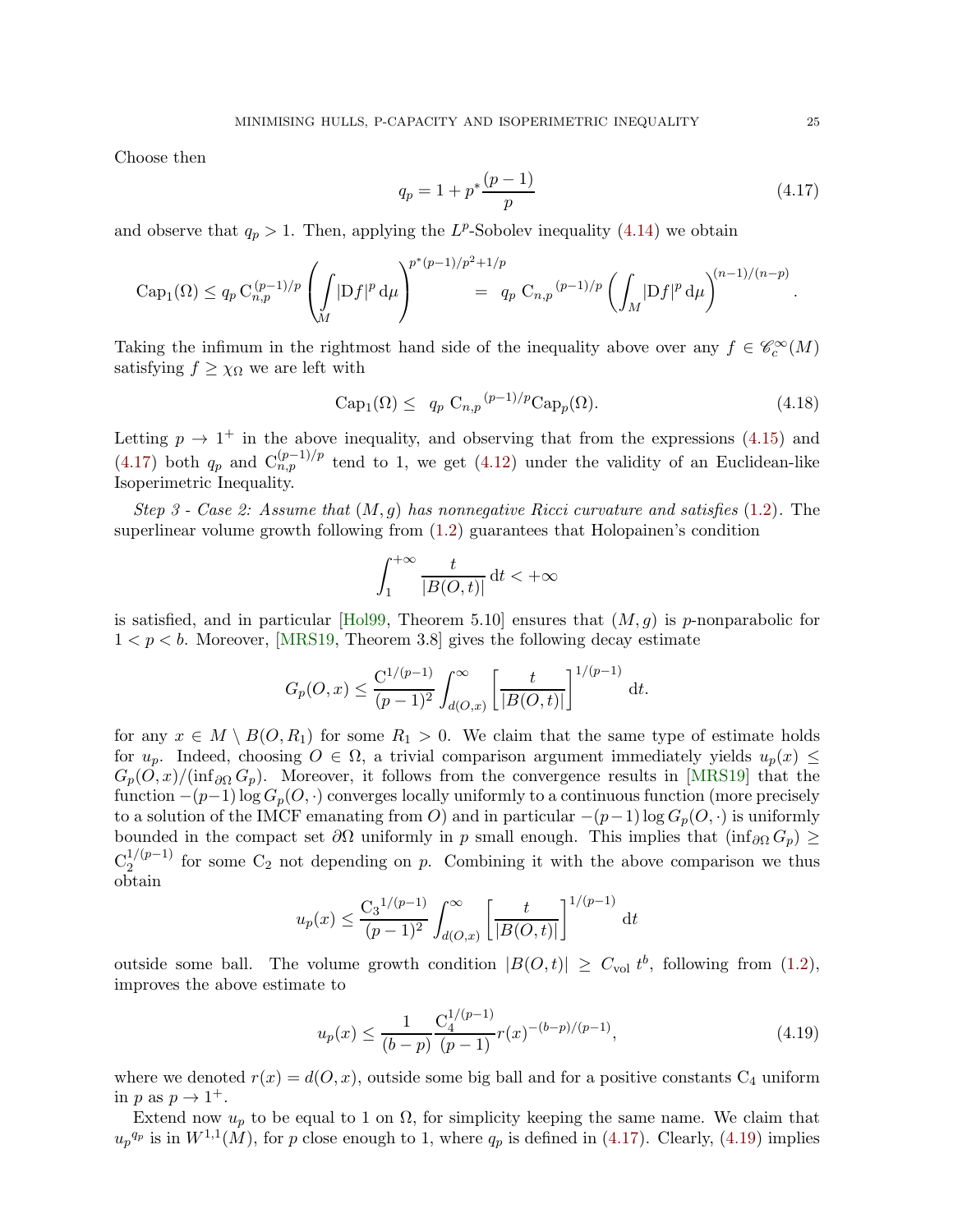Choose then

$$q_p = 1 + p^* \frac{(p-1)}{p} \tag{4.17}$$

and observe that $q_p > 1$. Then, applying the $L^p$-Sobolev inequality (4.14) we obtain

$$\mathrm{Cap}_1(\Omega) \leq q_p \, \mathrm{C}_{n,p}^{(p-1)/p} \left( \int\limits_M |\mathrm{D} f|^p \, \mathrm{d}\mu \right)^{p^*(p-1)/p^2 + 1/p} = q_p \, \mathrm{C}_{n,p}{}^{(p-1)/p} \left( \int_M |\mathrm{D} f|^p \, \mathrm{d}\mu \right)^{(n-1)/(n-p)}.$$

Taking the infimum in the rightmost hand side of the inequality above over any $f \in \mathscr{C}_c^\infty(M)$ satisfying $f \geq \chi_\Omega$ we are left with

$$\mathrm{Cap}_1(\Omega) \leq q_p \, \mathrm{C}_{n,p}{}^{(p-1)/p} \mathrm{Cap}_p(\Omega). \tag{4.18}$$

Letting $p \to 1^+$ in the above inequality, and observing that from the expressions (4.15) and (4.17) both $q_p$ and $\mathrm{C}_{n,p}^{(p-1)/p}$ tend to 1, we get (4.12) under the validity of an Euclidean-like Isoperimetric Inequality.

*Step 3 - Case 2: Assume that $(M, g)$ has nonnegative Ricci curvature and satisfies* (1.2). The superlinear volume growth following from (1.2) guarantees that Holopainen's condition

$$\int_1^{+\infty} \frac{t}{|B(O,t)|} \, \mathrm{d}t < +\infty$$

is satisfied, and in particular [Hol99, Theorem 5.10] ensures that $(M, g)$ is $p$-nonparabolic for $1 < p < b$. Moreover, [MRS19, Theorem 3.8] gives the following decay estimate

$$G_p(O, x) \leq \frac{\mathrm{C}^{1/(p-1)}}{(p-1)^2} \int_{d(O,x)}^\infty \left[ \frac{t}{|B(O,t)|} \right]^{1/(p-1)} \mathrm{d}t.$$

for any $x \in M \setminus B(O, R_1)$ for some $R_1 > 0$. We claim that the same type of estimate holds for $u_p$. Indeed, choosing $O \in \Omega$, a trivial comparison argument immediately yields $u_p(x) \leq G_p(O, x)/(\inf_{\partial\Omega} G_p)$. Moreover, it follows from the convergence results in [MRS19] that the function $-(p-1)\log G_p(O, \cdot)$ converges locally uniformly to a continuous function (more precisely to a solution of the IMCF emanating from $O$) and in particular $-(p-1)\log G_p(O, \cdot)$ is uniformly bounded in the compact set $\partial\Omega$ uniformly in $p$ small enough. This implies that $(\inf_{\partial\Omega} G_p) \geq \mathrm{C}_2^{1/(p-1)}$ for some $\mathrm{C}_2$ not depending on $p$. Combining it with the above comparison we thus obtain

$$u_p(x) \leq \frac{\mathrm{C}_3{}^{1/(p-1)}}{(p-1)^2} \int_{d(O,x)}^\infty \left[ \frac{t}{|B(O,t)|} \right]^{1/(p-1)} \mathrm{d}t$$

outside some ball. The volume growth condition $|B(O,t)| \geq C_{\mathrm{vol}} \, t^b$, following from (1.2), improves the above estimate to

$$u_p(x) \leq \frac{1}{(b-p)} \frac{\mathrm{C}_4^{1/(p-1)}}{(p-1)} r(x)^{-(b-p)/(p-1)}, \tag{4.19}$$

where we denoted $r(x) = d(O, x)$, outside some big ball and for a positive constants $\mathrm{C}_4$ uniform in $p$ as $p \to 1^+$.

Extend now $u_p$ to be equal to 1 on $\Omega$, for simplicity keeping the same name. We claim that ${u_p}^{q_p}$ is in $W^{1,1}(M)$, for $p$ close enough to 1, where $q_p$ is defined in (4.17). Clearly, (4.19) implies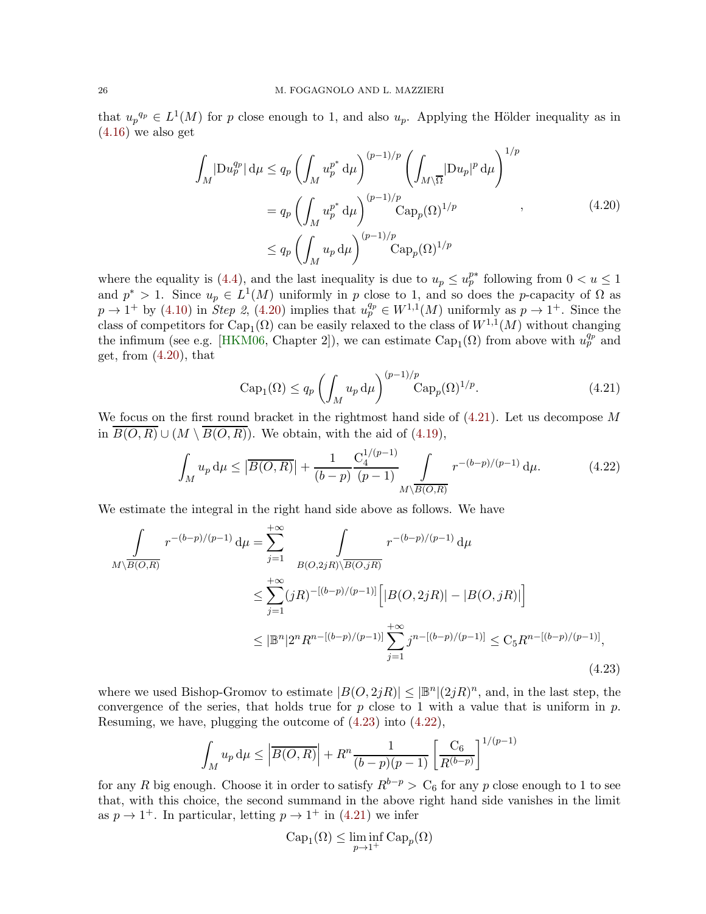that ${u_p}^{q_p} \in L^1(M)$ for $p$ close enough to 1, and also $u_p$. Applying the Hölder inequality as in (4.16) we also get

$$
\begin{aligned}
\int_M |\mathrm{D} u_p^{q_p}| \,\mathrm{d}\mu &\leq q_p \left( \int_M u_p^{p^*} \,\mathrm{d}\mu \right)^{(p-1)/p} \left( \int_{M \setminus \overline{\Omega}} |\mathrm{D} u_p|^p \,\mathrm{d}\mu \right)^{1/p} \\
&= q_p \left( \int_M u_p^{p^*} \,\mathrm{d}\mu \right)^{(p-1)/p} \mathrm{Cap}_p(\Omega)^{1/p} \\
&\leq q_p \left( \int_M u_p \,\mathrm{d}\mu \right)^{(p-1)/p} \mathrm{Cap}_p(\Omega)^{1/p}
\end{aligned}
\qquad , \tag{4.20}
$$

where the equality is (4.4), and the last inequality is due to $u_p \leq u_p^{p^*}$ following from $0 < u \leq 1$ and $p^* > 1$. Since $u_p \in L^1(M)$ uniformly in $p$ close to 1, and so does the $p$-capacity of $\Omega$ as $p \to 1^+$ by (4.10) in *Step 2*, (4.20) implies that $u_p^{q_p} \in W^{1,1}(M)$ uniformly as $p \to 1^+$. Since the class of competitors for $\mathrm{Cap}_1(\Omega)$ can be easily relaxed to the class of $W^{1,1}(M)$ without changing the infimum (see e.g. [HKM06, Chapter 2]), we can estimate $\mathrm{Cap}_1(\Omega)$ from above with $u_p^{q_p}$ and get, from (4.20), that

$$
\mathrm{Cap}_1(\Omega) \leq q_p \left( \int_M u_p \,\mathrm{d}\mu \right)^{(p-1)/p} \mathrm{Cap}_p(\Omega)^{1/p}. \tag{4.21}
$$

We focus on the first round bracket in the rightmost hand side of (4.21). Let us decompose $M$ in $\overline{B(O,R)} \cup (M \setminus \overline{B(O,R)})$. We obtain, with the aid of (4.19),

$$
\int_M u_p \,\mathrm{d}\mu \leq \left|\overline{B(O,R)}\right| + \frac{1}{(b-p)} \frac{\mathrm{C}_4^{1/(p-1)}}{(p-1)} \int\limits_{M \setminus \overline{B(O,R)}} r^{-(b-p)/(p-1)} \,\mathrm{d}\mu. \tag{4.22}
$$

We estimate the integral in the right hand side above as follows. We have

$$
\begin{aligned}
\int\limits_{M \setminus \overline{B(O,R)}} r^{-(b-p)/(p-1)} \,\mathrm{d}\mu &= \sum_{j=1}^{+\infty} \int\limits_{B(O,2jR) \setminus \overline{B(O,jR)}} r^{-(b-p)/(p-1)} \,\mathrm{d}\mu \\
&\leq \sum_{j=1}^{+\infty} (jR)^{-[(b-p)/(p-1)]} \Big[ |B(O,2jR)| - |B(O,jR)| \Big] \\
&\leq |\mathbb{B}^n| 2^n R^{n-[(b-p)/(p-1)]} \sum_{j=1}^{+\infty} j^{n-[(b-p)/(p-1)]} \leq \mathrm{C}_5 R^{n-[(b-p)/(p-1)]},
\end{aligned} \tag{4.23}
$$

where we used Bishop-Gromov to estimate $|B(O,2jR)| \leq |\mathbb{B}^n|(2jR)^n$, and, in the last step, the convergence of the series, that holds true for $p$ close to 1 with a value that is uniform in $p$. Resuming, we have, plugging the outcome of (4.23) into (4.22),

$$
\int_M u_p \,\mathrm{d}\mu \leq \left|\overline{B(O,R)}\right| + R^n \frac{1}{(b-p)(p-1)} \left[ \frac{\mathrm{C}_6}{R^{(b-p)}} \right]^{1/(p-1)}
$$

for any $R$ big enough. Choose it in order to satisfy $R^{b-p} > \mathrm{C}_6$ for any $p$ close enough to 1 to see that, with this choice, the second summand in the above right hand side vanishes in the limit as $p \to 1^+$. In particular, letting $p \to 1^+$ in (4.21) we infer

$$
\mathrm{Cap}_1(\Omega) \leq \liminf_{p \to 1^+} \mathrm{Cap}_p(\Omega)
$$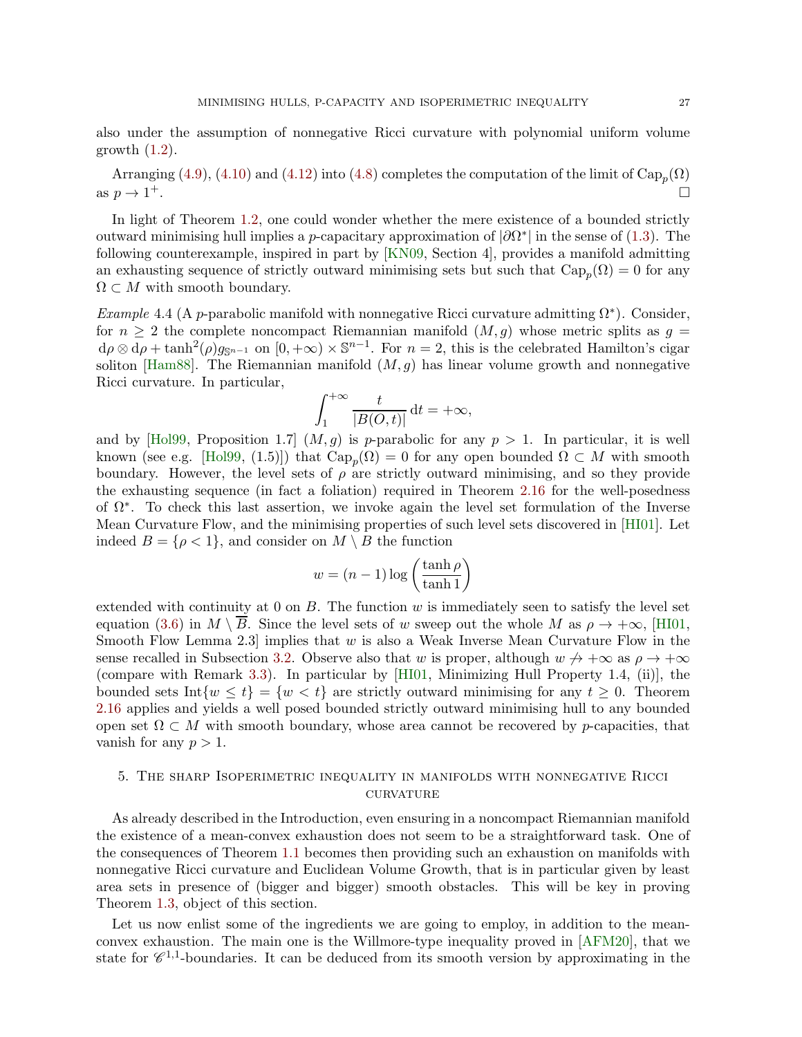also under the assumption of nonnegative Ricci curvature with polynomial uniform volume growth (1.2).

Arranging (4.9), (4.10) and (4.12) into (4.8) completes the computation of the limit of $\mathrm{Cap}_p(\Omega)$ as $p \to 1^+$. ☐

In light of Theorem 1.2, one could wonder whether the mere existence of a bounded strictly outward minimising hull implies a $p$-capacitary approximation of $|\partial\Omega^*|$ in the sense of (1.3). The following counterexample, inspired in part by [KN09, Section 4], provides a manifold admitting an exhausting sequence of strictly outward minimising sets but such that $\mathrm{Cap}_p(\Omega) = 0$ for any $\Omega \subset M$ with smooth boundary.

*Example* 4.4 (A $p$-parabolic manifold with nonnegative Ricci curvature admitting $\Omega^*$). Consider, for $n \geq 2$ the complete noncompact Riemannian manifold $(M, g)$ whose metric splits as $g = \mathrm{d}\rho \otimes \mathrm{d}\rho + \tanh^2(\rho) g_{\mathbb{S}^{n-1}}$ on $[0, +\infty) \times \mathbb{S}^{n-1}$. For $n = 2$, this is the celebrated Hamilton's cigar soliton [Ham88]. The Riemannian manifold $(M, g)$ has linear volume growth and nonnegative Ricci curvature. In particular,

$$\int_1^{+\infty} \frac{t}{|B(O,t)|}\,\mathrm{d}t = +\infty,$$

and by [Hol99, Proposition 1.7] $(M, g)$ is $p$-parabolic for any $p > 1$. In particular, it is well known (see e.g. [Hol99, (1.5)]) that $\mathrm{Cap}_p(\Omega) = 0$ for any open bounded $\Omega \subset M$ with smooth boundary. However, the level sets of $\rho$ are strictly outward minimising, and so they provide the exhausting sequence (in fact a foliation) required in Theorem 2.16 for the well-posedness of $\Omega^*$. To check this last assertion, we invoke again the level set formulation of the Inverse Mean Curvature Flow, and the minimising properties of such level sets discovered in [HI01]. Let indeed $B = \{\rho < 1\}$, and consider on $M \setminus B$ the function

$$w = (n-1) \log\left(\frac{\tanh \rho}{\tanh 1}\right)$$

extended with continuity at $0$ on $B$. The function $w$ is immediately seen to satisfy the level set equation (3.6) in $M \setminus \overline{B}$. Since the level sets of $w$ sweep out the whole $M$ as $\rho \to +\infty$, [HI01, Smooth Flow Lemma 2.3] implies that $w$ is also a Weak Inverse Mean Curvature Flow in the sense recalled in Subsection 3.2. Observe also that $w$ is proper, although $w \not\to +\infty$ as $\rho \to +\infty$ (compare with Remark 3.3). In particular by [HI01, Minimizing Hull Property 1.4, (ii)], the bounded sets $\mathrm{Int}\{w \leq t\} = \{w < t\}$ are strictly outward minimising for any $t \geq 0$. Theorem 2.16 applies and yields a well posed bounded strictly outward minimising hull to any bounded open set $\Omega \subset M$ with smooth boundary, whose area cannot be recovered by $p$-capacities, that vanish for any $p > 1$.

## 5. The sharp Isoperimetric inequality in manifolds with nonnegative Ricci curvature

As already described in the Introduction, even ensuring in a noncompact Riemannian manifold the existence of a mean-convex exhaustion does not seem to be a straightforward task. One of the consequences of Theorem 1.1 becomes then providing such an exhaustion on manifolds with nonnegative Ricci curvature and Euclidean Volume Growth, that is in particular given by least area sets in presence of (bigger and bigger) smooth obstacles. This will be key in proving Theorem 1.3, object of this section.

Let us now enlist some of the ingredients we are going to employ, in addition to the mean-convex exhaustion. The main one is the Willmore-type inequality proved in [AFM20], that we state for $\mathscr{C}^{1,1}$-boundaries. It can be deduced from its smooth version by approximating in the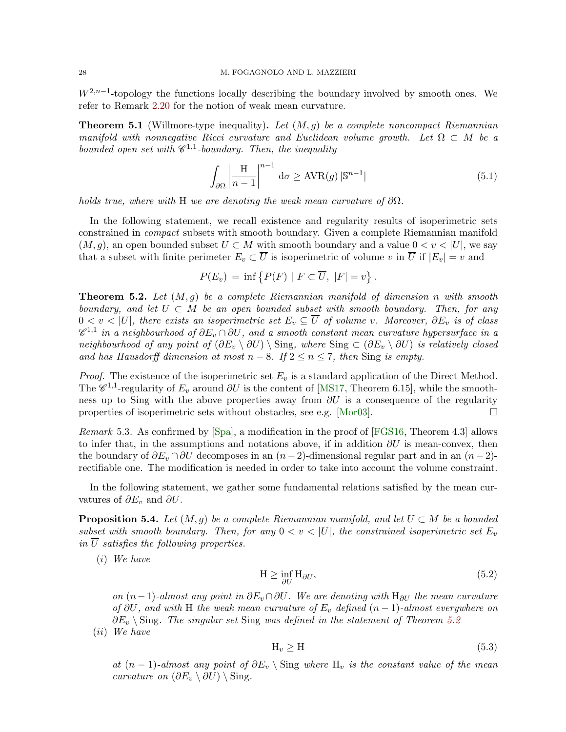$W^{2,n-1}$-topology the functions locally describing the boundary involved by smooth ones. We refer to Remark 2.20 for the notion of weak mean curvature.

**Theorem 5.1** (Willmore-type inequality)**.** *Let $(M, g)$ be a complete noncompact Riemannian manifold with nonnegative Ricci curvature and Euclidean volume growth. Let $\Omega \subset M$ be a bounded open set with $\mathscr{C}^{1,1}$-boundary. Then, the inequality*

$$\int_{\partial\Omega} \left| \frac{\mathrm{H}}{n-1} \right|^{n-1} \mathrm{d}\sigma \geq \mathrm{AVR}(g)\, |\mathbb{S}^{n-1}| \tag{5.1}$$

*holds true, where with $\mathrm{H}$ we are denoting the weak mean curvature of $\partial\Omega$.*

In the following statement, we recall existence and regularity results of isoperimetric sets constrained in *compact* subsets with smooth boundary. Given a complete Riemannian manifold $(M, g)$, an open bounded subset $U \subset M$ with smooth boundary and a value $0 < v < |U|$, we say that a subset with finite perimeter $E_v \subset \overline{U}$ is isoperimetric of volume $v$ in $\overline{U}$ if $|E_v| = v$ and

$$P(E_v) \,=\, \inf\left\{ P(F) \mid F \subset \overline{U},\ |F| = v \right\}.$$

**Theorem 5.2.** *Let $(M, g)$ be a complete Riemannian manifold of dimension $n$ with smooth boundary, and let $U \subset M$ be an open bounded subset with smooth boundary. Then, for any $0 < v < |U|$, there exists an isoperimetric set $E_v \subseteq \overline{U}$ of volume $v$. Moreover, $\partial E_v$ is of class $\mathscr{C}^{1,1}$ in a neighbourhood of $\partial E_v \cap \partial U$, and a smooth constant mean curvature hypersurface in a neighbourhood of any point of $(\partial E_v \setminus \partial U) \setminus \mathrm{Sing}$, where $\mathrm{Sing} \subset (\partial E_v \setminus \partial U)$ is relatively closed and has Hausdorff dimension at most $n - 8$. If $2 \leq n \leq 7$, then $\mathrm{Sing}$ is empty.*

*Proof.* The existence of the isoperimetric set $E_v$ is a standard application of the Direct Method. The $\mathscr{C}^{1,1}$-regularity of $E_v$ around $\partial U$ is the content of [MS17, Theorem 6.15], while the smoothness up to Sing with the above properties away from $\partial U$ is a consequence of the regularity properties of isoperimetric sets without obstacles, see e.g. [Mor03]. □

*Remark* 5.3. As confirmed by [Spa], a modification in the proof of [FGS16, Theorem 4.3] allows to infer that, in the assumptions and notations above, if in addition $\partial U$ is mean-convex, then the boundary of $\partial E_v \cap \partial U$ decomposes in an $(n-2)$-dimensional regular part and in an $(n-2)$-rectifiable one. The modification is needed in order to take into account the volume constraint.

In the following statement, we gather some fundamental relations satisfied by the mean curvatures of $\partial E_v$ and $\partial U$.

**Proposition 5.4.** *Let $(M, g)$ be a complete Riemannian manifold, and let $U \subset M$ be a bounded subset with smooth boundary. Then, for any $0 < v < |U|$, the constrained isoperimetric set $E_v$ in $\overline{U}$ satisfies the following properties.*

(*i*) *We have*

$$\mathrm{H} \geq \inf_{\partial U} \mathrm{H}_{\partial U}, \tag{5.2}$$

*on $(n-1)$-almost any point in $\partial E_v \cap \partial U$. We are denoting with $\mathrm{H}_{\partial U}$ the mean curvature of $\partial U$, and with $\mathrm{H}$ the weak mean curvature of $E_v$ defined $(n-1)$-almost everywhere on $\partial E_v \setminus \mathrm{Sing}$. The singular set $\mathrm{Sing}$ was defined in the statement of Theorem 5.2*

(*ii*) *We have*

$$\mathrm{H}_v \geq \mathrm{H} \tag{5.3}$$

*at $(n-1)$-almost any point of $\partial E_v \setminus \mathrm{Sing}$ where $\mathrm{H}_v$ is the constant value of the mean curvature on $(\partial E_v \setminus \partial U) \setminus \mathrm{Sing}$.*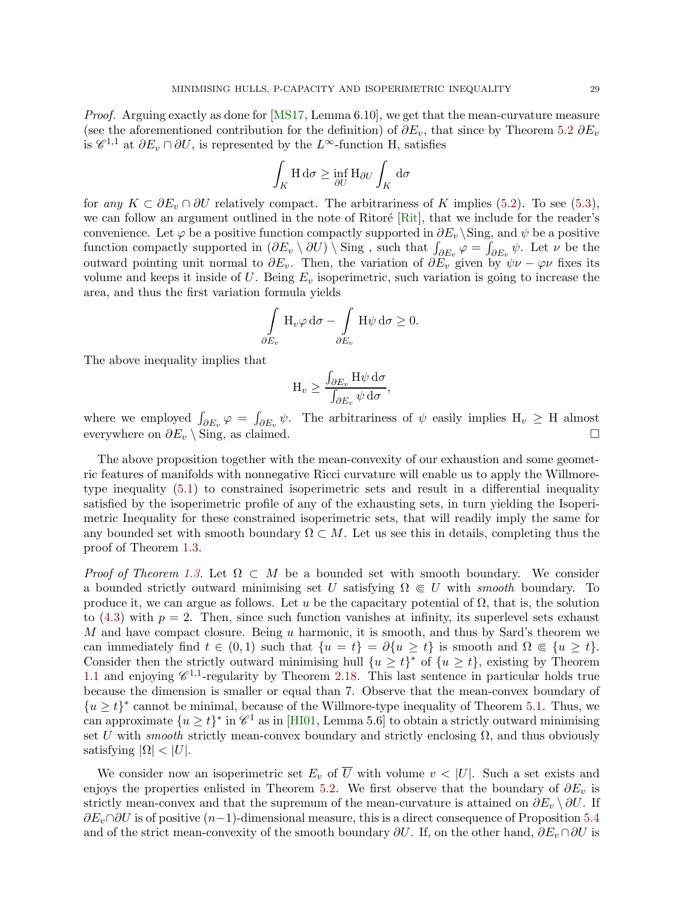*Proof.* Arguing exactly as done for [MS17, Lemma 6.10], we get that the mean-curvature measure (see the aforementioned contribution for the definition) of $\partial E_v$, that since by Theorem 5.2 $\partial E_v$ is $\mathscr{C}^{1,1}$ at $\partial E_v \cap \partial U$, is represented by the $L^\infty$-function H, satisfies

$$\int_K \mathrm{H} \, \mathrm{d}\sigma \geq \inf_{\partial U} \mathrm{H}_{\partial U} \int_K \mathrm{d}\sigma$$

for *any* $K \subset \partial E_v \cap \partial U$ relatively compact. The arbitrariness of $K$ implies (5.2). To see (5.3), we can follow an argument outlined in the note of Ritoré [Rit], that we include for the reader's convenience. Let $\varphi$ be a positive function compactly supported in $\partial E_v \setminus \mathrm{Sing}$, and $\psi$ be a positive function compactly supported in $(\partial E_v \setminus \partial U) \setminus \mathrm{Sing}$ , such that $\int_{\partial E_v} \varphi = \int_{\partial E_v} \psi$. Let $\nu$ be the outward pointing unit normal to $\partial E_v$. Then, the variation of $\partial E_v$ given by $\psi\nu - \varphi\nu$ fixes its volume and keeps it inside of $U$. Being $E_v$ isoperimetric, such variation is going to increase the area, and thus the first variation formula yields

$$\int\limits_{\partial E_v} \mathrm{H}_v \varphi \, \mathrm{d}\sigma - \int\limits_{\partial E_v} \mathrm{H} \psi \, \mathrm{d}\sigma \geq 0.$$

The above inequality implies that

$$\mathrm{H}_v \geq \frac{\int_{\partial E_v} \mathrm{H}\psi \, \mathrm{d}\sigma}{\int_{\partial E_v} \psi \, \mathrm{d}\sigma},$$

where we employed $\int_{\partial E_v} \varphi = \int_{\partial E_v} \psi$. The arbitrariness of $\psi$ easily implies $\mathrm{H}_v \geq \mathrm{H}$ almost everywhere on $\partial E_v \setminus \mathrm{Sing}$, as claimed. □

The above proposition together with the mean-convexity of our exhaustion and some geometric features of manifolds with nonnegative Ricci curvature will enable us to apply the Willmore-type inequality (5.1) to constrained isoperimetric sets and result in a differential inequality satisfied by the isoperimetric profile of any of the exhausting sets, in turn yielding the Isoperimetric Inequality for these constrained isoperimetric sets, that will readily imply the same for any bounded set with smooth boundary $\Omega \subset M$. Let us see this in details, completing thus the proof of Theorem 1.3.

*Proof of Theorem 1.3.* Let $\Omega \subset M$ be a bounded set with smooth boundary. We consider a bounded strictly outward minimising set $U$ satisfying $\Omega \Subset U$ with *smooth* boundary. To produce it, we can argue as follows. Let $u$ be the capacitary potential of $\Omega$, that is, the solution to (4.3) with $p = 2$. Then, since such function vanishes at infinity, its superlevel sets exhaust $M$ and have compact closure. Being $u$ harmonic, it is smooth, and thus by Sard's theorem we can immediately find $t \in (0, 1)$ such that $\{u = t\} = \partial\{u \geq t\}$ is smooth and $\Omega \Subset \{u \geq t\}$. Consider then the strictly outward minimising hull $\{u \geq t\}^*$ of $\{u \geq t\}$, existing by Theorem 1.1 and enjoying $\mathscr{C}^{1,1}$-regularity by Theorem 2.18. This last sentence in particular holds true because the dimension is smaller or equal than 7. Observe that the mean-convex boundary of $\{u \geq t\}^*$ cannot be minimal, because of the Willmore-type inequality of Theorem 5.1. Thus, we can approximate $\{u \geq t\}^*$ in $\mathscr{C}^1$ as in [HI01, Lemma 5.6] to obtain a strictly outward minimising set $U$ with *smooth* strictly mean-convex boundary and strictly enclosing $\Omega$, and thus obviously satisfying $|\Omega| < |U|$.

We consider now an isoperimetric set $E_v$ of $\overline{U}$ with volume $v < |U|$. Such a set exists and enjoys the properties enlisted in Theorem 5.2. We first observe that the boundary of $\partial E_v$ is strictly mean-convex and that the supremum of the mean-curvature is attained on $\partial E_v \setminus \partial U$. If $\partial E_v \cap \partial U$ is of positive $(n-1)$-dimensional measure, this is a direct consequence of Proposition 5.4 and of the strict mean-convexity of the smooth boundary $\partial U$. If, on the other hand, $\partial E_v \cap \partial U$ is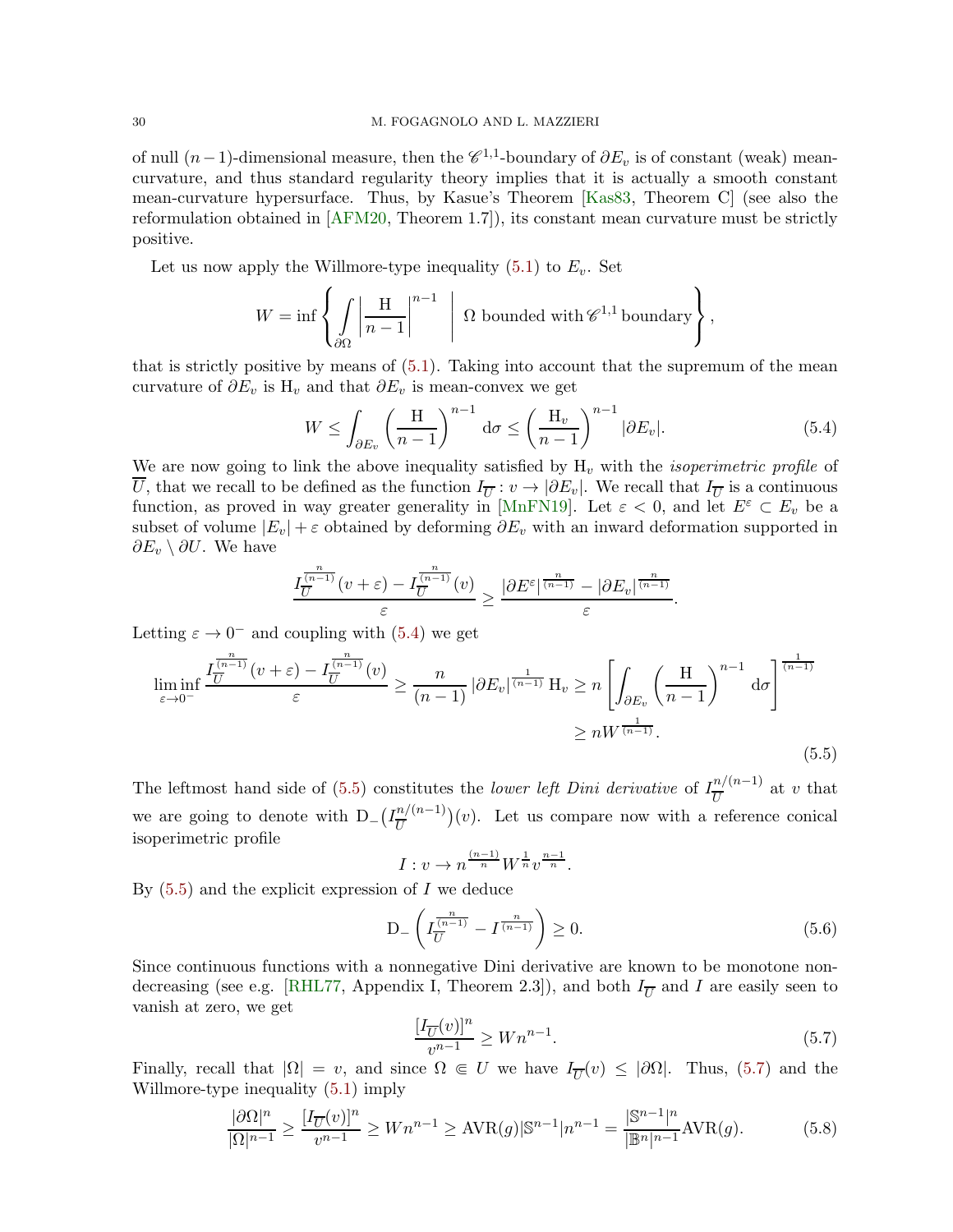of null $(n-1)$-dimensional measure, then the $\mathscr{C}^{1,1}$-boundary of $\partial E_v$ is of constant (weak) mean-curvature, and thus standard regularity theory implies that it is actually a smooth constant mean-curvature hypersurface. Thus, by Kasue's Theorem [Kas83, Theorem C] (see also the reformulation obtained in [AFM20, Theorem 1.7]), its constant mean curvature must be strictly positive.

Let us now apply the Willmore-type inequality (5.1) to $E_v$. Set

$$W = \inf \left\{ \int\limits_{\partial\Omega} \left| \frac{\mathrm{H}}{n-1} \right|^{n-1} \;\middle|\; \Omega \text{ bounded with } \mathscr{C}^{1,1} \text{ boundary} \right\},$$

that is strictly positive by means of (5.1). Taking into account that the supremum of the mean curvature of $\partial E_v$ is $\mathrm{H}_v$ and that $\partial E_v$ is mean-convex we get

$$W \leq \int_{\partial E_v} \left( \frac{\mathrm{H}}{n-1} \right)^{n-1} \mathrm{d}\sigma \leq \left( \frac{\mathrm{H}_v}{n-1} \right)^{n-1} |\partial E_v|. \tag{5.4}$$

We are now going to link the above inequality satisfied by $\mathrm{H}_v$ with the *isoperimetric profile* of $\overline{U}$, that we recall to be defined as the function $I_{\overline{U}} : v \to |\partial E_v|$. We recall that $I_{\overline{U}}$ is a continuous function, as proved in way greater generality in [MnFN19]. Let $\varepsilon < 0$, and let $E^\varepsilon \subset E_v$ be a subset of volume $|E_v| + \varepsilon$ obtained by deforming $\partial E_v$ with an inward deformation supported in $\partial E_v \setminus \partial U$. We have

$$\frac{I_{\overline{U}}^{\frac{n}{(n-1)}}(v+\varepsilon) - I_{\overline{U}}^{\frac{n}{(n-1)}}(v)}{\varepsilon} \geq \frac{|\partial E^\varepsilon|^{\frac{n}{(n-1)}} - |\partial E_v|^{\frac{n}{(n-1)}}}{\varepsilon}.$$

Letting $\varepsilon \to 0^-$ and coupling with (5.4) we get

$$\liminf_{\varepsilon \to 0^-} \frac{I_{\overline{U}}^{\frac{n}{(n-1)}}(v+\varepsilon) - I_{\overline{U}}^{\frac{n}{(n-1)}}(v)}{\varepsilon} \geq \frac{n}{(n-1)} |\partial E_v|^{\frac{1}{(n-1)}} \mathrm{H}_v \geq n \left[ \int_{\partial E_v} \left( \frac{\mathrm{H}}{n-1} \right)^{n-1} \mathrm{d}\sigma \right]^{\frac{1}{(n-1)}} \geq n W^{\frac{1}{(n-1)}}. \tag{5.5}$$

The leftmost hand side of (5.5) constitutes the *lower left Dini derivative* of $I_{\overline{U}}^{n/(n-1)}$ at $v$ that we are going to denote with $\mathrm{D}_-\big(I_{\overline{U}}^{n/(n-1)}\big)(v)$. Let us compare now with a reference conical isoperimetric profile

$$I : v \to n^{\frac{(n-1)}{n}} W^{\frac{1}{n}} v^{\frac{n-1}{n}}.$$

By (5.5) and the explicit expression of $I$ we deduce

$$\mathrm{D}_- \left( I_{\overline{U}}^{\frac{n}{(n-1)}} - I^{\frac{n}{(n-1)}} \right) \geq 0. \tag{5.6}$$

Since continuous functions with a nonnegative Dini derivative are known to be monotone nondecreasing (see e.g. [RHL77, Appendix I, Theorem 2.3]), and both $I_{\overline{U}}$ and $I$ are easily seen to vanish at zero, we get

$$\frac{[I_{\overline{U}}(v)]^n}{v^{n-1}} \geq W n^{n-1}. \tag{5.7}$$

Finally, recall that $|\Omega| = v$, and since $\Omega \Subset U$ we have $I_{\overline{U}}(v) \leq |\partial\Omega|$. Thus, (5.7) and the Willmore-type inequality (5.1) imply

$$\frac{|\partial\Omega|^n}{|\Omega|^{n-1}} \geq \frac{[I_{\overline{U}}(v)]^n}{v^{n-1}} \geq W n^{n-1} \geq \mathrm{AVR}(g) |\mathbb{S}^{n-1}| n^{n-1} = \frac{|\mathbb{S}^{n-1}|^n}{|\mathbb{B}^n|^{n-1}} \mathrm{AVR}(g). \tag{5.8}$$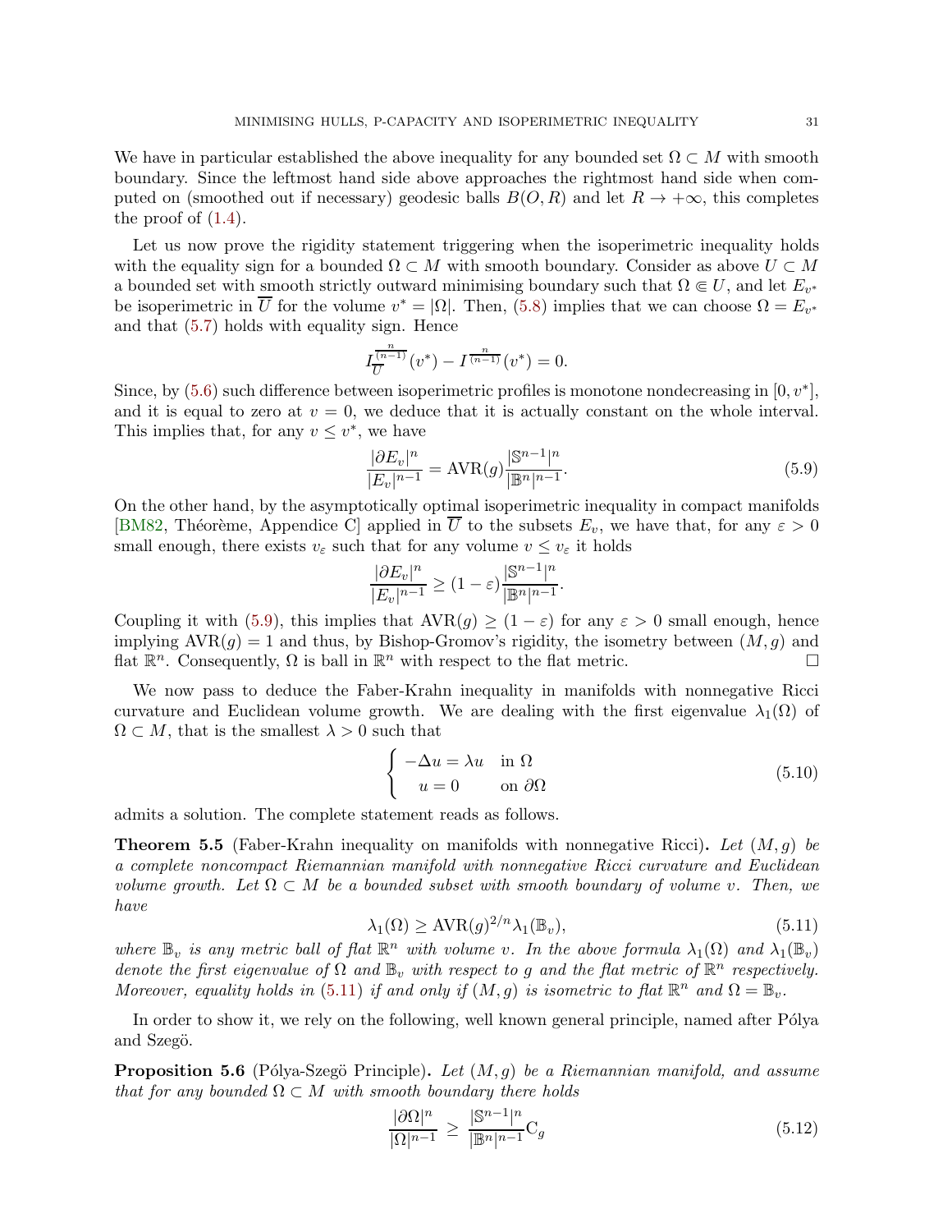We have in particular established the above inequality for any bounded set $\Omega \subset M$ with smooth boundary. Since the leftmost hand side above approaches the rightmost hand side when computed on (smoothed out if necessary) geodesic balls $B(O, R)$ and let $R \to +\infty$, this completes the proof of (1.4).

Let us now prove the rigidity statement triggering when the isoperimetric inequality holds with the equality sign for a bounded $\Omega \subset M$ with smooth boundary. Consider as above $U \subset M$ a bounded set with smooth strictly outward minimising boundary such that $\Omega \Subset U$, and let $E_{v^*}$ be isoperimetric in $\overline{U}$ for the volume $v^* = |\Omega|$. Then, (5.8) implies that we can choose $\Omega = E_{v^*}$ and that (5.7) holds with equality sign. Hence

$$I_{\overline{U}}^{\frac{n}{(n-1)}}(v^*) - I^{\frac{n}{(n-1)}}(v^*) = 0.$$

Since, by (5.6) such difference between isoperimetric profiles is monotone nondecreasing in $[0, v^*]$, and it is equal to zero at $v = 0$, we deduce that it is actually constant on the whole interval. This implies that, for any $v \le v^*$, we have

$$\frac{|\partial E_v|^n}{|E_v|^{n-1}} = \mathrm{AVR}(g)\frac{|\mathbb{S}^{n-1}|^n}{|\mathbb{B}^n|^{n-1}}. \tag{5.9}$$

On the other hand, by the asymptotically optimal isoperimetric inequality in compact manifolds [BM82, Théorème, Appendice C] applied in $\overline{U}$ to the subsets $E_v$, we have that, for any $\varepsilon > 0$ small enough, there exists $v_\varepsilon$ such that for any volume $v \le v_\varepsilon$ it holds

$$\frac{|\partial E_v|^n}{|E_v|^{n-1}} \ge (1-\varepsilon)\frac{|\mathbb{S}^{n-1}|^n}{|\mathbb{B}^n|^{n-1}}.$$

Coupling it with (5.9), this implies that $\mathrm{AVR}(g) \ge (1-\varepsilon)$ for any $\varepsilon > 0$ small enough, hence implying $\mathrm{AVR}(g) = 1$ and thus, by Bishop-Gromov's rigidity, the isometry between $(M, g)$ and flat $\mathbb{R}^n$. Consequently, $\Omega$ is ball in $\mathbb{R}^n$ with respect to the flat metric. $\square$

We now pass to deduce the Faber-Krahn inequality in manifolds with nonnegative Ricci curvature and Euclidean volume growth. We are dealing with the first eigenvalue $\lambda_1(\Omega)$ of $\Omega \subset M$, that is the smallest $\lambda > 0$ such that

$$\begin{cases} -\Delta u = \lambda u & \text{in } \Omega \\ \quad u = 0 & \text{on } \partial\Omega \end{cases} \tag{5.10}$$

admits a solution. The complete statement reads as follows.

**Theorem 5.5** (Faber-Krahn inequality on manifolds with nonnegative Ricci)**.** *Let $(M, g)$ be a complete noncompact Riemannian manifold with nonnegative Ricci curvature and Euclidean volume growth. Let $\Omega \subset M$ be a bounded subset with smooth boundary of volume $v$. Then, we have*

$$\lambda_1(\Omega) \ge \mathrm{AVR}(g)^{2/n}\lambda_1(\mathbb{B}_v), \tag{5.11}$$

*where $\mathbb{B}_v$ is any metric ball of flat $\mathbb{R}^n$ with volume $v$. In the above formula $\lambda_1(\Omega)$ and $\lambda_1(\mathbb{B}_v)$ denote the first eigenvalue of $\Omega$ and $\mathbb{B}_v$ with respect to $g$ and the flat metric of $\mathbb{R}^n$ respectively. Moreover, equality holds in (5.11) if and only if $(M, g)$ is isometric to flat $\mathbb{R}^n$ and $\Omega = \mathbb{B}_v$.*

In order to show it, we rely on the following, well known general principle, named after Pólya and Szegö.

**Proposition 5.6** (Pólya-Szegö Principle)**.** *Let $(M, g)$ be a Riemannian manifold, and assume that for any bounded $\Omega \subset M$ with smooth boundary there holds*

$$\frac{|\partial\Omega|^n}{|\Omega|^{n-1}} \;\ge\; \frac{|\mathbb{S}^{n-1}|^n}{|\mathbb{B}^n|^{n-1}}\mathrm{C}_g \tag{5.12}$$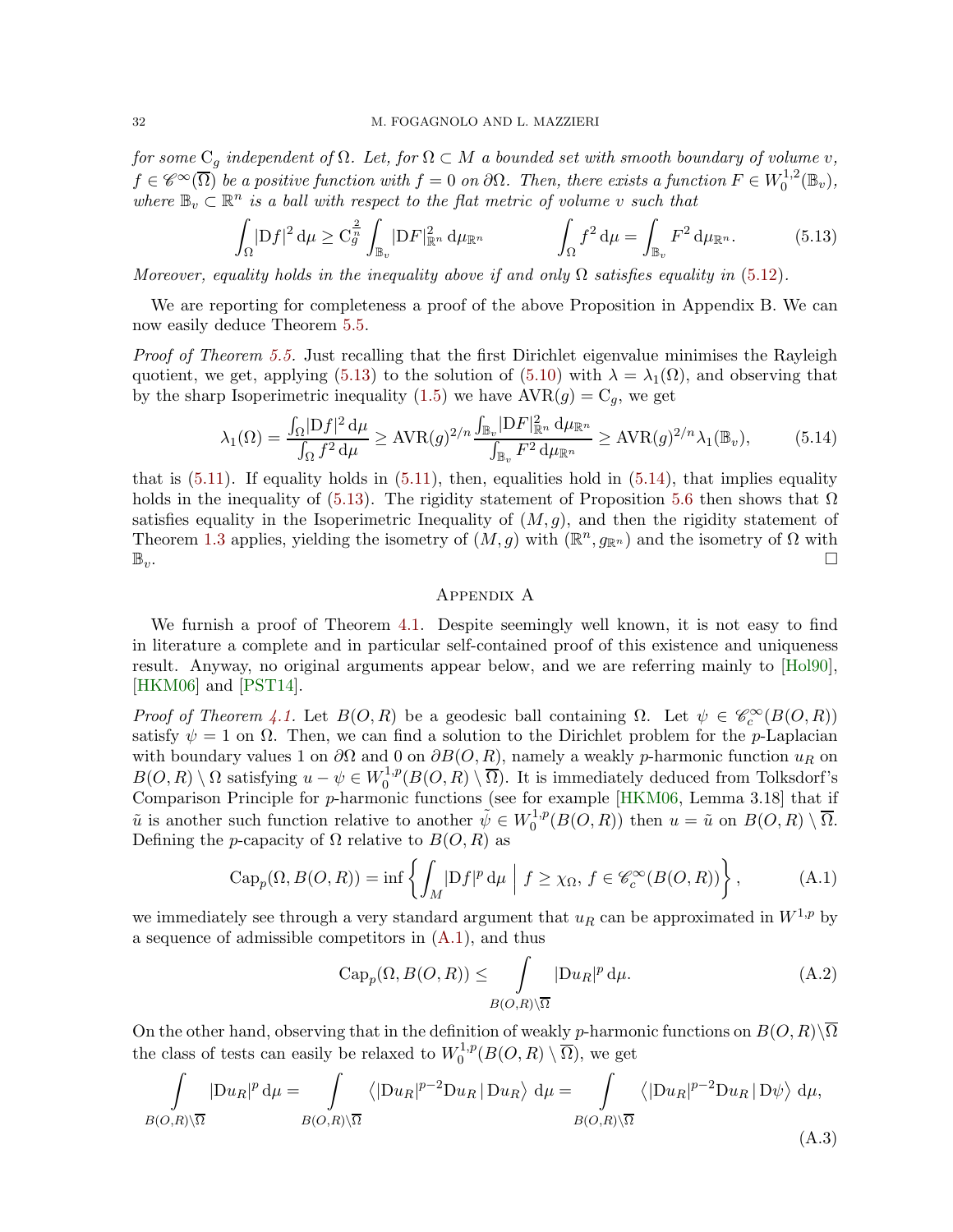*for some $\mathrm{C}_g$ independent of $\Omega$. Let, for $\Omega \subset M$ a bounded set with smooth boundary of volume $v$, $f \in \mathscr{C}^\infty(\overline{\Omega})$ be a positive function with $f = 0$ on $\partial\Omega$. Then, there exists a function $F \in W_0^{1,2}(\mathbb{B}_v)$, where $\mathbb{B}_v \subset \mathbb{R}^n$ is a ball with respect to the flat metric of volume $v$ such that*

$$\int_\Omega |\mathrm{D}f|^2 \,\mathrm{d}\mu \geq \mathrm{C}_g^{\frac{2}{n}} \int_{\mathbb{B}_v} |\mathrm{D}F|^2_{\mathbb{R}^n} \,\mathrm{d}\mu_{\mathbb{R}^n} \qquad\qquad \int_\Omega f^2 \,\mathrm{d}\mu = \int_{\mathbb{B}_v} F^2 \,\mathrm{d}\mu_{\mathbb{R}^n}. \tag{5.13}$$

*Moreover, equality holds in the inequality above if and only $\Omega$ satisfies equality in (5.12).*

We are reporting for completeness a proof of the above Proposition in Appendix B. We can now easily deduce Theorem 5.5.

*Proof of Theorem 5.5.* Just recalling that the first Dirichlet eigenvalue minimises the Rayleigh quotient, we get, applying (5.13) to the solution of (5.10) with $\lambda = \lambda_1(\Omega)$, and observing that by the sharp Isoperimetric inequality (1.5) we have $\mathrm{AVR}(g) = \mathrm{C}_g$, we get

$$\lambda_1(\Omega) = \frac{\int_\Omega |\mathrm{D}f|^2 \,\mathrm{d}\mu}{\int_\Omega f^2 \,\mathrm{d}\mu} \geq \mathrm{AVR}(g)^{2/n} \frac{\int_{\mathbb{B}_v} |\mathrm{D}F|^2_{\mathbb{R}^n} \,\mathrm{d}\mu_{\mathbb{R}^n}}{\int_{\mathbb{B}_v} F^2 \,\mathrm{d}\mu_{\mathbb{R}^n}} \geq \mathrm{AVR}(g)^{2/n} \lambda_1(\mathbb{B}_v), \tag{5.14}$$

that is (5.11). If equality holds in (5.11), then, equalities hold in (5.14), that implies equality holds in the inequality of (5.13). The rigidity statement of Proposition 5.6 then shows that $\Omega$ satisfies equality in the Isoperimetric Inequality of $(M, g)$, and then the rigidity statement of Theorem 1.3 applies, yielding the isometry of $(M, g)$ with $(\mathbb{R}^n, g_{\mathbb{R}^n})$ and the isometry of $\Omega$ with $\mathbb{B}_v$. □

## Appendix A

We furnish a proof of Theorem 4.1. Despite seemingly well known, it is not easy to find in literature a complete and in particular self-contained proof of this existence and uniqueness result. Anyway, no original arguments appear below, and we are referring mainly to [Hol90], [HKM06] and [PST14].

*Proof of Theorem 4.1.* Let $B(O, R)$ be a geodesic ball containing $\Omega$. Let $\psi \in \mathscr{C}_c^\infty(B(O, R))$ satisfy $\psi = 1$ on $\Omega$. Then, we can find a solution to the Dirichlet problem for the $p$-Laplacian with boundary values 1 on $\partial\Omega$ and 0 on $\partial B(O, R)$, namely a weakly $p$-harmonic function $u_R$ on $B(O, R) \setminus \Omega$ satisfying $u - \psi \in W_0^{1,p}(B(O, R) \setminus \overline{\Omega})$. It is immediately deduced from Tolksdorf's Comparison Principle for $p$-harmonic functions (see for example [HKM06, Lemma 3.18] that if $\tilde{u}$ is another such function relative to another $\tilde{\psi} \in W_0^{1,p}(B(O, R))$ then $u = \tilde{u}$ on $B(O, R) \setminus \overline{\Omega}$. Defining the $p$-capacity of $\Omega$ relative to $B(O, R)$ as

$$\mathrm{Cap}_p(\Omega, B(O, R)) = \inf \left\{ \int_M |\mathrm{D}f|^p \,\mathrm{d}\mu \;\Big|\; f \geq \chi_\Omega,\, f \in \mathscr{C}_c^\infty(B(O, R)) \right\}, \tag{A.1}$$

we immediately see through a very standard argument that $u_R$ can be approximated in $W^{1,p}$ by a sequence of admissible competitors in (A.1), and thus

$$\mathrm{Cap}_p(\Omega, B(O, R)) \leq \int_{B(O,R) \setminus \overline{\Omega}} |\mathrm{D}u_R|^p \,\mathrm{d}\mu. \tag{A.2}$$

On the other hand, observing that in the definition of weakly $p$-harmonic functions on $B(O, R) \setminus \overline{\Omega}$ the class of tests can easily be relaxed to $W_0^{1,p}(B(O, R) \setminus \overline{\Omega})$, we get

$$\int_{B(O,R) \setminus \overline{\Omega}} |\mathrm{D}u_R|^p \,\mathrm{d}\mu = \int_{B(O,R) \setminus \overline{\Omega}} \left\langle |\mathrm{D}u_R|^{p-2} \mathrm{D}u_R \,\middle|\, \mathrm{D}u_R \right\rangle \mathrm{d}\mu = \int_{B(O,R) \setminus \overline{\Omega}} \left\langle |\mathrm{D}u_R|^{p-2} \mathrm{D}u_R \,\middle|\, \mathrm{D}\psi \right\rangle \mathrm{d}\mu, \tag{A.3}$$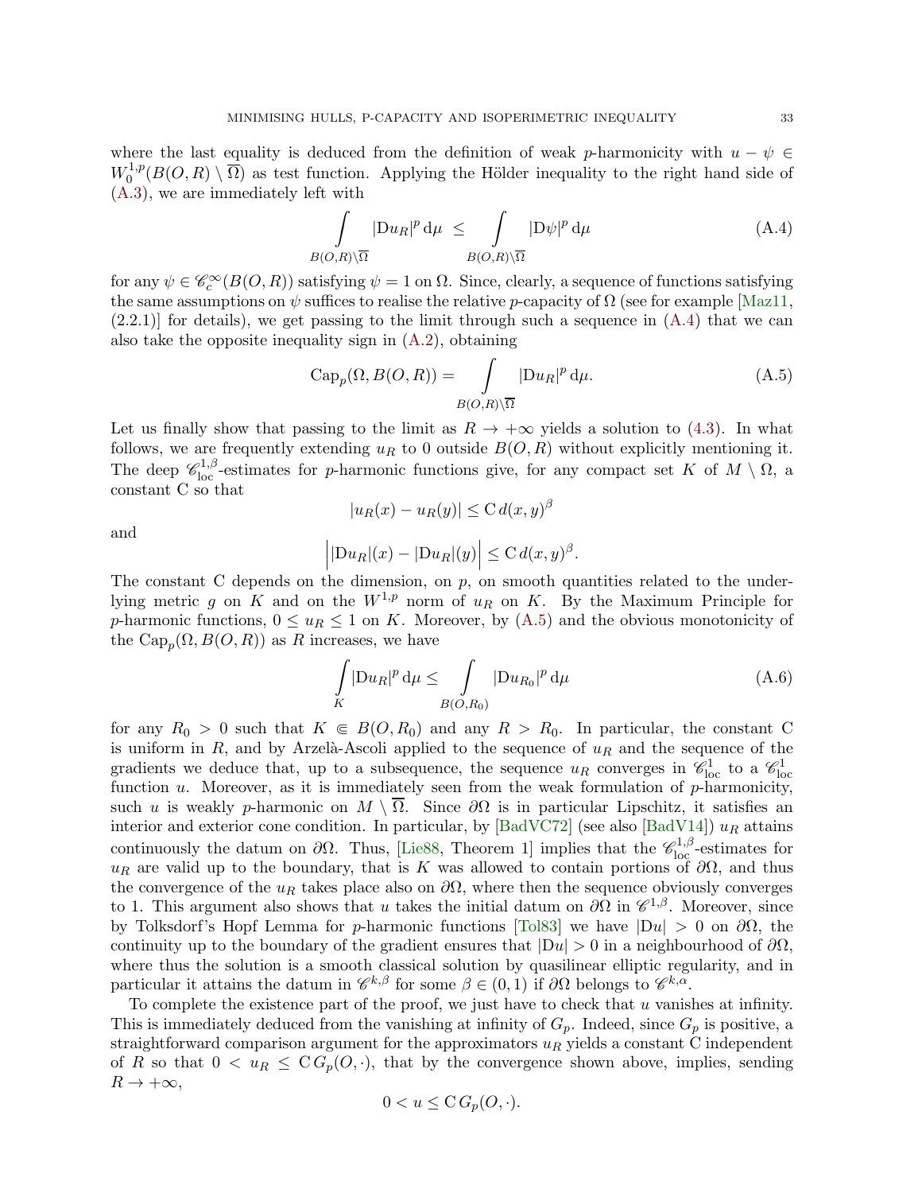where the last equality is deduced from the definition of weak $p$-harmonicity with $u - \psi \in W_0^{1,p}(B(O,R) \setminus \overline{\Omega})$ as test function. Applying the Hölder inequality to the right hand side of (A.3), we are immediately left with

$$\int\limits_{B(O,R)\setminus\overline{\Omega}} |\mathrm{D}u_R|^p \,\mathrm{d}\mu \;\leq\; \int\limits_{B(O,R)\setminus\overline{\Omega}} |\mathrm{D}\psi|^p \,\mathrm{d}\mu \tag{A.4}$$

for any $\psi \in \mathscr{C}_c^\infty(B(O,R))$ satisfying $\psi = 1$ on $\Omega$. Since, clearly, a sequence of functions satisfying the same assumptions on $\psi$ suffices to realise the relative $p$-capacity of $\Omega$ (see for example [Maz11, (2.2.1)] for details), we get passing to the limit through such a sequence in (A.4) that we can also take the opposite inequality sign in (A.2), obtaining

$$\mathrm{Cap}_p(\Omega, B(O,R)) = \int\limits_{B(O,R)\setminus\overline{\Omega}} |\mathrm{D}u_R|^p \,\mathrm{d}\mu. \tag{A.5}$$

Let us finally show that passing to the limit as $R \to +\infty$ yields a solution to (4.3). In what follows, we are frequently extending $u_R$ to $0$ outside $B(O,R)$ without explicitly mentioning it. The deep $\mathscr{C}^{1,\beta}_{\mathrm{loc}}$-estimates for $p$-harmonic functions give, for any compact set $K$ of $M \setminus \Omega$, a constant $\mathrm{C}$ so that

$$|u_R(x) - u_R(y)| \leq \mathrm{C}\, d(x,y)^\beta$$

and

$$\Big| |\mathrm{D}u_R|(x) - |\mathrm{D}u_R|(y) \Big| \leq \mathrm{C}\, d(x,y)^\beta.$$

The constant $\mathrm{C}$ depends on the dimension, on $p$, on smooth quantities related to the underlying metric $g$ on $K$ and on the $W^{1,p}$ norm of $u_R$ on $K$. By the Maximum Principle for $p$-harmonic functions, $0 \leq u_R \leq 1$ on $K$. Moreover, by (A.5) and the obvious monotonicity of the $\mathrm{Cap}_p(\Omega, B(O,R))$ as $R$ increases, we have

$$\int\limits_K |\mathrm{D}u_R|^p \,\mathrm{d}\mu \leq \int\limits_{B(O,R_0)} |\mathrm{D}u_{R_0}|^p \,\mathrm{d}\mu \tag{A.6}$$

for any $R_0 > 0$ such that $K \Subset B(O,R_0)$ and any $R > R_0$. In particular, the constant $\mathrm{C}$ is uniform in $R$, and by Arzelà-Ascoli applied to the sequence of $u_R$ and the sequence of the gradients we deduce that, up to a subsequence, the sequence $u_R$ converges in $\mathscr{C}^1_{\mathrm{loc}}$ to a $\mathscr{C}^1_{\mathrm{loc}}$ function $u$. Moreover, as it is immediately seen from the weak formulation of $p$-harmonicity, such $u$ is weakly $p$-harmonic on $M \setminus \overline{\Omega}$. Since $\partial\Omega$ is in particular Lipschitz, it satisfies an interior and exterior cone condition. In particular, by [BadVC72] (see also [BadV14]) $u_R$ attains continuously the datum on $\partial\Omega$. Thus, [Lie88, Theorem 1] implies that the $\mathscr{C}^{1,\beta}_{\mathrm{loc}}$-estimates for $u_R$ are valid up to the boundary, that is $K$ was allowed to contain portions of $\partial\Omega$, and thus the convergence of the $u_R$ takes place also on $\partial\Omega$, where then the sequence obviously converges to 1. This argument also shows that $u$ takes the initial datum on $\partial\Omega$ in $\mathscr{C}^{1,\beta}$. Moreover, since by Tolksdorf's Hopf Lemma for $p$-harmonic functions [Tol83] we have $|\mathrm{D}u| > 0$ on $\partial\Omega$, the continuity up to the boundary of the gradient ensures that $|\mathrm{D}u| > 0$ in a neighbourhood of $\partial\Omega$, where thus the solution is a smooth classical solution by quasilinear elliptic regularity, and in particular it attains the datum in $\mathscr{C}^{k,\beta}$ for some $\beta \in (0,1)$ if $\partial\Omega$ belongs to $\mathscr{C}^{k,\alpha}$.

To complete the existence part of the proof, we just have to check that $u$ vanishes at infinity. This is immediately deduced from the vanishing at infinity of $G_p$. Indeed, since $G_p$ is positive, a straightforward comparison argument for the approximators $u_R$ yields a constant $\mathrm{C}$ independent of $R$ so that $0 < u_R \leq \mathrm{C}\, G_p(O,\cdot)$, that by the convergence shown above, implies, sending $R \to +\infty$,

$$0 < u \leq \mathrm{C}\, G_p(O,\cdot).$$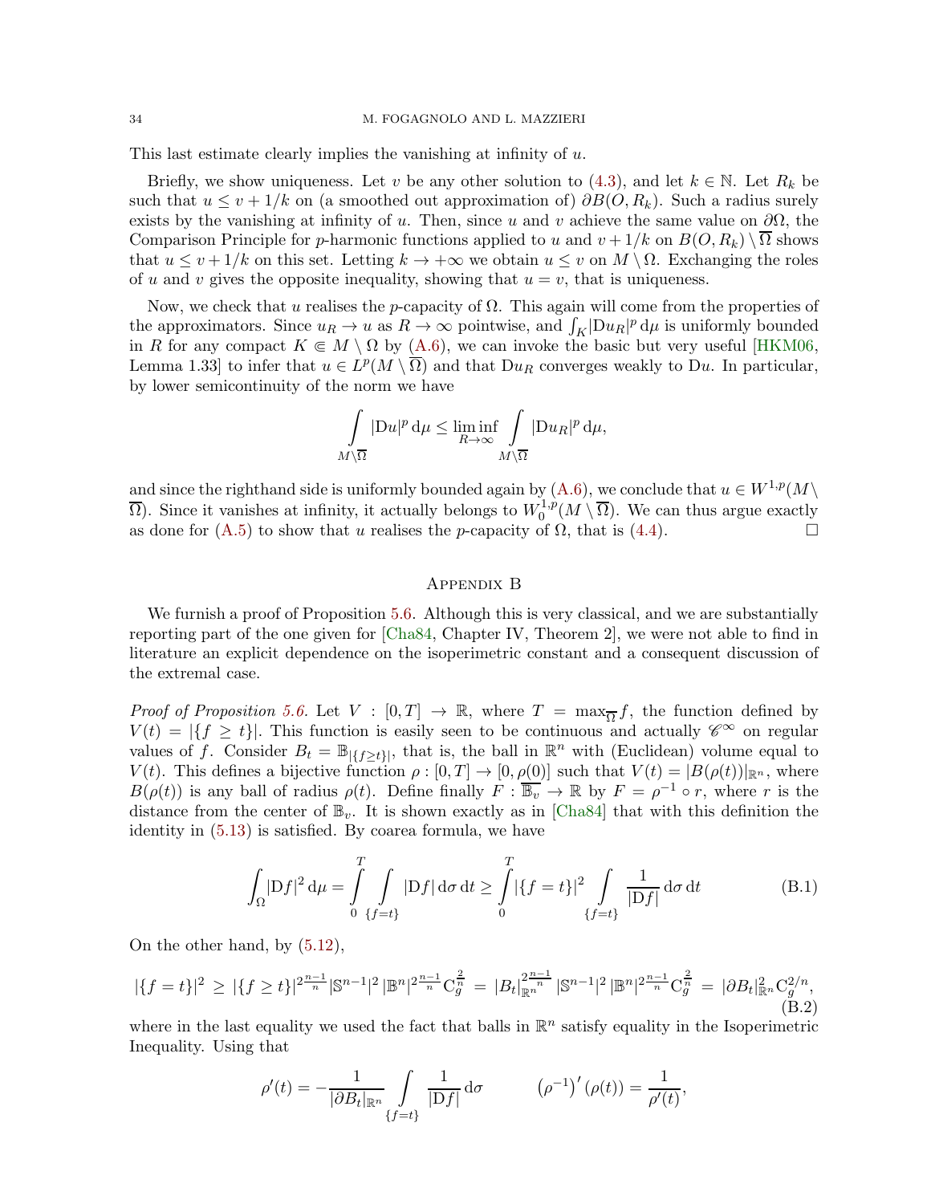This last estimate clearly implies the vanishing at infinity of $u$.

Briefly, we show uniqueness. Let $v$ be any other solution to (4.3), and let $k \in \mathbb{N}$. Let $R_k$ be such that $u \leq v + 1/k$ on (a smoothed out approximation of) $\partial B(O, R_k)$. Such a radius surely exists by the vanishing at infinity of $u$. Then, since $u$ and $v$ achieve the same value on $\partial\Omega$, the Comparison Principle for $p$-harmonic functions applied to $u$ and $v + 1/k$ on $B(O, R_k) \setminus \overline{\Omega}$ shows that $u \leq v + 1/k$ on this set. Letting $k \to +\infty$ we obtain $u \leq v$ on $M \setminus \Omega$. Exchanging the roles of $u$ and $v$ gives the opposite inequality, showing that $u = v$, that is uniqueness.

Now, we check that $u$ realises the $p$-capacity of $\Omega$. This again will come from the properties of the approximators. Since $u_R \to u$ as $R \to \infty$ pointwise, and $\int_K |\mathrm{D}u_R|^p \,\mathrm{d}\mu$ is uniformly bounded in $R$ for any compact $K \Subset M \setminus \Omega$ by (A.6), we can invoke the basic but very useful [HKM06, Lemma 1.33] to infer that $u \in L^p(M \setminus \overline{\Omega})$ and that $\mathrm{D}u_R$ converges weakly to $\mathrm{D}u$. In particular, by lower semicontinuity of the norm we have

$$
\int\limits_{M\setminus\overline{\Omega}} |\mathrm{D}u|^p \,\mathrm{d}\mu \leq \liminf_{R\to\infty} \int\limits_{M\setminus\overline{\Omega}} |\mathrm{D}u_R|^p \,\mathrm{d}\mu,
$$

and since the righthand side is uniformly bounded again by (A.6), we conclude that $u \in W^{1,p}(M \setminus \overline{\Omega})$. Since it vanishes at infinity, it actually belongs to $W^{1,p}_0(M \setminus \overline{\Omega})$. We can thus argue exactly as done for (A.5) to show that $u$ realises the $p$-capacity of $\Omega$, that is (4.4). $\square$

## Appendix B

We furnish a proof of Proposition 5.6. Although this is very classical, and we are substantially reporting part of the one given for [Cha84, Chapter IV, Theorem 2], we were not able to find in literature an explicit dependence on the isoperimetric constant and a consequent discussion of the extremal case.

*Proof of Proposition 5.6.* Let $V : [0, T] \to \mathbb{R}$, where $T = \max_{\overline{\Omega}} f$, the function defined by $V(t) = |\{f \geq t\}|$. This function is easily seen to be continuous and actually $\mathscr{C}^\infty$ on regular values of $f$. Consider $B_t = \mathbb{B}_{|\{f\geq t\}|}$, that is, the ball in $\mathbb{R}^n$ with (Euclidean) volume equal to $V(t)$. This defines a bijective function $\rho : [0, T] \to [0, \rho(0)]$ such that $V(t) = |B(\rho(t))|_{\mathbb{R}^n}$, where $B(\rho(t))$ is any ball of radius $\rho(t)$. Define finally $F : \overline{\mathbb{B}_v} \to \mathbb{R}$ by $F = \rho^{-1} \circ r$, where $r$ is the distance from the center of $\mathbb{B}_v$. It is shown exactly as in [Cha84] that with this definition the identity in (5.13) is satisfied. By coarea formula, we have

$$
\int_\Omega |\mathrm{D}f|^2 \,\mathrm{d}\mu = \int\limits_0^T \int\limits_{\{f=t\}} |\mathrm{D}f| \,\mathrm{d}\sigma \,\mathrm{d}t \geq \int\limits_0^T |\{f = t\}|^2 \int\limits_{\{f=t\}} \frac{1}{|\mathrm{D}f|} \,\mathrm{d}\sigma \,\mathrm{d}t \tag{B.1}
$$

On the other hand, by (5.12),

$$
|\{f = t\}|^2 \geq |\{f \geq t\}|^{2\frac{n-1}{n}} |\mathbb{S}^{n-1}|^2 \, |\mathbb{B}^n|^{2\frac{n-1}{n}} \mathrm{C}_g^{\frac{2}{n}} = |B_t|_{\mathbb{R}^n}^{2\frac{n-1}{n}} |\mathbb{S}^{n-1}|^2 \, |\mathbb{B}^n|^{2\frac{n-1}{n}} \mathrm{C}_g^{\frac{2}{n}} = |\partial B_t|^2_{\mathbb{R}^n} \mathrm{C}_g^{2/n}, \tag{B.2}
$$

where in the last equality we used the fact that balls in $\mathbb{R}^n$ satisfy equality in the Isoperimetric Inequality. Using that

$$
\rho'(t) = -\frac{1}{|\partial B_t|_{\mathbb{R}^n}} \int\limits_{\{f=t\}} \frac{1}{|\mathrm{D}f|} \,\mathrm{d}\sigma \qquad \left(\rho^{-1}\right)'(\rho(t)) = \frac{1}{\rho'(t)},
$$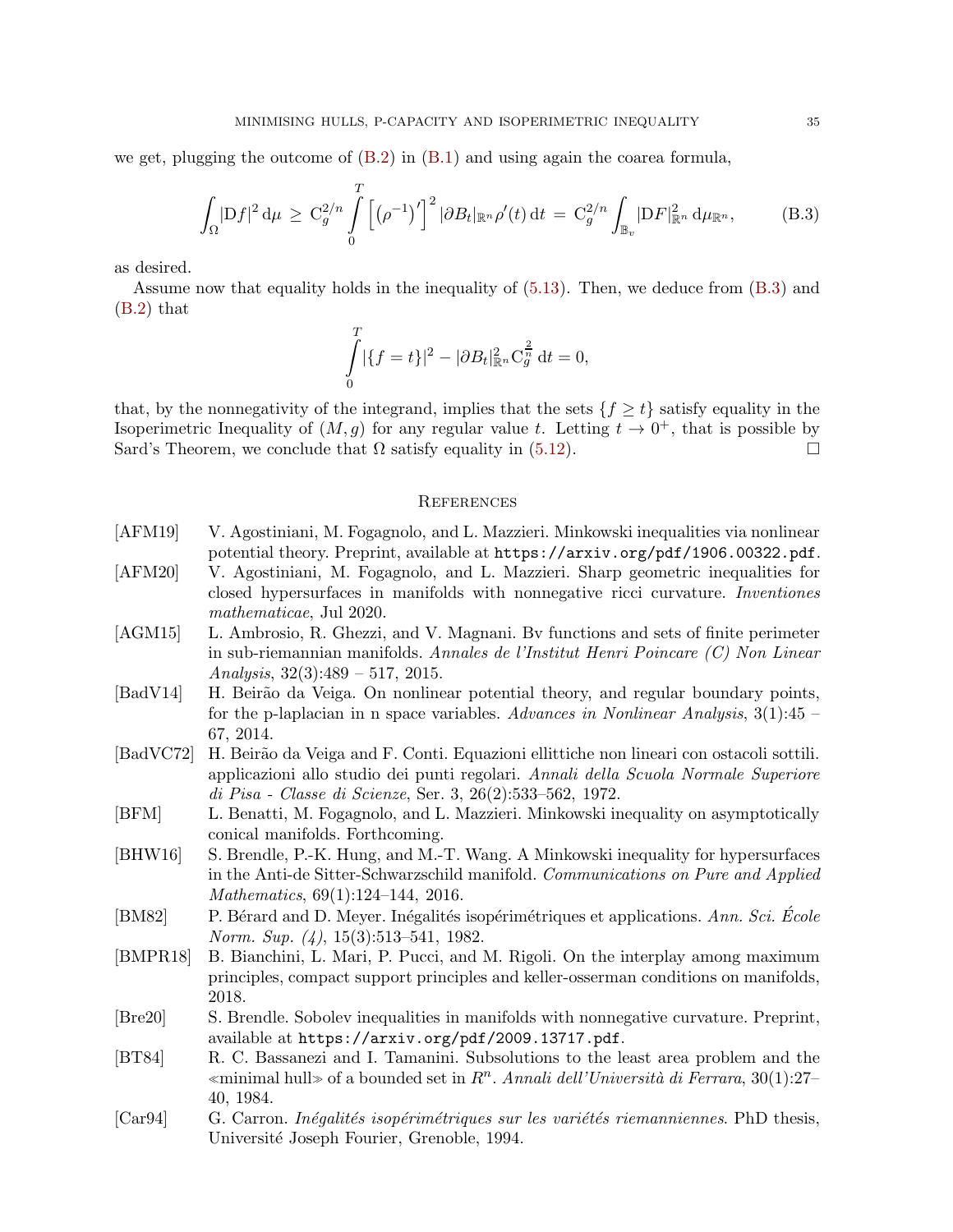we get, plugging the outcome of (B.2) in (B.1) and using again the coarea formula,

$$\int_{\Omega} |\mathrm{D}f|^2 \,\mathrm{d}\mu \;\geq\; \mathrm{C}_g^{2/n} \int\limits_0^T \left[\left(\rho^{-1}\right)'\right]^2 |\partial B_t|_{\mathbb{R}^n} \rho'(t)\,\mathrm{d}t \;=\; \mathrm{C}_g^{2/n} \int_{\mathbb{B}_v} |\mathrm{D}F|^2_{\mathbb{R}^n} \,\mathrm{d}\mu_{\mathbb{R}^n}, \tag{B.3}$$

as desired.

Assume now that equality holds in the inequality of (5.13). Then, we deduce from (B.3) and (B.2) that

$$\int\limits_0^T |\{f = t\}|^2 - |\partial B_t|^2_{\mathbb{R}^n} \mathrm{C}_g^{\frac{2}{n}} \,\mathrm{d}t = 0,$$

that, by the nonnegativity of the integrand, implies that the sets $\{f \geq t\}$ satisfy equality in the Isoperimetric Inequality of $(M, g)$ for any regular value $t$. Letting $t \to 0^+$, that is possible by Sard's Theorem, we conclude that $\Omega$ satisfy equality in (5.12). □

## References

[AFM19] V. Agostiniani, M. Fogagnolo, and L. Mazzieri. Minkowski inequalities via nonlinear potential theory. Preprint, available at `https://arxiv.org/pdf/1906.00322.pdf`.

[AFM20] V. Agostiniani, M. Fogagnolo, and L. Mazzieri. Sharp geometric inequalities for closed hypersurfaces in manifolds with nonnegative ricci curvature. *Inventiones mathematicae*, Jul 2020.

[AGM15] L. Ambrosio, R. Ghezzi, and V. Magnani. Bv functions and sets of finite perimeter in sub-riemannian manifolds. *Annales de l'Institut Henri Poincare (C) Non Linear Analysis*, 32(3):489 – 517, 2015.

[BadV14] H. Beirão da Veiga. On nonlinear potential theory, and regular boundary points, for the p-laplacian in n space variables. *Advances in Nonlinear Analysis*, 3(1):45 – 67, 2014.

[BadVC72] H. Beirão da Veiga and F. Conti. Equazioni ellittiche non lineari con ostacoli sottili. applicazioni allo studio dei punti regolari. *Annali della Scuola Normale Superiore di Pisa - Classe di Scienze*, Ser. 3, 26(2):533–562, 1972.

[BFM] L. Benatti, M. Fogagnolo, and L. Mazzieri. Minkowski inequality on asymptotically conical manifolds. Forthcoming.

[BHW16] S. Brendle, P.-K. Hung, and M.-T. Wang. A Minkowski inequality for hypersurfaces in the Anti-de Sitter-Schwarzschild manifold. *Communications on Pure and Applied Mathematics*, 69(1):124–144, 2016.

[BM82] P. Bérard and D. Meyer. Inégalités isopérimétriques et applications. *Ann. Sci. École Norm. Sup. (4)*, 15(3):513–541, 1982.

[BMPR18] B. Bianchini, L. Mari, P. Pucci, and M. Rigoli. On the interplay among maximum principles, compact support principles and keller-osserman conditions on manifolds, 2018.

[Bre20] S. Brendle. Sobolev inequalities in manifolds with nonnegative curvature. Preprint, available at `https://arxiv.org/pdf/2009.13717.pdf`.

[BT84] R. C. Bassanezi and I. Tamanini. Subsolutions to the least area problem and the ≪minimal hull≫ of a bounded set in $R^n$. *Annali dell'Università di Ferrara*, 30(1):27–40, 1984.

[Car94] G. Carron. *Inégalités isopérimétriques sur les variétés riemanniennes*. PhD thesis, Université Joseph Fourier, Grenoble, 1994.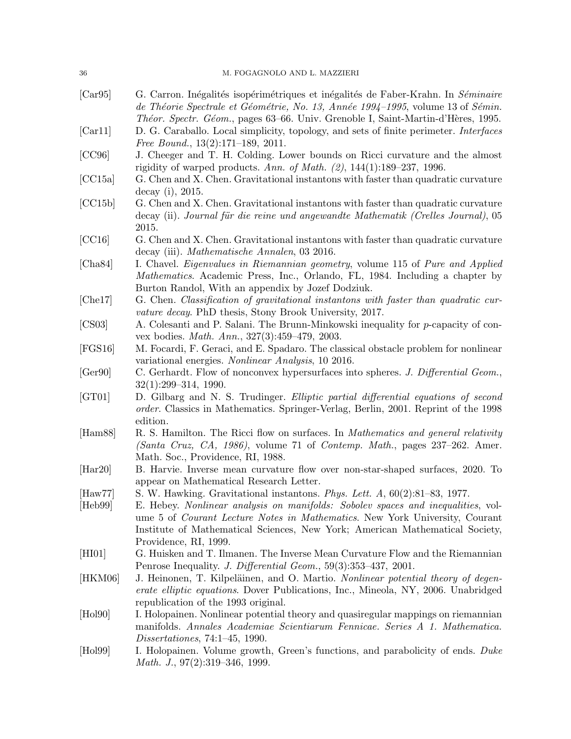[Car95] G. Carron. Inégalités isopérimétriques et inégalités de Faber-Krahn. In *Séminaire de Théorie Spectrale et Géométrie, No. 13, Année 1994–1995*, volume 13 of *Sémin. Théor. Spectr. Géom.*, pages 63–66. Univ. Grenoble I, Saint-Martin-d'Hères, 1995.

[Car11] D. G. Caraballo. Local simplicity, topology, and sets of finite perimeter. *Interfaces Free Bound.*, 13(2):171–189, 2011.

[CC96] J. Cheeger and T. H. Colding. Lower bounds on Ricci curvature and the almost rigidity of warped products. *Ann. of Math. (2)*, 144(1):189–237, 1996.

[CC15a] G. Chen and X. Chen. Gravitational instantons with faster than quadratic curvature decay (i), 2015.

[CC15b] G. Chen and X. Chen. Gravitational instantons with faster than quadratic curvature decay (ii). *Journal für die reine und angewandte Mathematik (Crelles Journal)*, 05 2015.

[CC16] G. Chen and X. Chen. Gravitational instantons with faster than quadratic curvature decay (iii). *Mathematische Annalen*, 03 2016.

[Cha84] I. Chavel. *Eigenvalues in Riemannian geometry*, volume 115 of *Pure and Applied Mathematics*. Academic Press, Inc., Orlando, FL, 1984. Including a chapter by Burton Randol, With an appendix by Jozef Dodziuk.

[Che17] G. Chen. *Classification of gravitational instantons with faster than quadratic curvature decay*. PhD thesis, Stony Brook University, 2017.

[CS03] A. Colesanti and P. Salani. The Brunn-Minkowski inequality for $p$-capacity of convex bodies. *Math. Ann.*, 327(3):459–479, 2003.

[FGS16] M. Focardi, F. Geraci, and E. Spadaro. The classical obstacle problem for nonlinear variational energies. *Nonlinear Analysis*, 10 2016.

[Ger90] C. Gerhardt. Flow of nonconvex hypersurfaces into spheres. *J. Differential Geom.*, 32(1):299–314, 1990.

[GT01] D. Gilbarg and N. S. Trudinger. *Elliptic partial differential equations of second order*. Classics in Mathematics. Springer-Verlag, Berlin, 2001. Reprint of the 1998 edition.

[Ham88] R. S. Hamilton. The Ricci flow on surfaces. In *Mathematics and general relativity (Santa Cruz, CA, 1986)*, volume 71 of *Contemp. Math.*, pages 237–262. Amer. Math. Soc., Providence, RI, 1988.

[Har20] B. Harvie. Inverse mean curvature flow over non-star-shaped surfaces, 2020. To appear on Mathematical Research Letter.

[Haw77] S. W. Hawking. Gravitational instantons. *Phys. Lett. A*, 60(2):81–83, 1977.

[Heb99] E. Hebey. *Nonlinear analysis on manifolds: Sobolev spaces and inequalities*, volume 5 of *Courant Lecture Notes in Mathematics*. New York University, Courant Institute of Mathematical Sciences, New York; American Mathematical Society, Providence, RI, 1999.

[HI01] G. Huisken and T. Ilmanen. The Inverse Mean Curvature Flow and the Riemannian Penrose Inequality. *J. Differential Geom.*, 59(3):353–437, 2001.

[HKM06] J. Heinonen, T. Kilpeläinen, and O. Martio. *Nonlinear potential theory of degenerate elliptic equations*. Dover Publications, Inc., Mineola, NY, 2006. Unabridged republication of the 1993 original.

[Hol90] I. Holopainen. Nonlinear potential theory and quasiregular mappings on riemannian manifolds. *Annales Academiae Scientiarum Fennicae. Series A 1. Mathematica. Dissertationes*, 74:1–45, 1990.

[Hol99] I. Holopainen. Volume growth, Green's functions, and parabolicity of ends. *Duke Math. J.*, 97(2):319–346, 1999.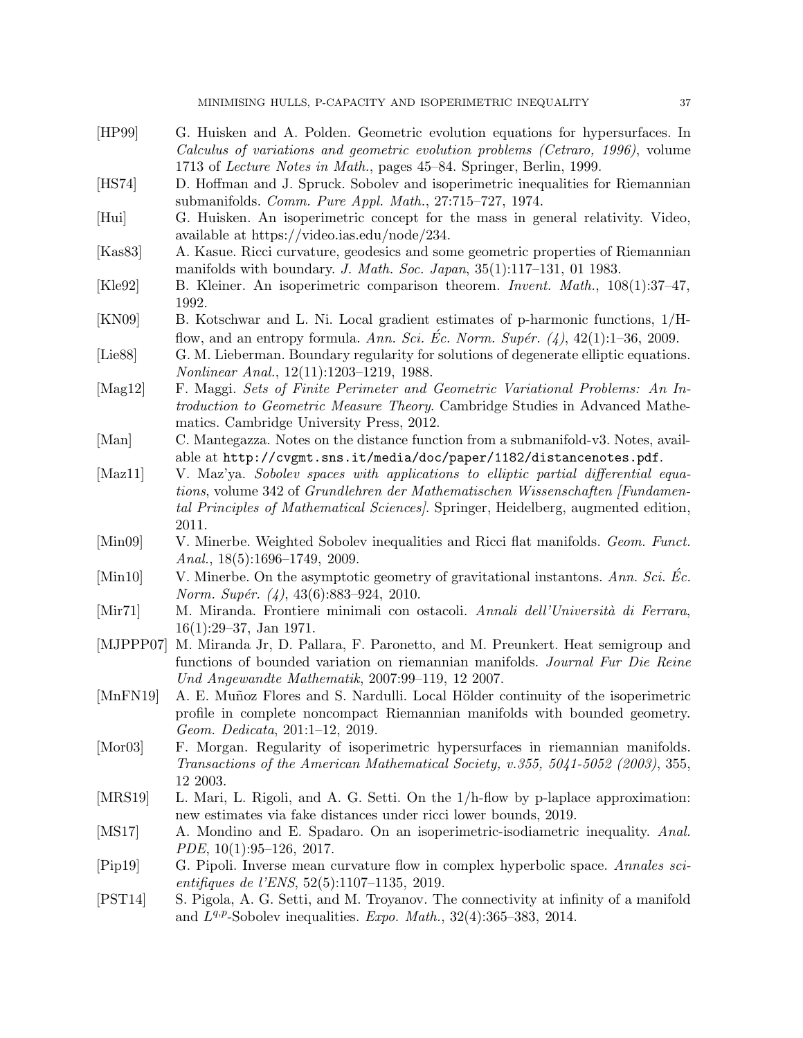[HP99] G. Huisken and A. Polden. Geometric evolution equations for hypersurfaces. In *Calculus of variations and geometric evolution problems (Cetraro, 1996)*, volume 1713 of *Lecture Notes in Math.*, pages 45–84. Springer, Berlin, 1999.

[HS74] D. Hoffman and J. Spruck. Sobolev and isoperimetric inequalities for Riemannian submanifolds. *Comm. Pure Appl. Math.*, 27:715–727, 1974.

[Hui] G. Huisken. An isoperimetric concept for the mass in general relativity. Video, available at https://video.ias.edu/node/234.

[Kas83] A. Kasue. Ricci curvature, geodesics and some geometric properties of Riemannian manifolds with boundary. *J. Math. Soc. Japan*, 35(1):117–131, 01 1983.

[Kle92] B. Kleiner. An isoperimetric comparison theorem. *Invent. Math.*, 108(1):37–47, 1992.

[KN09] B. Kotschwar and L. Ni. Local gradient estimates of p-harmonic functions, 1/H-flow, and an entropy formula. *Ann. Sci. Éc. Norm. Supér. (4)*, 42(1):1–36, 2009.

[Lie88] G. M. Lieberman. Boundary regularity for solutions of degenerate elliptic equations. *Nonlinear Anal.*, 12(11):1203–1219, 1988.

[Mag12] F. Maggi. *Sets of Finite Perimeter and Geometric Variational Problems: An Introduction to Geometric Measure Theory*. Cambridge Studies in Advanced Mathematics. Cambridge University Press, 2012.

[Man] C. Mantegazza. Notes on the distance function from a submanifold-v3. Notes, available at `http://cvgmt.sns.it/media/doc/paper/1182/distancenotes.pdf`.

[Maz11] V. Maz'ya. *Sobolev spaces with applications to elliptic partial differential equations*, volume 342 of *Grundlehren der Mathematischen Wissenschaften [Fundamental Principles of Mathematical Sciences]*. Springer, Heidelberg, augmented edition, 2011.

[Min09] V. Minerbe. Weighted Sobolev inequalities and Ricci flat manifolds. *Geom. Funct. Anal.*, 18(5):1696–1749, 2009.

[Min10] V. Minerbe. On the asymptotic geometry of gravitational instantons. *Ann. Sci. Éc. Norm. Supér. (4)*, 43(6):883–924, 2010.

[Mir71] M. Miranda. Frontiere minimali con ostacoli. *Annali dell'Università di Ferrara*, 16(1):29–37, Jan 1971.

[MJPPP07] M. Miranda Jr, D. Pallara, F. Paronetto, and M. Preunkert. Heat semigroup and functions of bounded variation on riemannian manifolds. *Journal Fur Die Reine Und Angewandte Mathematik*, 2007:99–119, 12 2007.

[MnFN19] A. E. Muñoz Flores and S. Nardulli. Local Hölder continuity of the isoperimetric profile in complete noncompact Riemannian manifolds with bounded geometry. *Geom. Dedicata*, 201:1–12, 2019.

[Mor03] F. Morgan. Regularity of isoperimetric hypersurfaces in riemannian manifolds. *Transactions of the American Mathematical Society, v.355, 5041-5052 (2003)*, 355, 12 2003.

[MRS19] L. Mari, L. Rigoli, and A. G. Setti. On the 1/h-flow by p-laplace approximation: new estimates via fake distances under ricci lower bounds, 2019.

[MS17] A. Mondino and E. Spadaro. On an isoperimetric-isodiametric inequality. *Anal. PDE*, 10(1):95–126, 2017.

[Pip19] G. Pipoli. Inverse mean curvature flow in complex hyperbolic space. *Annales scientifiques de l'ENS*, 52(5):1107–1135, 2019.

[PST14] S. Pigola, A. G. Setti, and M. Troyanov. The connectivity at infinity of a manifold and $L^{q,p}$-Sobolev inequalities. *Expo. Math.*, 32(4):365–383, 2014.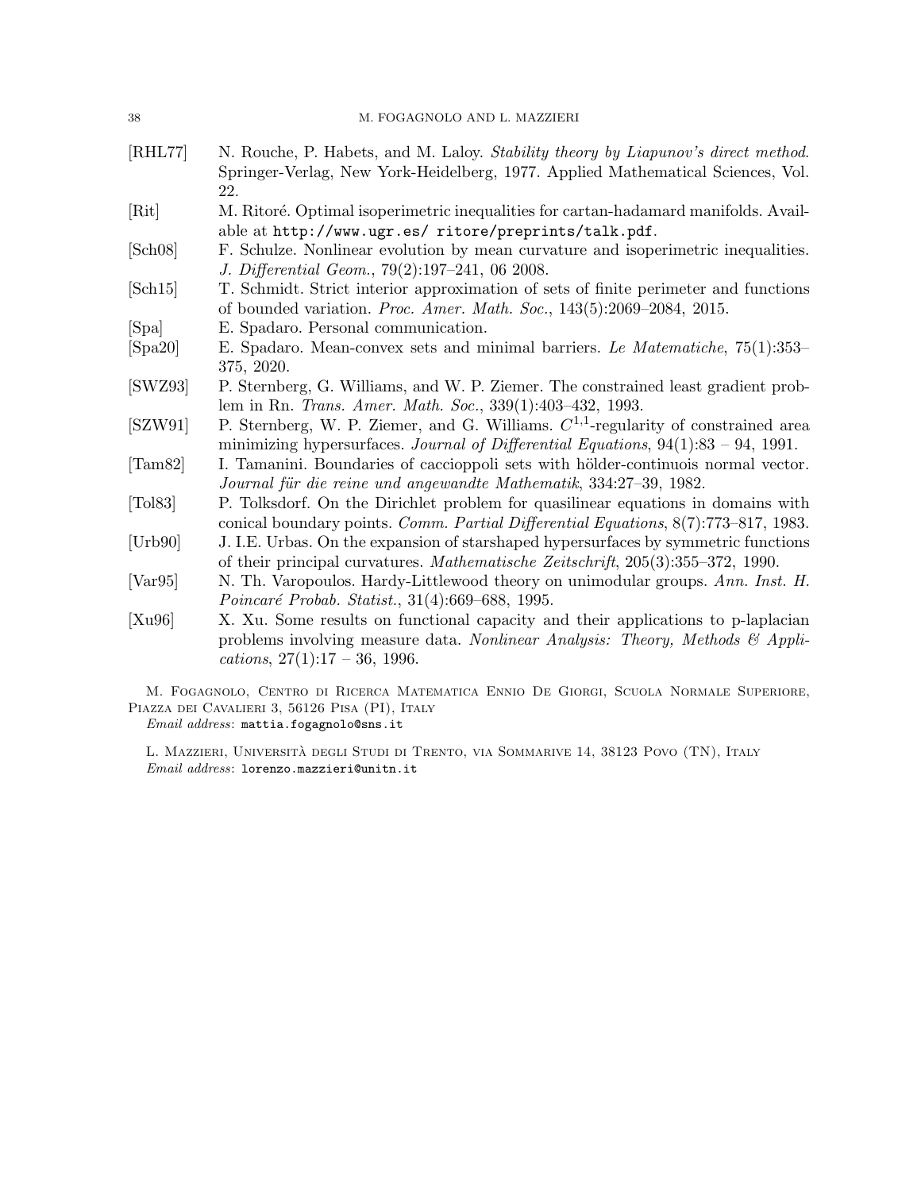[RHL77] N. Rouche, P. Habets, and M. Laloy. *Stability theory by Liapunov's direct method*. Springer-Verlag, New York-Heidelberg, 1977. Applied Mathematical Sciences, Vol. 22.

[Rit] M. Ritoré. Optimal isoperimetric inequalities for cartan-hadamard manifolds. Available at `http://www.ugr.es/ ritore/preprints/talk.pdf`.

[Sch08] F. Schulze. Nonlinear evolution by mean curvature and isoperimetric inequalities. *J. Differential Geom.*, 79(2):197–241, 06 2008.

[Sch15] T. Schmidt. Strict interior approximation of sets of finite perimeter and functions of bounded variation. *Proc. Amer. Math. Soc.*, 143(5):2069–2084, 2015.

[Spa] E. Spadaro. Personal communication.

[Spa20] E. Spadaro. Mean-convex sets and minimal barriers. *Le Matematiche*, 75(1):353–375, 2020.

[SWZ93] P. Sternberg, G. Williams, and W. P. Ziemer. The constrained least gradient problem in Rn. *Trans. Amer. Math. Soc.*, 339(1):403–432, 1993.

[SZW91] P. Sternberg, W. P. Ziemer, and G. Williams. $C^{1,1}$-regularity of constrained area minimizing hypersurfaces. *Journal of Differential Equations*, 94(1):83 – 94, 1991.

[Tam82] I. Tamanini. Boundaries of caccioppoli sets with hölder-continuois normal vector. *Journal für die reine und angewandte Mathematik*, 334:27–39, 1982.

[Tol83] P. Tolksdorf. On the Dirichlet problem for quasilinear equations in domains with conical boundary points. *Comm. Partial Differential Equations*, 8(7):773–817, 1983.

[Urb90] J. I.E. Urbas. On the expansion of starshaped hypersurfaces by symmetric functions of their principal curvatures. *Mathematische Zeitschrift*, 205(3):355–372, 1990.

[Var95] N. Th. Varopoulos. Hardy-Littlewood theory on unimodular groups. *Ann. Inst. H. Poincaré Probab. Statist.*, 31(4):669–688, 1995.

[Xu96] X. Xu. Some results on functional capacity and their applications to p-laplacian problems involving measure data. *Nonlinear Analysis: Theory, Methods & Applications*, 27(1):17 – 36, 1996.

M. Fogagnolo, Centro di Ricerca Matematica Ennio De Giorgi, Scuola Normale Superiore, Piazza dei Cavalieri 3, 56126 Pisa (PI), Italy
*Email address*: `mattia.fogagnolo@sns.it`

L. Mazzieri, Università degli Studi di Trento, via Sommarive 14, 38123 Povo (TN), Italy
*Email address*: `lorenzo.mazzieri@unitn.it`